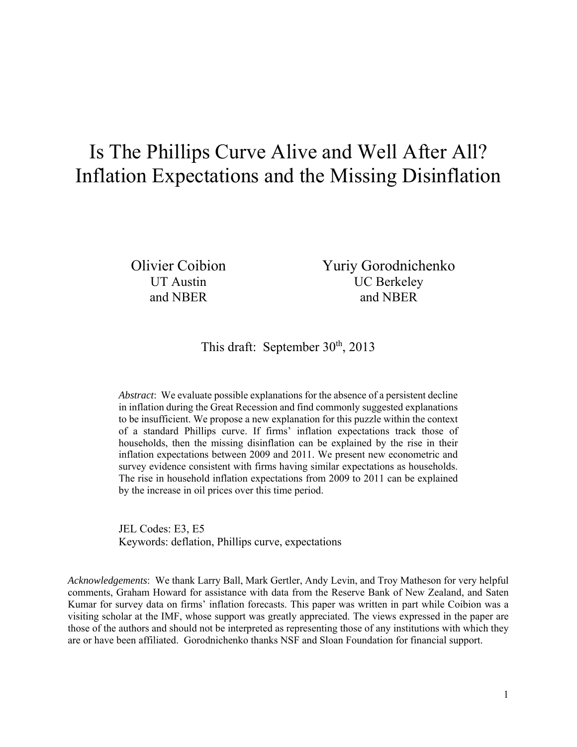# Is The Phillips Curve Alive and Well After All? Inflation Expectations and the Missing Disinflation

Olivier Coibion
UT Austin
and NBER

Yuriy Gorodnichenko
UC Berkeley
and NBER

This draft: September 30th, 2013

*Abstract*: We evaluate possible explanations for the absence of a persistent decline in inflation during the Great Recession and find commonly suggested explanations to be insufficient. We propose a new explanation for this puzzle within the context of a standard Phillips curve. If firms' inflation expectations track those of households, then the missing disinflation can be explained by the rise in their inflation expectations between 2009 and 2011. We present new econometric and survey evidence consistent with firms having similar expectations as households. The rise in household inflation expectations from 2009 to 2011 can be explained by the increase in oil prices over this time period.

JEL Codes: E3, E5
Keywords: deflation, Phillips curve, expectations

*Acknowledgements*: We thank Larry Ball, Mark Gertler, Andy Levin, and Troy Matheson for very helpful comments, Graham Howard for assistance with data from the Reserve Bank of New Zealand, and Saten Kumar for survey data on firms' inflation forecasts. This paper was written in part while Coibion was a visiting scholar at the IMF, whose support was greatly appreciated. The views expressed in the paper are those of the authors and should not be interpreted as representing those of any institutions with which they are or have been affiliated. Gorodnichenko thanks NSF and Sloan Foundation for financial support.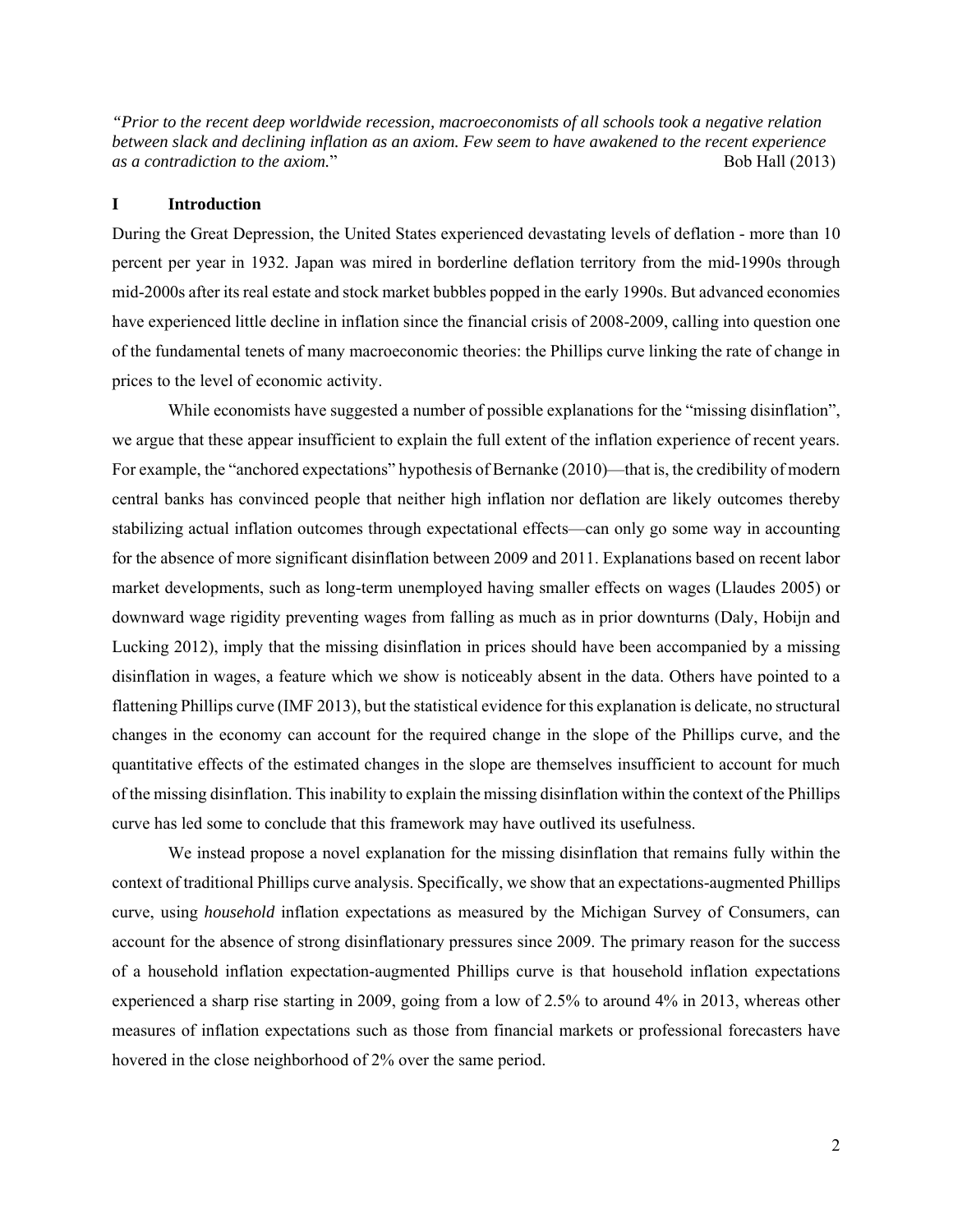*"Prior to the recent deep worldwide recession, macroeconomists of all schools took a negative relation between slack and declining inflation as an axiom. Few seem to have awakened to the recent experience as a contradiction to the axiom."* Bob Hall (2013)

# I Introduction

During the Great Depression, the United States experienced devastating levels of deflation - more than 10 percent per year in 1932. Japan was mired in borderline deflation territory from the mid-1990s through mid-2000s after its real estate and stock market bubbles popped in the early 1990s. But advanced economies have experienced little decline in inflation since the financial crisis of 2008-2009, calling into question one of the fundamental tenets of many macroeconomic theories: the Phillips curve linking the rate of change in prices to the level of economic activity.

While economists have suggested a number of possible explanations for the "missing disinflation", we argue that these appear insufficient to explain the full extent of the inflation experience of recent years. For example, the "anchored expectations" hypothesis of Bernanke (2010)—that is, the credibility of modern central banks has convinced people that neither high inflation nor deflation are likely outcomes thereby stabilizing actual inflation outcomes through expectational effects—can only go some way in accounting for the absence of more significant disinflation between 2009 and 2011. Explanations based on recent labor market developments, such as long-term unemployed having smaller effects on wages (Llaudes 2005) or downward wage rigidity preventing wages from falling as much as in prior downturns (Daly, Hobijn and Lucking 2012), imply that the missing disinflation in prices should have been accompanied by a missing disinflation in wages, a feature which we show is noticeably absent in the data. Others have pointed to a flattening Phillips curve (IMF 2013), but the statistical evidence for this explanation is delicate, no structural changes in the economy can account for the required change in the slope of the Phillips curve, and the quantitative effects of the estimated changes in the slope are themselves insufficient to account for much of the missing disinflation. This inability to explain the missing disinflation within the context of the Phillips curve has led some to conclude that this framework may have outlived its usefulness.

We instead propose a novel explanation for the missing disinflation that remains fully within the context of traditional Phillips curve analysis. Specifically, we show that an expectations-augmented Phillips curve, using *household* inflation expectations as measured by the Michigan Survey of Consumers, can account for the absence of strong disinflationary pressures since 2009. The primary reason for the success of a household inflation expectation-augmented Phillips curve is that household inflation expectations experienced a sharp rise starting in 2009, going from a low of 2.5% to around 4% in 2013, whereas other measures of inflation expectations such as those from financial markets or professional forecasters have hovered in the close neighborhood of 2% over the same period.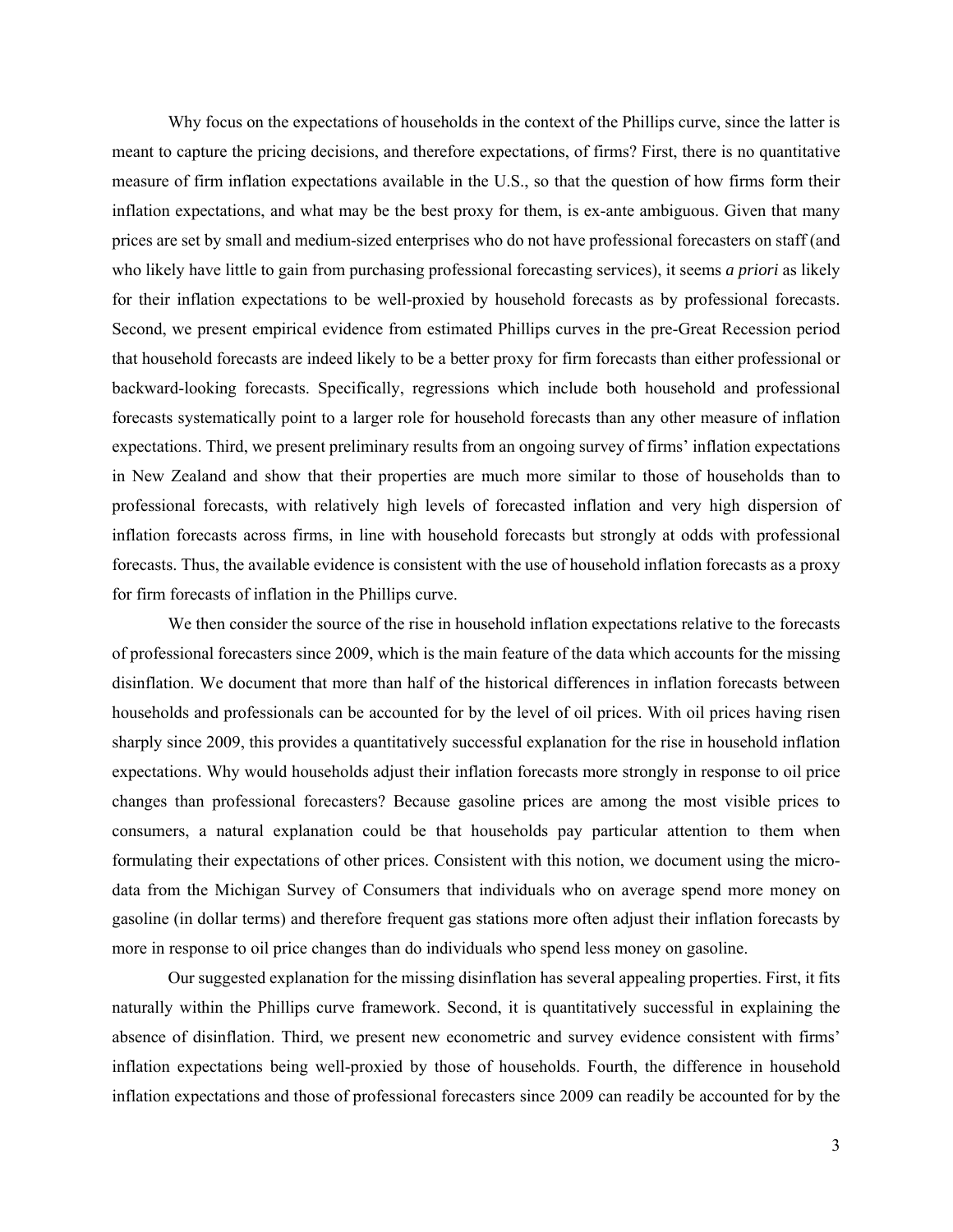Why focus on the expectations of households in the context of the Phillips curve, since the latter is meant to capture the pricing decisions, and therefore expectations, of firms? First, there is no quantitative measure of firm inflation expectations available in the U.S., so that the question of how firms form their inflation expectations, and what may be the best proxy for them, is ex-ante ambiguous. Given that many prices are set by small and medium-sized enterprises who do not have professional forecasters on staff (and who likely have little to gain from purchasing professional forecasting services), it seems *a priori* as likely for their inflation expectations to be well-proxied by household forecasts as by professional forecasts. Second, we present empirical evidence from estimated Phillips curves in the pre-Great Recession period that household forecasts are indeed likely to be a better proxy for firm forecasts than either professional or backward-looking forecasts. Specifically, regressions which include both household and professional forecasts systematically point to a larger role for household forecasts than any other measure of inflation expectations. Third, we present preliminary results from an ongoing survey of firms' inflation expectations in New Zealand and show that their properties are much more similar to those of households than to professional forecasts, with relatively high levels of forecasted inflation and very high dispersion of inflation forecasts across firms, in line with household forecasts but strongly at odds with professional forecasts. Thus, the available evidence is consistent with the use of household inflation forecasts as a proxy for firm forecasts of inflation in the Phillips curve.

We then consider the source of the rise in household inflation expectations relative to the forecasts of professional forecasters since 2009, which is the main feature of the data which accounts for the missing disinflation. We document that more than half of the historical differences in inflation forecasts between households and professionals can be accounted for by the level of oil prices. With oil prices having risen sharply since 2009, this provides a quantitatively successful explanation for the rise in household inflation expectations. Why would households adjust their inflation forecasts more strongly in response to oil price changes than professional forecasters? Because gasoline prices are among the most visible prices to consumers, a natural explanation could be that households pay particular attention to them when formulating their expectations of other prices. Consistent with this notion, we document using the micro-data from the Michigan Survey of Consumers that individuals who on average spend more money on gasoline (in dollar terms) and therefore frequent gas stations more often adjust their inflation forecasts by more in response to oil price changes than do individuals who spend less money on gasoline.

Our suggested explanation for the missing disinflation has several appealing properties. First, it fits naturally within the Phillips curve framework. Second, it is quantitatively successful in explaining the absence of disinflation. Third, we present new econometric and survey evidence consistent with firms' inflation expectations being well-proxied by those of households. Fourth, the difference in household inflation expectations and those of professional forecasters since 2009 can readily be accounted for by the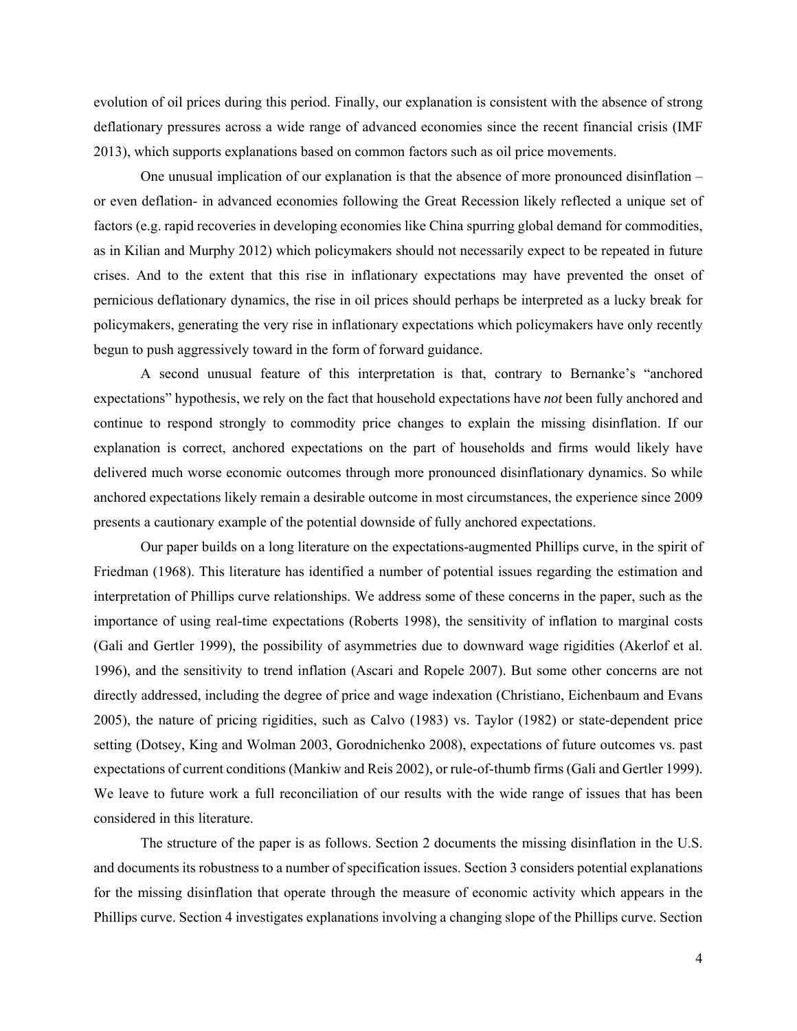evolution of oil prices during this period. Finally, our explanation is consistent with the absence of strong deflationary pressures across a wide range of advanced economies since the recent financial crisis (IMF 2013), which supports explanations based on common factors such as oil price movements.

One unusual implication of our explanation is that the absence of more pronounced disinflation – or even deflation- in advanced economies following the Great Recession likely reflected a unique set of factors (e.g. rapid recoveries in developing economies like China spurring global demand for commodities, as in Kilian and Murphy 2012) which policymakers should not necessarily expect to be repeated in future crises. And to the extent that this rise in inflationary expectations may have prevented the onset of pernicious deflationary dynamics, the rise in oil prices should perhaps be interpreted as a lucky break for policymakers, generating the very rise in inflationary expectations which policymakers have only recently begun to push aggressively toward in the form of forward guidance.

A second unusual feature of this interpretation is that, contrary to Bernanke's "anchored expectations" hypothesis, we rely on the fact that household expectations have *not* been fully anchored and continue to respond strongly to commodity price changes to explain the missing disinflation. If our explanation is correct, anchored expectations on the part of households and firms would likely have delivered much worse economic outcomes through more pronounced disinflationary dynamics. So while anchored expectations likely remain a desirable outcome in most circumstances, the experience since 2009 presents a cautionary example of the potential downside of fully anchored expectations.

Our paper builds on a long literature on the expectations-augmented Phillips curve, in the spirit of Friedman (1968). This literature has identified a number of potential issues regarding the estimation and interpretation of Phillips curve relationships. We address some of these concerns in the paper, such as the importance of using real-time expectations (Roberts 1998), the sensitivity of inflation to marginal costs (Gali and Gertler 1999), the possibility of asymmetries due to downward wage rigidities (Akerlof et al. 1996), and the sensitivity to trend inflation (Ascari and Ropele 2007). But some other concerns are not directly addressed, including the degree of price and wage indexation (Christiano, Eichenbaum and Evans 2005), the nature of pricing rigidities, such as Calvo (1983) vs. Taylor (1982) or state-dependent price setting (Dotsey, King and Wolman 2003, Gorodnichenko 2008), expectations of future outcomes vs. past expectations of current conditions (Mankiw and Reis 2002), or rule-of-thumb firms (Gali and Gertler 1999). We leave to future work a full reconciliation of our results with the wide range of issues that has been considered in this literature.

The structure of the paper is as follows. Section 2 documents the missing disinflation in the U.S. and documents its robustness to a number of specification issues. Section 3 considers potential explanations for the missing disinflation that operate through the measure of economic activity which appears in the Phillips curve. Section 4 investigates explanations involving a changing slope of the Phillips curve. Section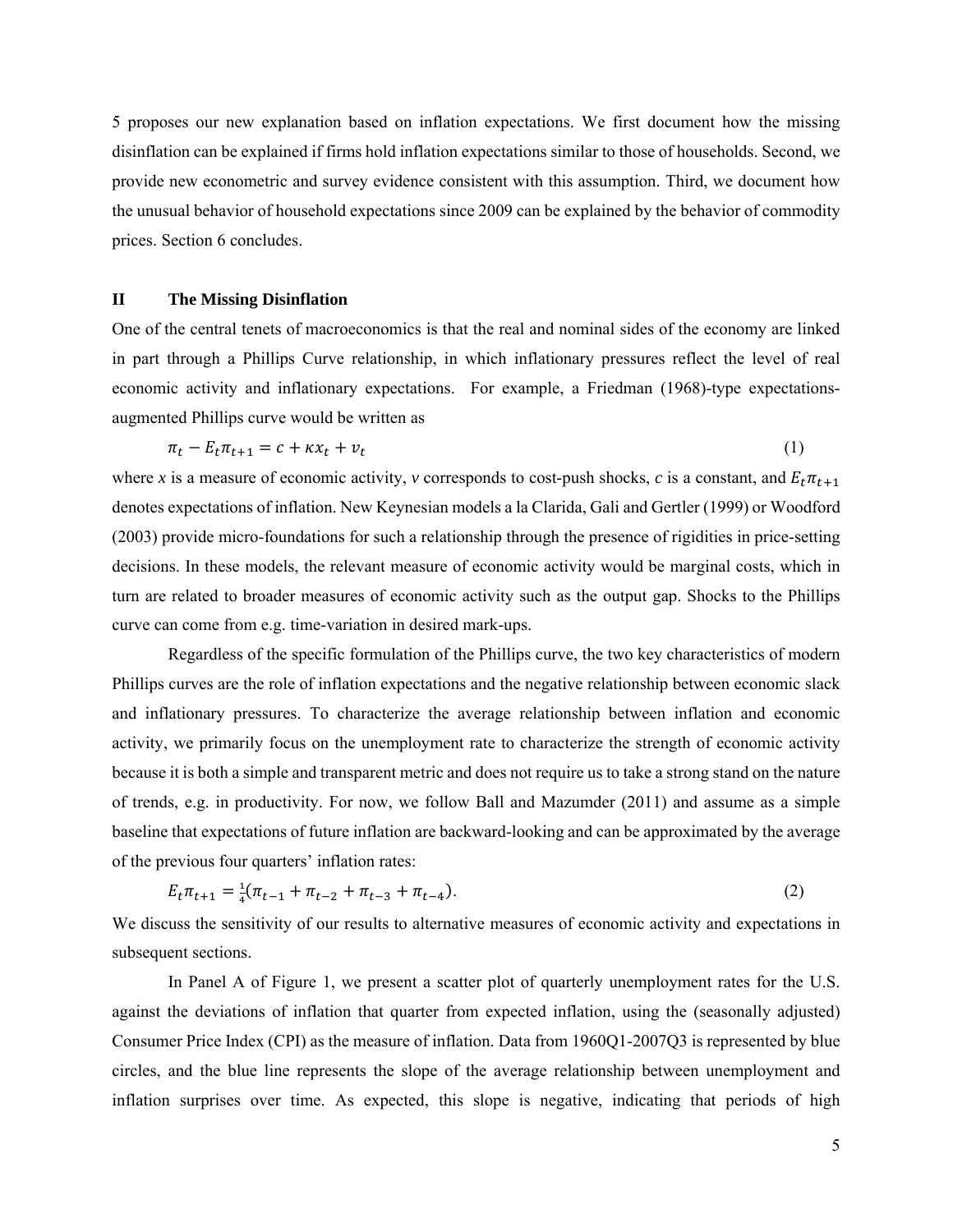5 proposes our new explanation based on inflation expectations. We first document how the missing disinflation can be explained if firms hold inflation expectations similar to those of households. Second, we provide new econometric and survey evidence consistent with this assumption. Third, we document how the unusual behavior of household expectations since 2009 can be explained by the behavior of commodity prices. Section 6 concludes.

## II The Missing Disinflation

One of the central tenets of macroeconomics is that the real and nominal sides of the economy are linked in part through a Phillips Curve relationship, in which inflationary pressures reflect the level of real economic activity and inflationary expectations. For example, a Friedman (1968)-type expectations-augmented Phillips curve would be written as

$$\pi_t - E_t\pi_{t+1} = c + \kappa x_t + v_t \tag{1}$$

where $x$ is a measure of economic activity, $v$ corresponds to cost-push shocks, $c$ is a constant, and $E_t\pi_{t+1}$ denotes expectations of inflation. New Keynesian models a la Clarida, Gali and Gertler (1999) or Woodford (2003) provide micro-foundations for such a relationship through the presence of rigidities in price-setting decisions. In these models, the relevant measure of economic activity would be marginal costs, which in turn are related to broader measures of economic activity such as the output gap. Shocks to the Phillips curve can come from e.g. time-variation in desired mark-ups.

Regardless of the specific formulation of the Phillips curve, the two key characteristics of modern Phillips curves are the role of inflation expectations and the negative relationship between economic slack and inflationary pressures. To characterize the average relationship between inflation and economic activity, we primarily focus on the unemployment rate to characterize the strength of economic activity because it is both a simple and transparent metric and does not require us to take a strong stand on the nature of trends, e.g. in productivity. For now, we follow Ball and Mazumder (2011) and assume as a simple baseline that expectations of future inflation are backward-looking and can be approximated by the average of the previous four quarters' inflation rates:

$$E_t\pi_{t+1} = \tfrac{1}{4}(\pi_{t-1} + \pi_{t-2} + \pi_{t-3} + \pi_{t-4}). \tag{2}$$

We discuss the sensitivity of our results to alternative measures of economic activity and expectations in subsequent sections.

In Panel A of Figure 1, we present a scatter plot of quarterly unemployment rates for the U.S. against the deviations of inflation that quarter from expected inflation, using the (seasonally adjusted) Consumer Price Index (CPI) as the measure of inflation. Data from 1960Q1-2007Q3 is represented by blue circles, and the blue line represents the slope of the average relationship between unemployment and inflation surprises over time. As expected, this slope is negative, indicating that periods of high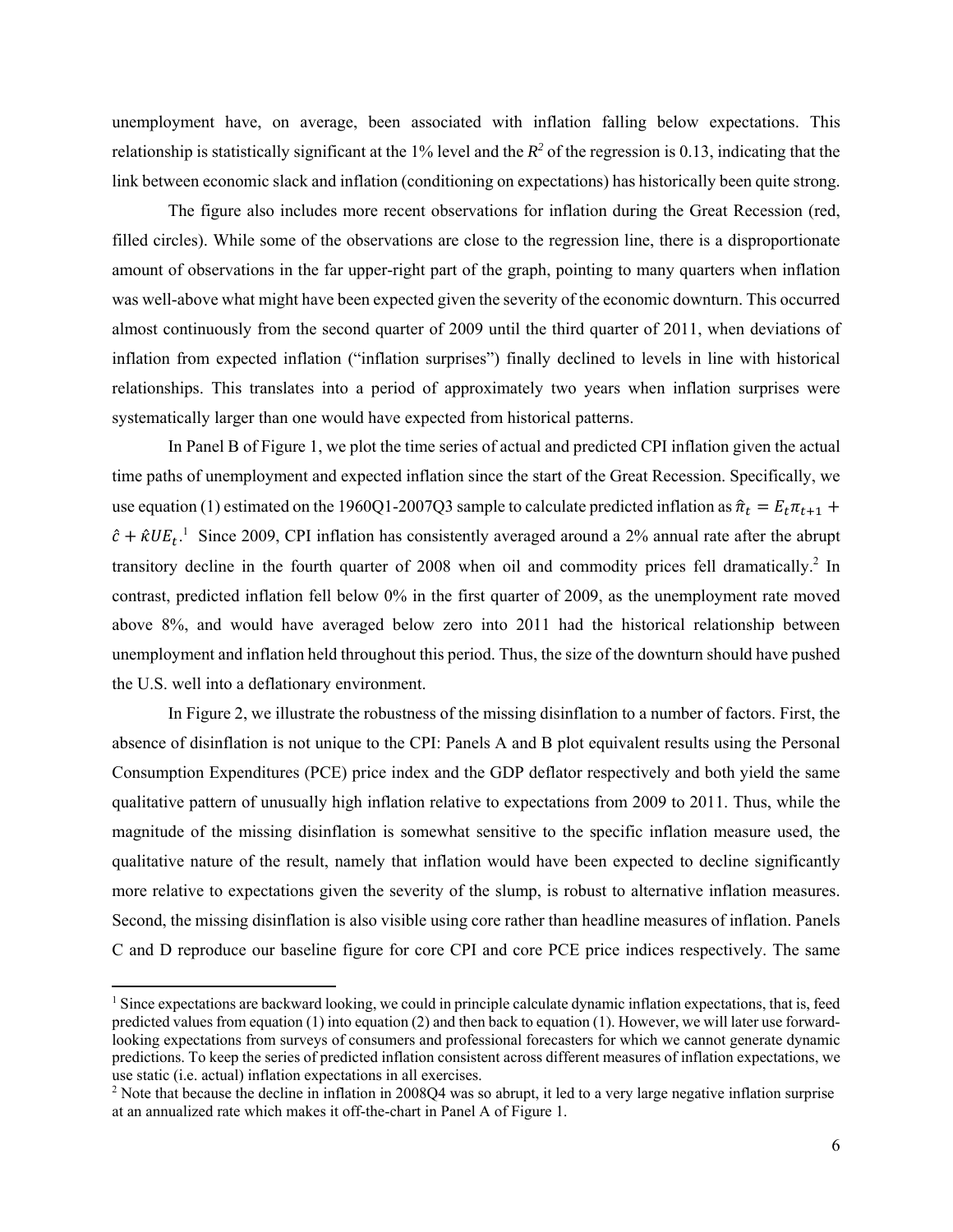unemployment have, on average, been associated with inflation falling below expectations. This relationship is statistically significant at the 1% level and the $R^2$ of the regression is 0.13, indicating that the link between economic slack and inflation (conditioning on expectations) has historically been quite strong.

The figure also includes more recent observations for inflation during the Great Recession (red, filled circles). While some of the observations are close to the regression line, there is a disproportionate amount of observations in the far upper-right part of the graph, pointing to many quarters when inflation was well-above what might have been expected given the severity of the economic downturn. This occurred almost continuously from the second quarter of 2009 until the third quarter of 2011, when deviations of inflation from expected inflation ("inflation surprises") finally declined to levels in line with historical relationships. This translates into a period of approximately two years when inflation surprises were systematically larger than one would have expected from historical patterns.

In Panel B of Figure 1, we plot the time series of actual and predicted CPI inflation given the actual time paths of unemployment and expected inflation since the start of the Great Recession. Specifically, we use equation (1) estimated on the 1960Q1-2007Q3 sample to calculate predicted inflation as $\hat{\pi}_t = E_t\pi_{t+1} + \hat{c} + \hat{\kappa}UE_t$.[1] Since 2009, CPI inflation has consistently averaged around a 2% annual rate after the abrupt transitory decline in the fourth quarter of 2008 when oil and commodity prices fell dramatically.[2] In contrast, predicted inflation fell below 0% in the first quarter of 2009, as the unemployment rate moved above 8%, and would have averaged below zero into 2011 had the historical relationship between unemployment and inflation held throughout this period. Thus, the size of the downturn should have pushed the U.S. well into a deflationary environment.

In Figure 2, we illustrate the robustness of the missing disinflation to a number of factors. First, the absence of disinflation is not unique to the CPI: Panels A and B plot equivalent results using the Personal Consumption Expenditures (PCE) price index and the GDP deflator respectively and both yield the same qualitative pattern of unusually high inflation relative to expectations from 2009 to 2011. Thus, while the magnitude of the missing disinflation is somewhat sensitive to the specific inflation measure used, the qualitative nature of the result, namely that inflation would have been expected to decline significantly more relative to expectations given the severity of the slump, is robust to alternative inflation measures. Second, the missing disinflation is also visible using core rather than headline measures of inflation. Panels C and D reproduce our baseline figure for core CPI and core PCE price indices respectively. The same

[1] Since expectations are backward looking, we could in principle calculate dynamic inflation expectations, that is, feed predicted values from equation (1) into equation (2) and then back to equation (1). However, we will later use forward-looking expectations from surveys of consumers and professional forecasters for which we cannot generate dynamic predictions. To keep the series of predicted inflation consistent across different measures of inflation expectations, we use static (i.e. actual) inflation expectations in all exercises.

[2] Note that because the decline in inflation in 2008Q4 was so abrupt, it led to a very large negative inflation surprise at an annualized rate which makes it off-the-chart in Panel A of Figure 1.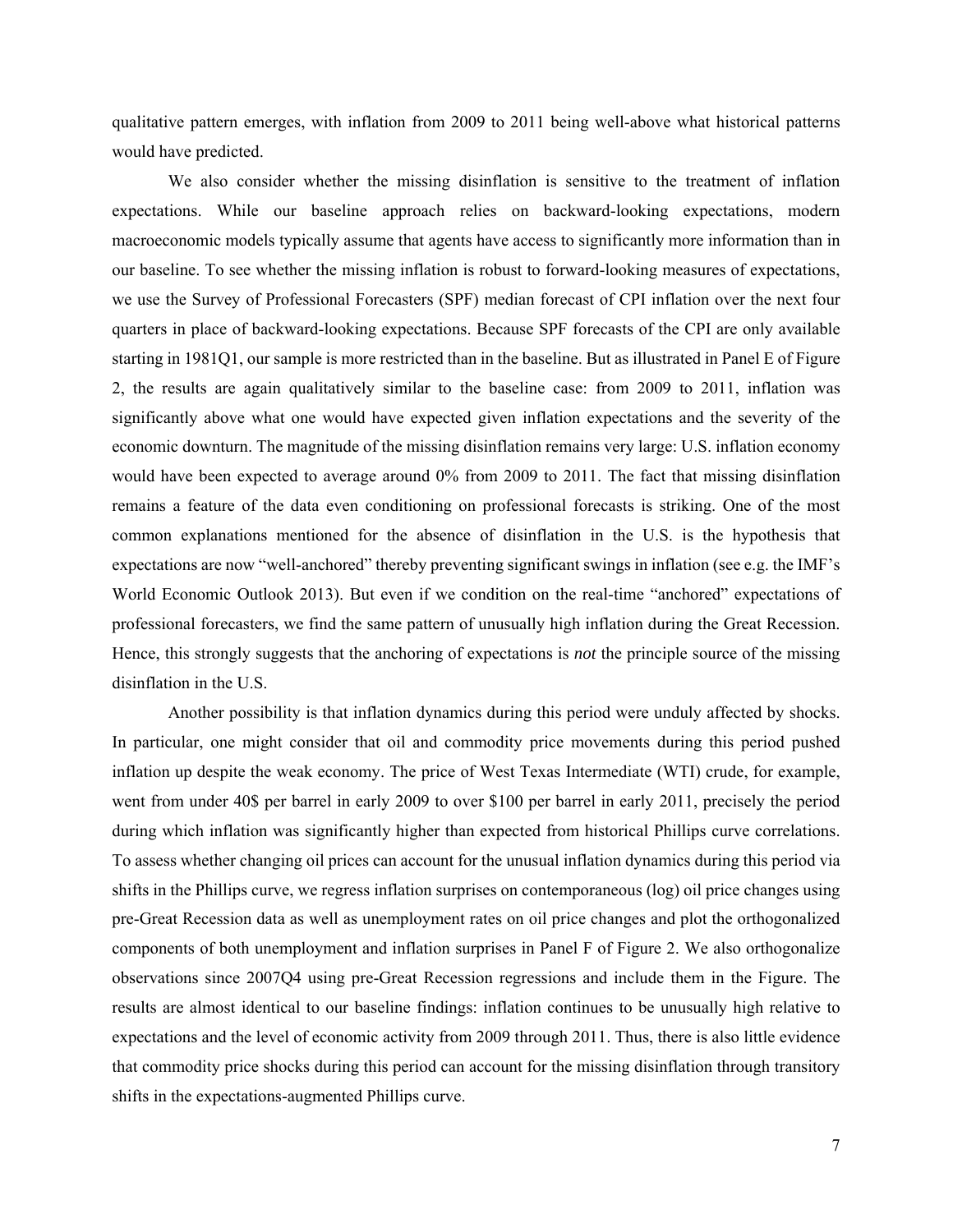qualitative pattern emerges, with inflation from 2009 to 2011 being well-above what historical patterns would have predicted.

We also consider whether the missing disinflation is sensitive to the treatment of inflation expectations. While our baseline approach relies on backward-looking expectations, modern macroeconomic models typically assume that agents have access to significantly more information than in our baseline. To see whether the missing inflation is robust to forward-looking measures of expectations, we use the Survey of Professional Forecasters (SPF) median forecast of CPI inflation over the next four quarters in place of backward-looking expectations. Because SPF forecasts of the CPI are only available starting in 1981Q1, our sample is more restricted than in the baseline. But as illustrated in Panel E of Figure 2, the results are again qualitatively similar to the baseline case: from 2009 to 2011, inflation was significantly above what one would have expected given inflation expectations and the severity of the economic downturn. The magnitude of the missing disinflation remains very large: U.S. inflation economy would have been expected to average around 0% from 2009 to 2011. The fact that missing disinflation remains a feature of the data even conditioning on professional forecasts is striking. One of the most common explanations mentioned for the absence of disinflation in the U.S. is the hypothesis that expectations are now "well-anchored" thereby preventing significant swings in inflation (see e.g. the IMF's World Economic Outlook 2013). But even if we condition on the real-time "anchored" expectations of professional forecasters, we find the same pattern of unusually high inflation during the Great Recession. Hence, this strongly suggests that the anchoring of expectations is *not* the principle source of the missing disinflation in the U.S.

Another possibility is that inflation dynamics during this period were unduly affected by shocks. In particular, one might consider that oil and commodity price movements during this period pushed inflation up despite the weak economy. The price of West Texas Intermediate (WTI) crude, for example, went from under 40$ per barrel in early 2009 to over $100 per barrel in early 2011, precisely the period during which inflation was significantly higher than expected from historical Phillips curve correlations. To assess whether changing oil prices can account for the unusual inflation dynamics during this period via shifts in the Phillips curve, we regress inflation surprises on contemporaneous (log) oil price changes using pre-Great Recession data as well as unemployment rates on oil price changes and plot the orthogonalized components of both unemployment and inflation surprises in Panel F of Figure 2. We also orthogonalize observations since 2007Q4 using pre-Great Recession regressions and include them in the Figure. The results are almost identical to our baseline findings: inflation continues to be unusually high relative to expectations and the level of economic activity from 2009 through 2011. Thus, there is also little evidence that commodity price shocks during this period can account for the missing disinflation through transitory shifts in the expectations-augmented Phillips curve.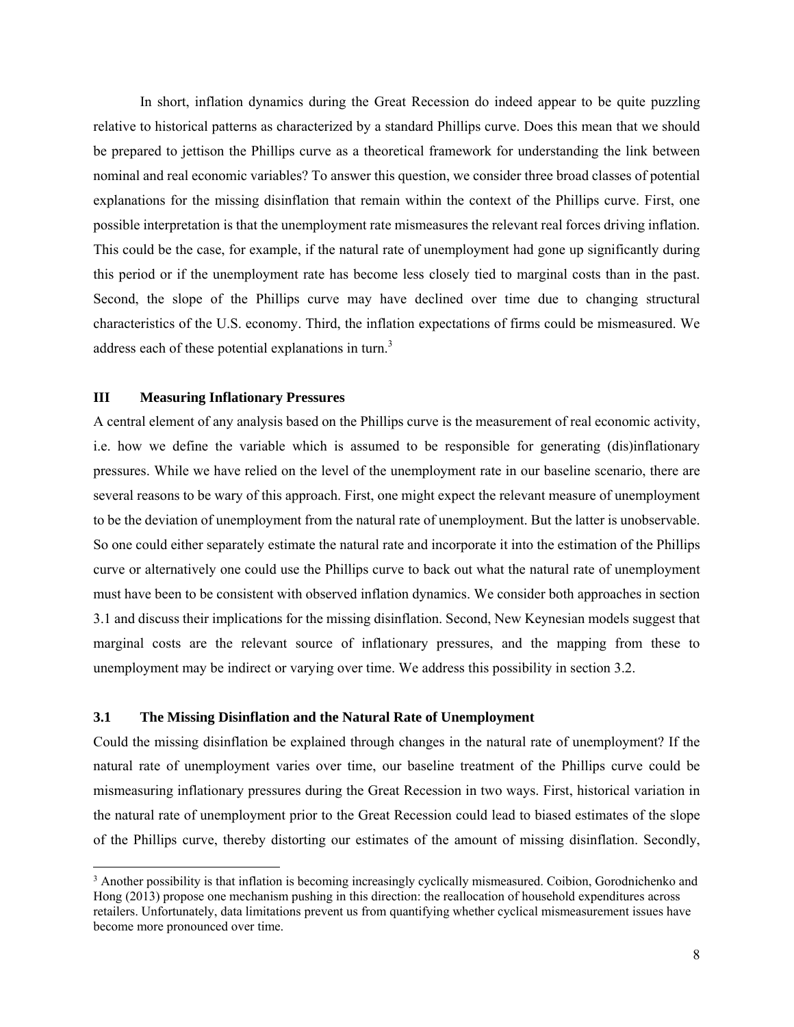In short, inflation dynamics during the Great Recession do indeed appear to be quite puzzling relative to historical patterns as characterized by a standard Phillips curve. Does this mean that we should be prepared to jettison the Phillips curve as a theoretical framework for understanding the link between nominal and real economic variables? To answer this question, we consider three broad classes of potential explanations for the missing disinflation that remain within the context of the Phillips curve. First, one possible interpretation is that the unemployment rate mismeasures the relevant real forces driving inflation. This could be the case, for example, if the natural rate of unemployment had gone up significantly during this period or if the unemployment rate has become less closely tied to marginal costs than in the past. Second, the slope of the Phillips curve may have declined over time due to changing structural characteristics of the U.S. economy. Third, the inflation expectations of firms could be mismeasured. We address each of these potential explanations in turn.[3]

## III Measuring Inflationary Pressures

A central element of any analysis based on the Phillips curve is the measurement of real economic activity, i.e. how we define the variable which is assumed to be responsible for generating (dis)inflationary pressures. While we have relied on the level of the unemployment rate in our baseline scenario, there are several reasons to be wary of this approach. First, one might expect the relevant measure of unemployment to be the deviation of unemployment from the natural rate of unemployment. But the latter is unobservable. So one could either separately estimate the natural rate and incorporate it into the estimation of the Phillips curve or alternatively one could use the Phillips curve to back out what the natural rate of unemployment must have been to be consistent with observed inflation dynamics. We consider both approaches in section 3.1 and discuss their implications for the missing disinflation. Second, New Keynesian models suggest that marginal costs are the relevant source of inflationary pressures, and the mapping from these to unemployment may be indirect or varying over time. We address this possibility in section 3.2.

### 3.1 The Missing Disinflation and the Natural Rate of Unemployment

Could the missing disinflation be explained through changes in the natural rate of unemployment? If the natural rate of unemployment varies over time, our baseline treatment of the Phillips curve could be mismeasuring inflationary pressures during the Great Recession in two ways. First, historical variation in the natural rate of unemployment prior to the Great Recession could lead to biased estimates of the slope of the Phillips curve, thereby distorting our estimates of the amount of missing disinflation. Secondly,

[3] Another possibility is that inflation is becoming increasingly cyclically mismeasured. Coibion, Gorodnichenko and Hong (2013) propose one mechanism pushing in this direction: the reallocation of household expenditures across retailers. Unfortunately, data limitations prevent us from quantifying whether cyclical mismeasurement issues have become more pronounced over time.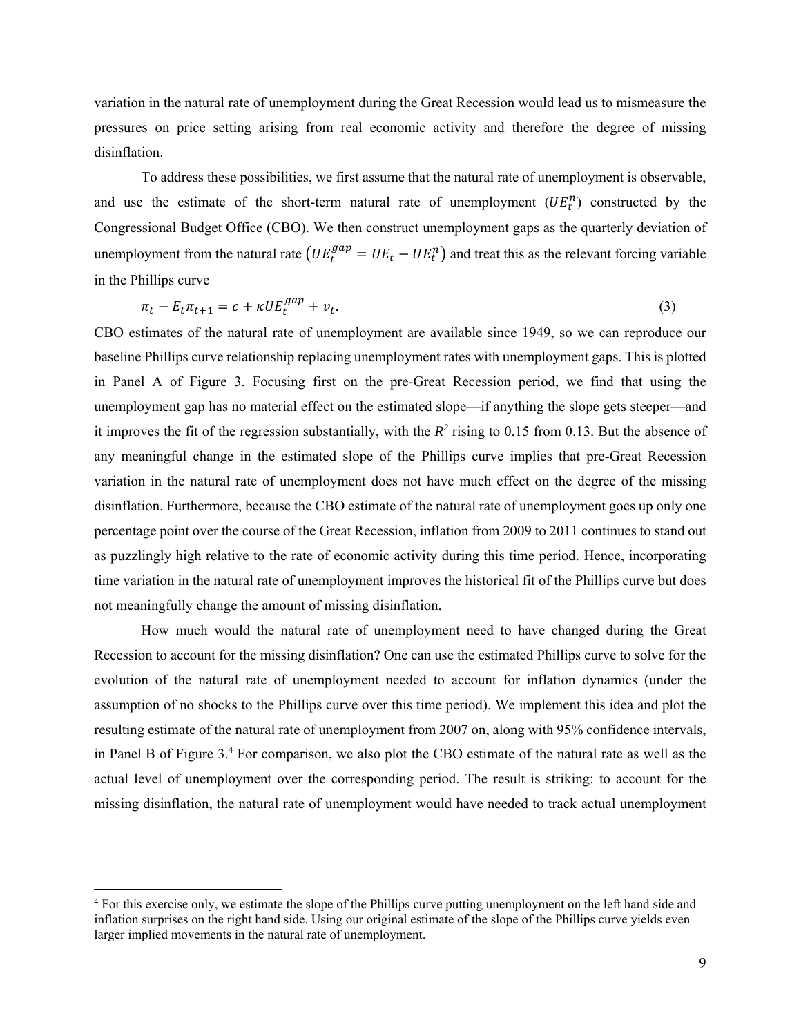variation in the natural rate of unemployment during the Great Recession would lead us to mismeasure the pressures on price setting arising from real economic activity and therefore the degree of missing disinflation.

To address these possibilities, we first assume that the natural rate of unemployment is observable, and use the estimate of the short-term natural rate of unemployment ($UE_t^n$) constructed by the Congressional Budget Office (CBO). We then construct unemployment gaps as the quarterly deviation of unemployment from the natural rate $\left(UE_t^{gap} = UE_t - UE_t^n\right)$ and treat this as the relevant forcing variable in the Phillips curve

$$\pi_t - E_t\pi_{t+1} = c + \kappa UE_t^{gap} + v_t. \tag{3}$$

CBO estimates of the natural rate of unemployment are available since 1949, so we can reproduce our baseline Phillips curve relationship replacing unemployment rates with unemployment gaps. This is plotted in Panel A of Figure 3. Focusing first on the pre-Great Recession period, we find that using the unemployment gap has no material effect on the estimated slope—if anything the slope gets steeper—and it improves the fit of the regression substantially, with the $R^2$ rising to 0.15 from 0.13. But the absence of any meaningful change in the estimated slope of the Phillips curve implies that pre-Great Recession variation in the natural rate of unemployment does not have much effect on the degree of the missing disinflation. Furthermore, because the CBO estimate of the natural rate of unemployment goes up only one percentage point over the course of the Great Recession, inflation from 2009 to 2011 continues to stand out as puzzlingly high relative to the rate of economic activity during this time period. Hence, incorporating time variation in the natural rate of unemployment improves the historical fit of the Phillips curve but does not meaningfully change the amount of missing disinflation.

How much would the natural rate of unemployment need to have changed during the Great Recession to account for the missing disinflation? One can use the estimated Phillips curve to solve for the evolution of the natural rate of unemployment needed to account for inflation dynamics (under the assumption of no shocks to the Phillips curve over this time period). We implement this idea and plot the resulting estimate of the natural rate of unemployment from 2007 on, along with 95% confidence intervals, in Panel B of Figure 3.[4] For comparison, we also plot the CBO estimate of the natural rate as well as the actual level of unemployment over the corresponding period. The result is striking: to account for the missing disinflation, the natural rate of unemployment would have needed to track actual unemployment

[4] For this exercise only, we estimate the slope of the Phillips curve putting unemployment on the left hand side and inflation surprises on the right hand side. Using our original estimate of the slope of the Phillips curve yields even larger implied movements in the natural rate of unemployment.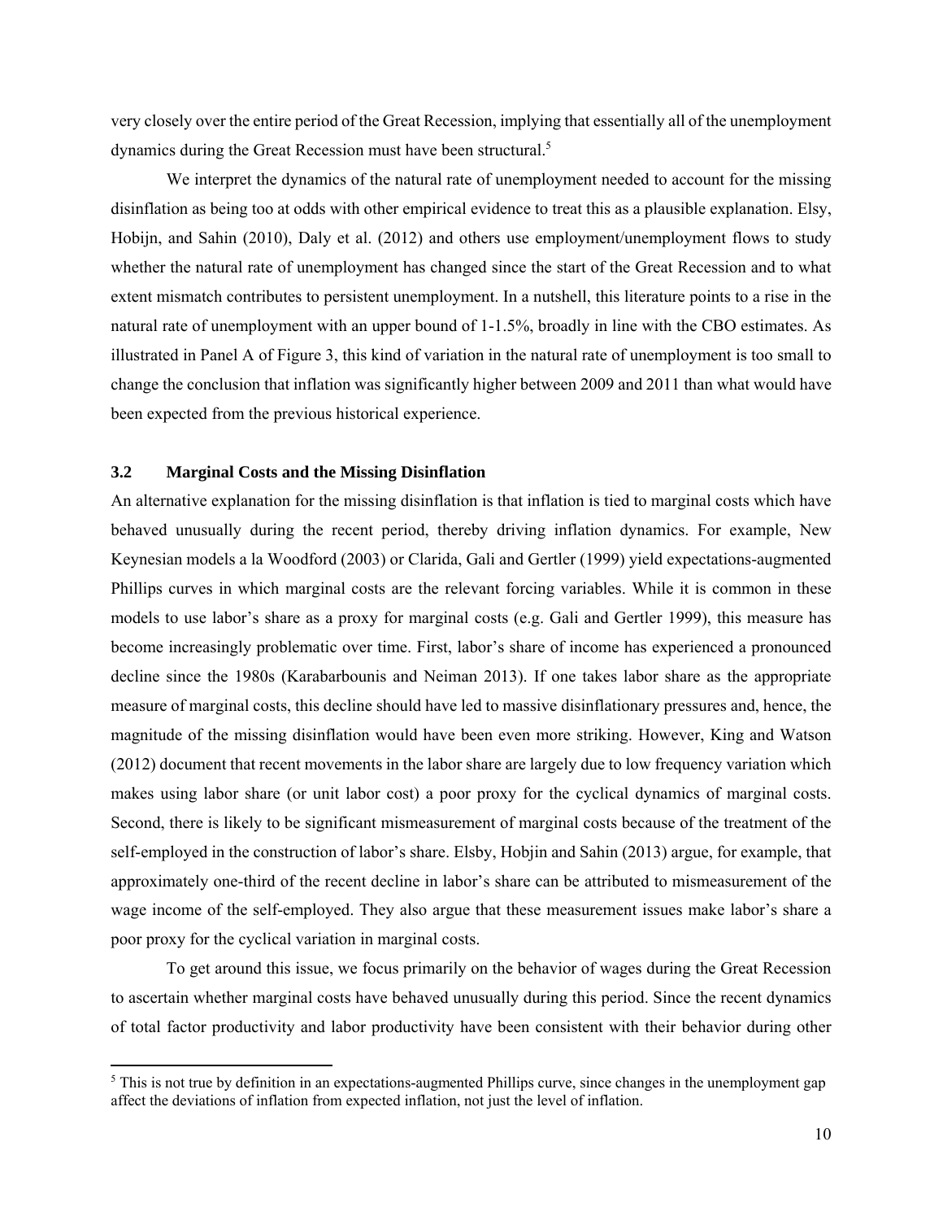very closely over the entire period of the Great Recession, implying that essentially all of the unemployment dynamics during the Great Recession must have been structural.[5]

We interpret the dynamics of the natural rate of unemployment needed to account for the missing disinflation as being too at odds with other empirical evidence to treat this as a plausible explanation. Elsy, Hobijn, and Sahin (2010), Daly et al. (2012) and others use employment/unemployment flows to study whether the natural rate of unemployment has changed since the start of the Great Recession and to what extent mismatch contributes to persistent unemployment. In a nutshell, this literature points to a rise in the natural rate of unemployment with an upper bound of 1-1.5%, broadly in line with the CBO estimates. As illustrated in Panel A of Figure 3, this kind of variation in the natural rate of unemployment is too small to change the conclusion that inflation was significantly higher between 2009 and 2011 than what would have been expected from the previous historical experience.

### 3.2 Marginal Costs and the Missing Disinflation

An alternative explanation for the missing disinflation is that inflation is tied to marginal costs which have behaved unusually during the recent period, thereby driving inflation dynamics. For example, New Keynesian models a la Woodford (2003) or Clarida, Gali and Gertler (1999) yield expectations-augmented Phillips curves in which marginal costs are the relevant forcing variables. While it is common in these models to use labor's share as a proxy for marginal costs (e.g. Gali and Gertler 1999), this measure has become increasingly problematic over time. First, labor's share of income has experienced a pronounced decline since the 1980s (Karabarbounis and Neiman 2013). If one takes labor share as the appropriate measure of marginal costs, this decline should have led to massive disinflationary pressures and, hence, the magnitude of the missing disinflation would have been even more striking. However, King and Watson (2012) document that recent movements in the labor share are largely due to low frequency variation which makes using labor share (or unit labor cost) a poor proxy for the cyclical dynamics of marginal costs. Second, there is likely to be significant mismeasurement of marginal costs because of the treatment of the self-employed in the construction of labor's share. Elsby, Hobjin and Sahin (2013) argue, for example, that approximately one-third of the recent decline in labor's share can be attributed to mismeasurement of the wage income of the self-employed. They also argue that these measurement issues make labor's share a poor proxy for the cyclical variation in marginal costs.

To get around this issue, we focus primarily on the behavior of wages during the Great Recession to ascertain whether marginal costs have behaved unusually during this period. Since the recent dynamics of total factor productivity and labor productivity have been consistent with their behavior during other

[5] This is not true by definition in an expectations-augmented Phillips curve, since changes in the unemployment gap affect the deviations of inflation from expected inflation, not just the level of inflation.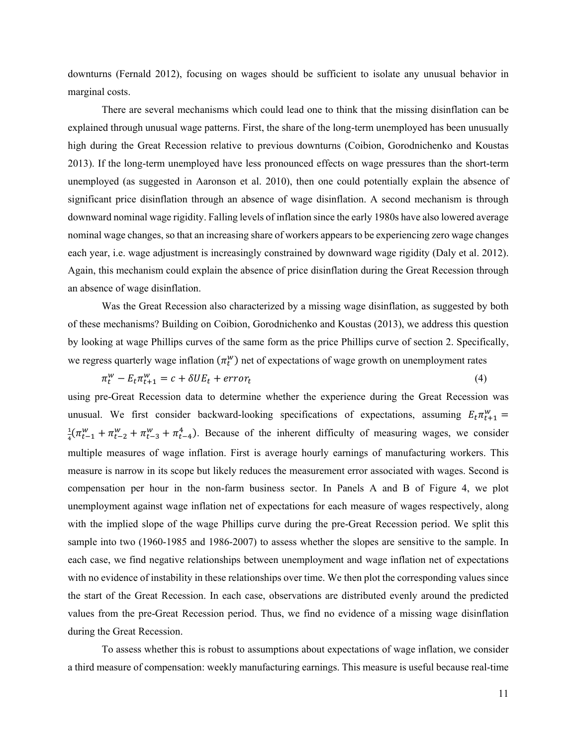downturns (Fernald 2012), focusing on wages should be sufficient to isolate any unusual behavior in marginal costs.

There are several mechanisms which could lead one to think that the missing disinflation can be explained through unusual wage patterns. First, the share of the long-term unemployed has been unusually high during the Great Recession relative to previous downturns (Coibion, Gorodnichenko and Koustas 2013). If the long-term unemployed have less pronounced effects on wage pressures than the short-term unemployed (as suggested in Aaronson et al. 2010), then one could potentially explain the absence of significant price disinflation through an absence of wage disinflation. A second mechanism is through downward nominal wage rigidity. Falling levels of inflation since the early 1980s have also lowered average nominal wage changes, so that an increasing share of workers appears to be experiencing zero wage changes each year, i.e. wage adjustment is increasingly constrained by downward wage rigidity (Daly et al. 2012). Again, this mechanism could explain the absence of price disinflation during the Great Recession through an absence of wage disinflation.

Was the Great Recession also characterized by a missing wage disinflation, as suggested by both of these mechanisms? Building on Coibion, Gorodnichenko and Koustas (2013), we address this question by looking at wage Phillips curves of the same form as the price Phillips curve of section 2. Specifically, we regress quarterly wage inflation ($\pi_t^w$) net of expectations of wage growth on unemployment rates

$$\pi_t^w - E_t \pi_{t+1}^w = c + \delta UE_t + error_t \tag{4}$$

using pre-Great Recession data to determine whether the experience during the Great Recession was unusual. We first consider backward-looking specifications of expectations, assuming $E_t \pi_{t+1}^w = \frac{1}{4}(\pi_{t-1}^w + \pi_{t-2}^w + \pi_{t-3}^w + \pi_{t-4}^4)$. Because of the inherent difficulty of measuring wages, we consider multiple measures of wage inflation. First is average hourly earnings of manufacturing workers. This measure is narrow in its scope but likely reduces the measurement error associated with wages. Second is compensation per hour in the non-farm business sector. In Panels A and B of Figure 4, we plot unemployment against wage inflation net of expectations for each measure of wages respectively, along with the implied slope of the wage Phillips curve during the pre-Great Recession period. We split this sample into two (1960-1985 and 1986-2007) to assess whether the slopes are sensitive to the sample. In each case, we find negative relationships between unemployment and wage inflation net of expectations with no evidence of instability in these relationships over time. We then plot the corresponding values since the start of the Great Recession. In each case, observations are distributed evenly around the predicted values from the pre-Great Recession period. Thus, we find no evidence of a missing wage disinflation during the Great Recession.

To assess whether this is robust to assumptions about expectations of wage inflation, we consider a third measure of compensation: weekly manufacturing earnings. This measure is useful because real-time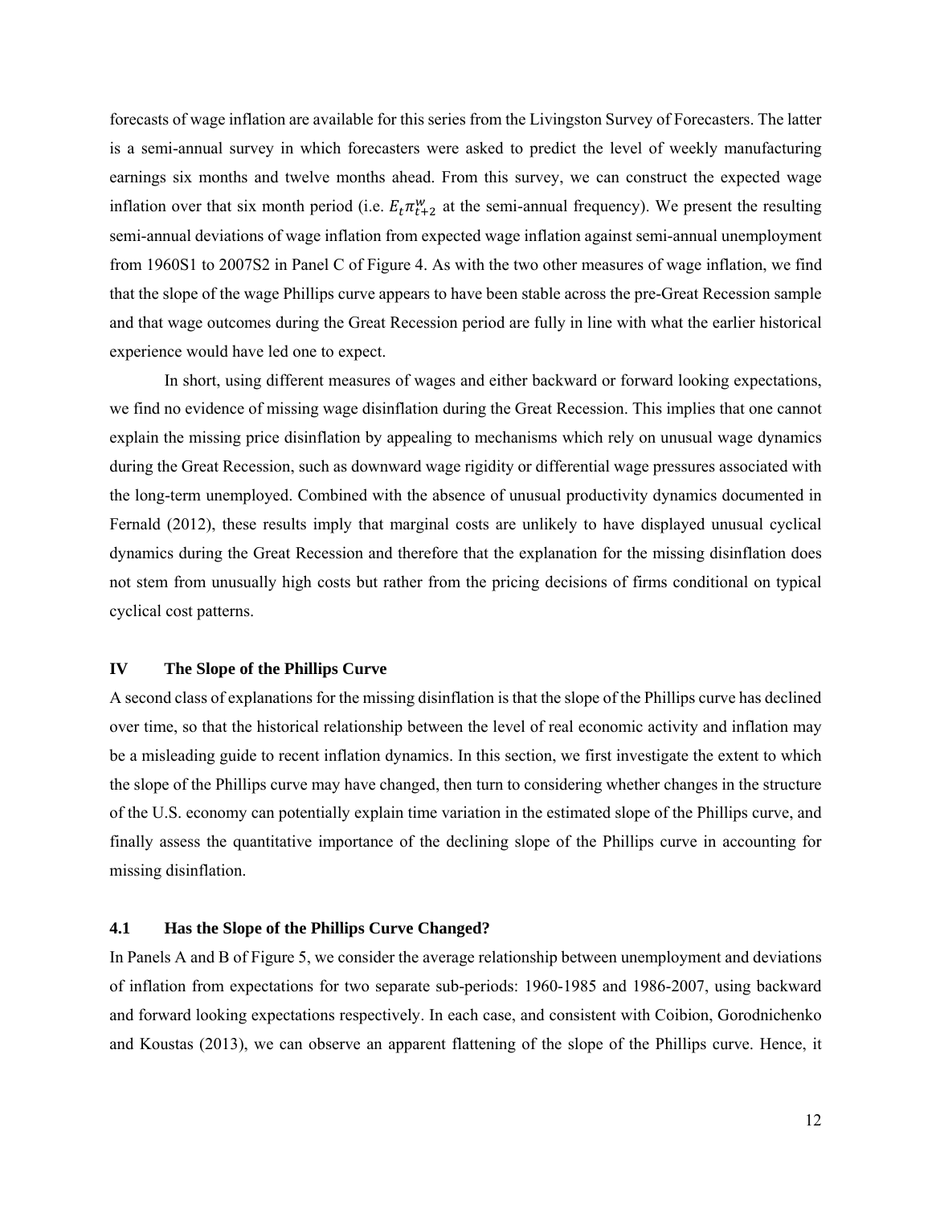forecasts of wage inflation are available for this series from the Livingston Survey of Forecasters. The latter is a semi-annual survey in which forecasters were asked to predict the level of weekly manufacturing earnings six months and twelve months ahead. From this survey, we can construct the expected wage inflation over that six month period (i.e. $E_t\pi_{t+2}^w$ at the semi-annual frequency). We present the resulting semi-annual deviations of wage inflation from expected wage inflation against semi-annual unemployment from 1960S1 to 2007S2 in Panel C of Figure 4. As with the two other measures of wage inflation, we find that the slope of the wage Phillips curve appears to have been stable across the pre-Great Recession sample and that wage outcomes during the Great Recession period are fully in line with what the earlier historical experience would have led one to expect.

In short, using different measures of wages and either backward or forward looking expectations, we find no evidence of missing wage disinflation during the Great Recession. This implies that one cannot explain the missing price disinflation by appealing to mechanisms which rely on unusual wage dynamics during the Great Recession, such as downward wage rigidity or differential wage pressures associated with the long-term unemployed. Combined with the absence of unusual productivity dynamics documented in Fernald (2012), these results imply that marginal costs are unlikely to have displayed unusual cyclical dynamics during the Great Recession and therefore that the explanation for the missing disinflation does not stem from unusually high costs but rather from the pricing decisions of firms conditional on typical cyclical cost patterns.

## IV The Slope of the Phillips Curve

A second class of explanations for the missing disinflation is that the slope of the Phillips curve has declined over time, so that the historical relationship between the level of real economic activity and inflation may be a misleading guide to recent inflation dynamics. In this section, we first investigate the extent to which the slope of the Phillips curve may have changed, then turn to considering whether changes in the structure of the U.S. economy can potentially explain time variation in the estimated slope of the Phillips curve, and finally assess the quantitative importance of the declining slope of the Phillips curve in accounting for missing disinflation.

### 4.1 Has the Slope of the Phillips Curve Changed?

In Panels A and B of Figure 5, we consider the average relationship between unemployment and deviations of inflation from expectations for two separate sub-periods: 1960-1985 and 1986-2007, using backward and forward looking expectations respectively. In each case, and consistent with Coibion, Gorodnichenko and Koustas (2013), we can observe an apparent flattening of the slope of the Phillips curve. Hence, it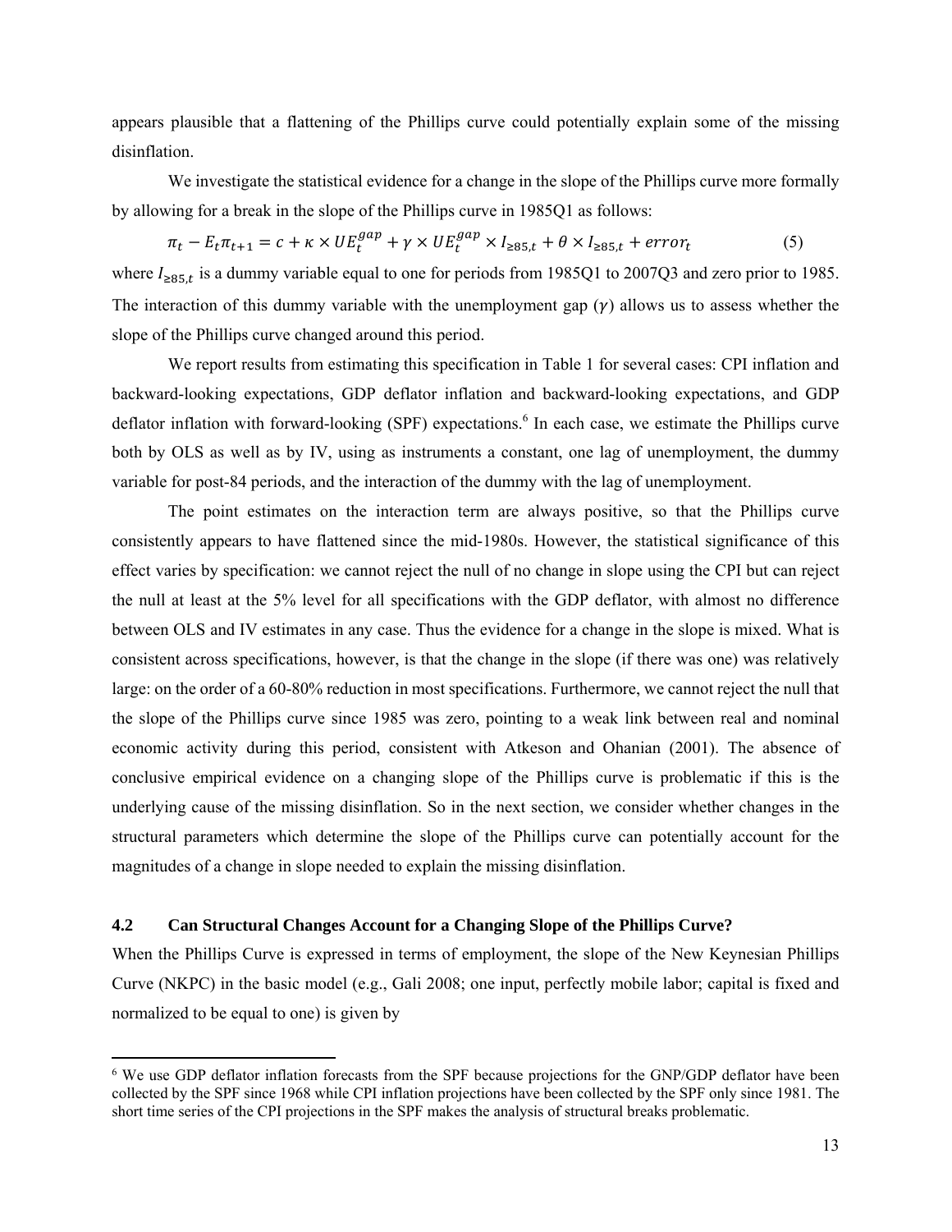appears plausible that a flattening of the Phillips curve could potentially explain some of the missing disinflation.

We investigate the statistical evidence for a change in the slope of the Phillips curve more formally by allowing for a break in the slope of the Phillips curve in 1985Q1 as follows:

$$\pi_t - E_t\pi_{t+1} = c + \kappa \times UE_t^{gap} + \gamma \times UE_t^{gap} \times I_{\geq 85,t} + \theta \times I_{\geq 85,t} + error_t \quad (5)$$

where $I_{\geq 85,t}$ is a dummy variable equal to one for periods from 1985Q1 to 2007Q3 and zero prior to 1985. The interaction of this dummy variable with the unemployment gap ($\gamma$) allows us to assess whether the slope of the Phillips curve changed around this period.

We report results from estimating this specification in Table 1 for several cases: CPI inflation and backward-looking expectations, GDP deflator inflation and backward-looking expectations, and GDP deflator inflation with forward-looking (SPF) expectations.[6] In each case, we estimate the Phillips curve both by OLS as well as by IV, using as instruments a constant, one lag of unemployment, the dummy variable for post-84 periods, and the interaction of the dummy with the lag of unemployment.

The point estimates on the interaction term are always positive, so that the Phillips curve consistently appears to have flattened since the mid-1980s. However, the statistical significance of this effect varies by specification: we cannot reject the null of no change in slope using the CPI but can reject the null at least at the 5% level for all specifications with the GDP deflator, with almost no difference between OLS and IV estimates in any case. Thus the evidence for a change in the slope is mixed. What is consistent across specifications, however, is that the change in the slope (if there was one) was relatively large: on the order of a 60-80% reduction in most specifications. Furthermore, we cannot reject the null that the slope of the Phillips curve since 1985 was zero, pointing to a weak link between real and nominal economic activity during this period, consistent with Atkeson and Ohanian (2001). The absence of conclusive empirical evidence on a changing slope of the Phillips curve is problematic if this is the underlying cause of the missing disinflation. So in the next section, we consider whether changes in the structural parameters which determine the slope of the Phillips curve can potentially account for the magnitudes of a change in slope needed to explain the missing disinflation.

### 4.2 Can Structural Changes Account for a Changing Slope of the Phillips Curve?

When the Phillips Curve is expressed in terms of employment, the slope of the New Keynesian Phillips Curve (NKPC) in the basic model (e.g., Gali 2008; one input, perfectly mobile labor; capital is fixed and normalized to be equal to one) is given by

[6] We use GDP deflator inflation forecasts from the SPF because projections for the GNP/GDP deflator have been collected by the SPF since 1968 while CPI inflation projections have been collected by the SPF only since 1981. The short time series of the CPI projections in the SPF makes the analysis of structural breaks problematic.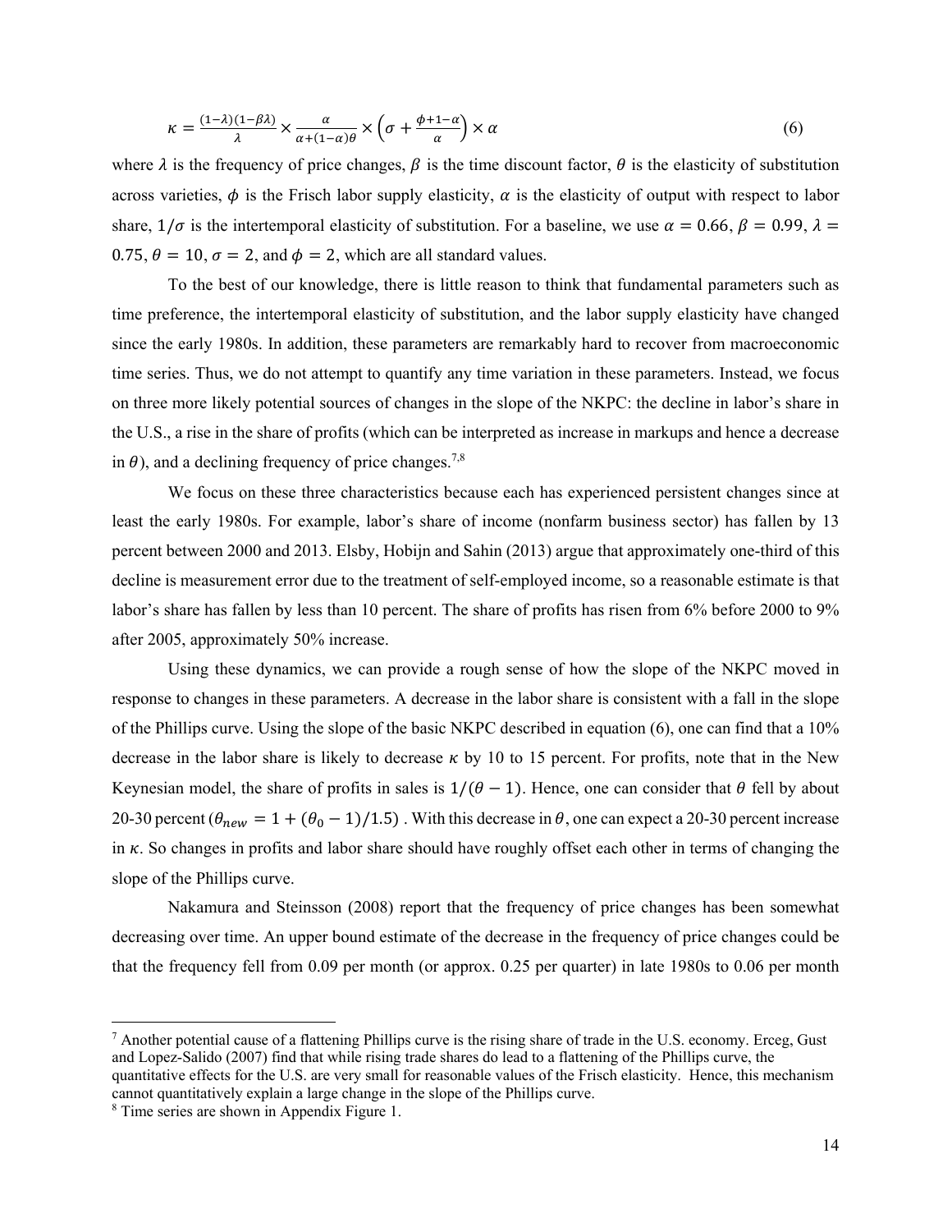$$\kappa = \frac{(1-\lambda)(1-\beta\lambda)}{\lambda} \times \frac{\alpha}{\alpha+(1-\alpha)\theta} \times \left(\sigma + \frac{\phi+1-\alpha}{\alpha}\right) \times \alpha \tag{6}$$

where $\lambda$ is the frequency of price changes, $\beta$ is the time discount factor, $\theta$ is the elasticity of substitution across varieties, $\phi$ is the Frisch labor supply elasticity, $\alpha$ is the elasticity of output with respect to labor share, $1/\sigma$ is the intertemporal elasticity of substitution. For a baseline, we use $\alpha = 0.66$, $\beta = 0.99$, $\lambda = 0.75$, $\theta = 10$, $\sigma = 2$, and $\phi = 2$, which are all standard values.

To the best of our knowledge, there is little reason to think that fundamental parameters such as time preference, the intertemporal elasticity of substitution, and the labor supply elasticity have changed since the early 1980s. In addition, these parameters are remarkably hard to recover from macroeconomic time series. Thus, we do not attempt to quantify any time variation in these parameters. Instead, we focus on three more likely potential sources of changes in the slope of the NKPC: the decline in labor's share in the U.S., a rise in the share of profits (which can be interpreted as increase in markups and hence a decrease in $\theta$), and a declining frequency of price changes.[7,8]

We focus on these three characteristics because each has experienced persistent changes since at least the early 1980s. For example, labor's share of income (nonfarm business sector) has fallen by 13 percent between 2000 and 2013. Elsby, Hobijn and Sahin (2013) argue that approximately one-third of this decline is measurement error due to the treatment of self-employed income, so a reasonable estimate is that labor's share has fallen by less than 10 percent. The share of profits has risen from 6% before 2000 to 9% after 2005, approximately 50% increase.

Using these dynamics, we can provide a rough sense of how the slope of the NKPC moved in response to changes in these parameters. A decrease in the labor share is consistent with a fall in the slope of the Phillips curve. Using the slope of the basic NKPC described in equation (6), one can find that a 10% decrease in the labor share is likely to decrease $\kappa$ by 10 to 15 percent. For profits, note that in the New Keynesian model, the share of profits in sales is $1/(\theta - 1)$. Hence, one can consider that $\theta$ fell by about 20-30 percent ($\theta_{new} = 1 + (\theta_0 - 1)/1.5$) . With this decrease in $\theta$, one can expect a 20-30 percent increase in $\kappa$. So changes in profits and labor share should have roughly offset each other in terms of changing the slope of the Phillips curve.

Nakamura and Steinsson (2008) report that the frequency of price changes has been somewhat decreasing over time. An upper bound estimate of the decrease in the frequency of price changes could be that the frequency fell from 0.09 per month (or approx. 0.25 per quarter) in late 1980s to 0.06 per month

---

[7] Another potential cause of a flattening Phillips curve is the rising share of trade in the U.S. economy. Erceg, Gust and Lopez-Salido (2007) find that while rising trade shares do lead to a flattening of the Phillips curve, the quantitative effects for the U.S. are very small for reasonable values of the Frisch elasticity. Hence, this mechanism cannot quantitatively explain a large change in the slope of the Phillips curve.

[8] Time series are shown in Appendix Figure 1.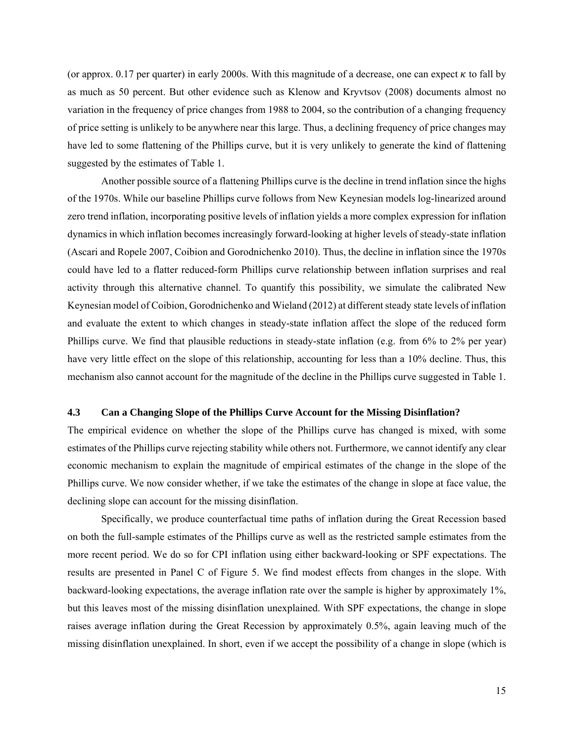(or approx. 0.17 per quarter) in early 2000s. With this magnitude of a decrease, one can expect $\kappa$ to fall by as much as 50 percent. But other evidence such as Klenow and Kryvtsov (2008) documents almost no variation in the frequency of price changes from 1988 to 2004, so the contribution of a changing frequency of price setting is unlikely to be anywhere near this large. Thus, a declining frequency of price changes may have led to some flattening of the Phillips curve, but it is very unlikely to generate the kind of flattening suggested by the estimates of Table 1.

Another possible source of a flattening Phillips curve is the decline in trend inflation since the highs of the 1970s. While our baseline Phillips curve follows from New Keynesian models log-linearized around zero trend inflation, incorporating positive levels of inflation yields a more complex expression for inflation dynamics in which inflation becomes increasingly forward-looking at higher levels of steady-state inflation (Ascari and Ropele 2007, Coibion and Gorodnichenko 2010). Thus, the decline in inflation since the 1970s could have led to a flatter reduced-form Phillips curve relationship between inflation surprises and real activity through this alternative channel. To quantify this possibility, we simulate the calibrated New Keynesian model of Coibion, Gorodnichenko and Wieland (2012) at different steady state levels of inflation and evaluate the extent to which changes in steady-state inflation affect the slope of the reduced form Phillips curve. We find that plausible reductions in steady-state inflation (e.g. from 6% to 2% per year) have very little effect on the slope of this relationship, accounting for less than a 10% decline. Thus, this mechanism also cannot account for the magnitude of the decline in the Phillips curve suggested in Table 1.

### 4.3 Can a Changing Slope of the Phillips Curve Account for the Missing Disinflation?

The empirical evidence on whether the slope of the Phillips curve has changed is mixed, with some estimates of the Phillips curve rejecting stability while others not. Furthermore, we cannot identify any clear economic mechanism to explain the magnitude of empirical estimates of the change in the slope of the Phillips curve. We now consider whether, if we take the estimates of the change in slope at face value, the declining slope can account for the missing disinflation.

Specifically, we produce counterfactual time paths of inflation during the Great Recession based on both the full-sample estimates of the Phillips curve as well as the restricted sample estimates from the more recent period. We do so for CPI inflation using either backward-looking or SPF expectations. The results are presented in Panel C of Figure 5. We find modest effects from changes in the slope. With backward-looking expectations, the average inflation rate over the sample is higher by approximately 1%, but this leaves most of the missing disinflation unexplained. With SPF expectations, the change in slope raises average inflation during the Great Recession by approximately 0.5%, again leaving much of the missing disinflation unexplained. In short, even if we accept the possibility of a change in slope (which is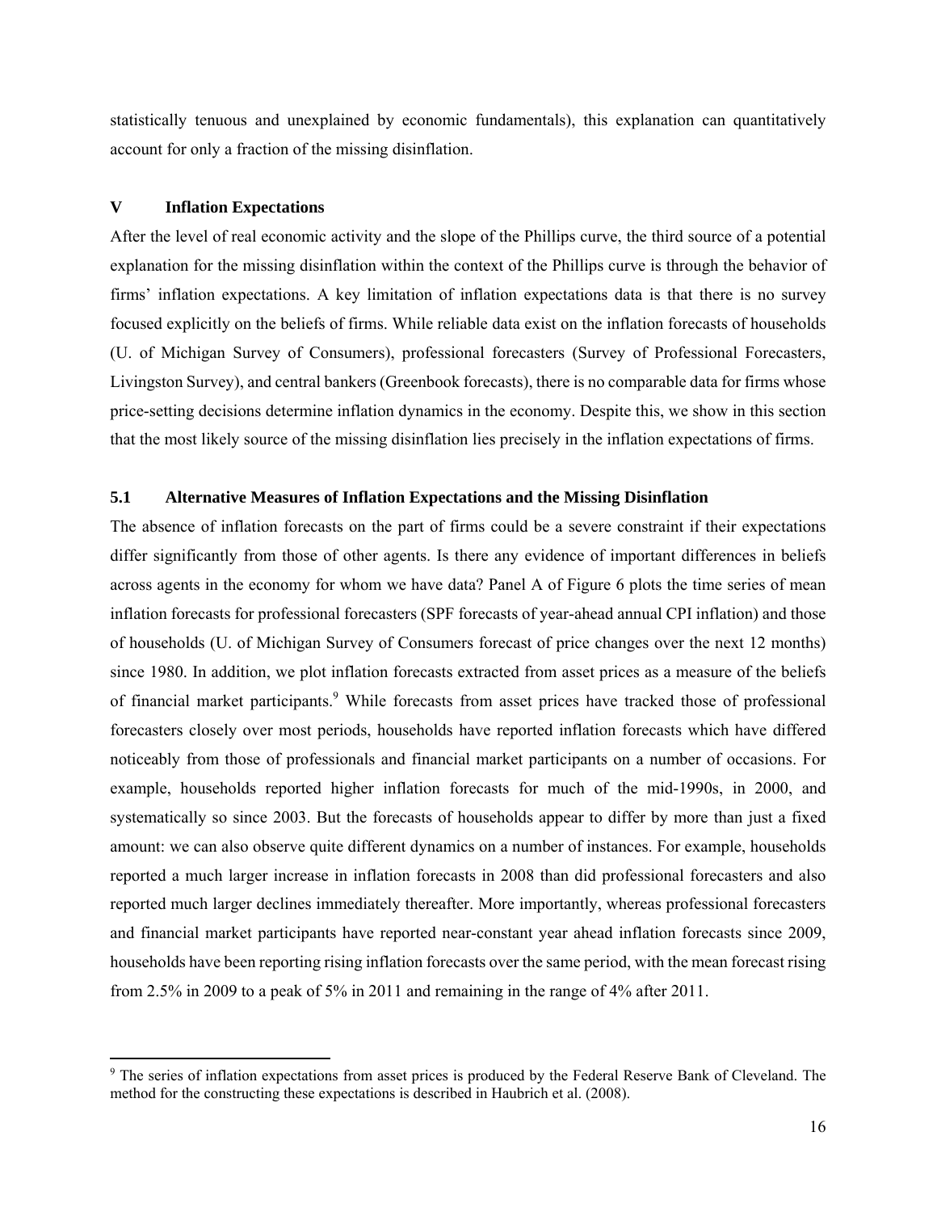statistically tenuous and unexplained by economic fundamentals), this explanation can quantitatively account for only a fraction of the missing disinflation.

## V Inflation Expectations

After the level of real economic activity and the slope of the Phillips curve, the third source of a potential explanation for the missing disinflation within the context of the Phillips curve is through the behavior of firms' inflation expectations. A key limitation of inflation expectations data is that there is no survey focused explicitly on the beliefs of firms. While reliable data exist on the inflation forecasts of households (U. of Michigan Survey of Consumers), professional forecasters (Survey of Professional Forecasters, Livingston Survey), and central bankers (Greenbook forecasts), there is no comparable data for firms whose price-setting decisions determine inflation dynamics in the economy. Despite this, we show in this section that the most likely source of the missing disinflation lies precisely in the inflation expectations of firms.

### 5.1 Alternative Measures of Inflation Expectations and the Missing Disinflation

The absence of inflation forecasts on the part of firms could be a severe constraint if their expectations differ significantly from those of other agents. Is there any evidence of important differences in beliefs across agents in the economy for whom we have data? Panel A of Figure 6 plots the time series of mean inflation forecasts for professional forecasters (SPF forecasts of year-ahead annual CPI inflation) and those of households (U. of Michigan Survey of Consumers forecast of price changes over the next 12 months) since 1980. In addition, we plot inflation forecasts extracted from asset prices as a measure of the beliefs of financial market participants.[9] While forecasts from asset prices have tracked those of professional forecasters closely over most periods, households have reported inflation forecasts which have differed noticeably from those of professionals and financial market participants on a number of occasions. For example, households reported higher inflation forecasts for much of the mid-1990s, in 2000, and systematically so since 2003. But the forecasts of households appear to differ by more than just a fixed amount: we can also observe quite different dynamics on a number of instances. For example, households reported a much larger increase in inflation forecasts in 2008 than did professional forecasters and also reported much larger declines immediately thereafter. More importantly, whereas professional forecasters and financial market participants have reported near-constant year ahead inflation forecasts since 2009, households have been reporting rising inflation forecasts over the same period, with the mean forecast rising from 2.5% in 2009 to a peak of 5% in 2011 and remaining in the range of 4% after 2011.

[9] The series of inflation expectations from asset prices is produced by the Federal Reserve Bank of Cleveland. The method for the constructing these expectations is described in Haubrich et al. (2008).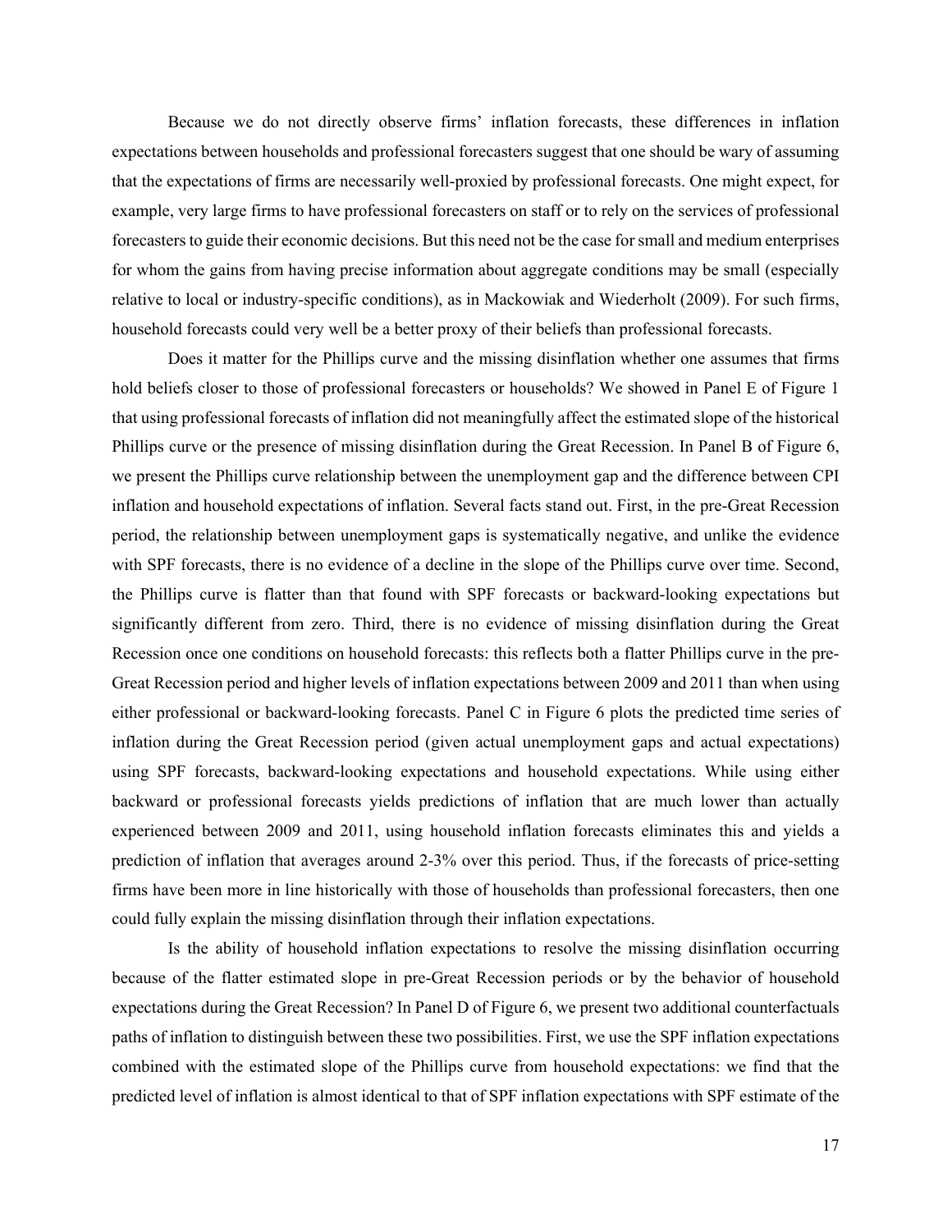Because we do not directly observe firms' inflation forecasts, these differences in inflation expectations between households and professional forecasters suggest that one should be wary of assuming that the expectations of firms are necessarily well-proxied by professional forecasts. One might expect, for example, very large firms to have professional forecasters on staff or to rely on the services of professional forecasters to guide their economic decisions. But this need not be the case for small and medium enterprises for whom the gains from having precise information about aggregate conditions may be small (especially relative to local or industry-specific conditions), as in Mackowiak and Wiederholt (2009). For such firms, household forecasts could very well be a better proxy of their beliefs than professional forecasts.

Does it matter for the Phillips curve and the missing disinflation whether one assumes that firms hold beliefs closer to those of professional forecasters or households? We showed in Panel E of Figure 1 that using professional forecasts of inflation did not meaningfully affect the estimated slope of the historical Phillips curve or the presence of missing disinflation during the Great Recession. In Panel B of Figure 6, we present the Phillips curve relationship between the unemployment gap and the difference between CPI inflation and household expectations of inflation. Several facts stand out. First, in the pre-Great Recession period, the relationship between unemployment gaps is systematically negative, and unlike the evidence with SPF forecasts, there is no evidence of a decline in the slope of the Phillips curve over time. Second, the Phillips curve is flatter than that found with SPF forecasts or backward-looking expectations but significantly different from zero. Third, there is no evidence of missing disinflation during the Great Recession once one conditions on household forecasts: this reflects both a flatter Phillips curve in the pre-Great Recession period and higher levels of inflation expectations between 2009 and 2011 than when using either professional or backward-looking forecasts. Panel C in Figure 6 plots the predicted time series of inflation during the Great Recession period (given actual unemployment gaps and actual expectations) using SPF forecasts, backward-looking expectations and household expectations. While using either backward or professional forecasts yields predictions of inflation that are much lower than actually experienced between 2009 and 2011, using household inflation forecasts eliminates this and yields a prediction of inflation that averages around 2-3% over this period. Thus, if the forecasts of price-setting firms have been more in line historically with those of households than professional forecasters, then one could fully explain the missing disinflation through their inflation expectations.

Is the ability of household inflation expectations to resolve the missing disinflation occurring because of the flatter estimated slope in pre-Great Recession periods or by the behavior of household expectations during the Great Recession? In Panel D of Figure 6, we present two additional counterfactuals paths of inflation to distinguish between these two possibilities. First, we use the SPF inflation expectations combined with the estimated slope of the Phillips curve from household expectations: we find that the predicted level of inflation is almost identical to that of SPF inflation expectations with SPF estimate of the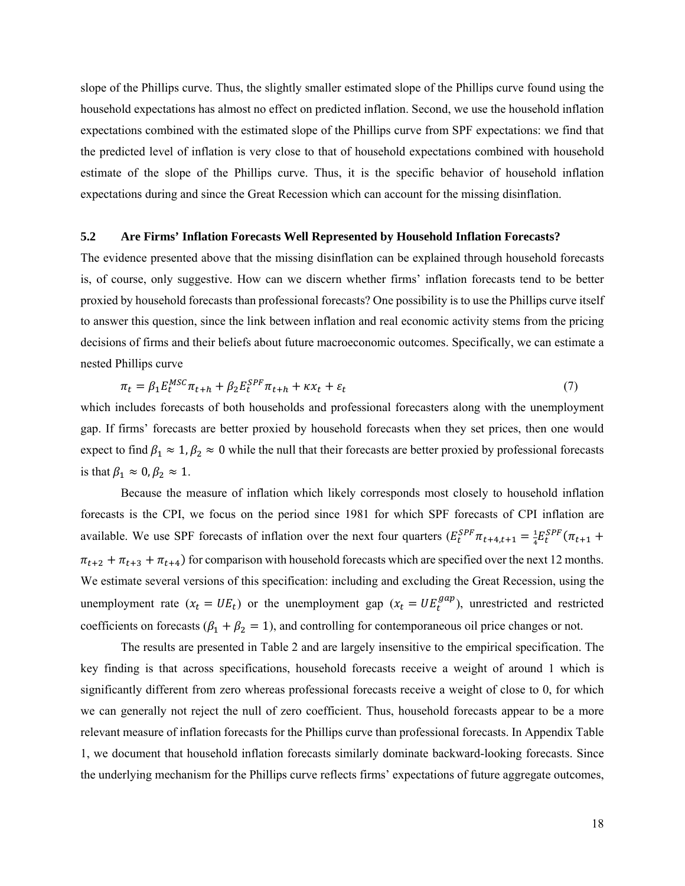slope of the Phillips curve. Thus, the slightly smaller estimated slope of the Phillips curve found using the household expectations has almost no effect on predicted inflation. Second, we use the household inflation expectations combined with the estimated slope of the Phillips curve from SPF expectations: we find that the predicted level of inflation is very close to that of household expectations combined with household estimate of the slope of the Phillips curve. Thus, it is the specific behavior of household inflation expectations during and since the Great Recession which can account for the missing disinflation.

### 5.2 Are Firms' Inflation Forecasts Well Represented by Household Inflation Forecasts?

The evidence presented above that the missing disinflation can be explained through household forecasts is, of course, only suggestive. How can we discern whether firms' inflation forecasts tend to be better proxied by household forecasts than professional forecasts? One possibility is to use the Phillips curve itself to answer this question, since the link between inflation and real economic activity stems from the pricing decisions of firms and their beliefs about future macroeconomic outcomes. Specifically, we can estimate a nested Phillips curve

$$\pi_t = \beta_1 E_t^{MSC} \pi_{t+h} + \beta_2 E_t^{SPF} \pi_{t+h} + \kappa x_t + \varepsilon_t \qquad (7)$$

which includes forecasts of both households and professional forecasters along with the unemployment gap. If firms' forecasts are better proxied by household forecasts when they set prices, then one would expect to find $\beta_1 \approx 1, \beta_2 \approx 0$ while the null that their forecasts are better proxied by professional forecasts is that $\beta_1 \approx 0, \beta_2 \approx 1$.

Because the measure of inflation which likely corresponds most closely to household inflation forecasts is the CPI, we focus on the period since 1981 for which SPF forecasts of CPI inflation are available. We use SPF forecasts of inflation over the next four quarters ($E_t^{SPF} \pi_{t+4,t+1} = \frac{1}{4} E_t^{SPF}(\pi_{t+1} + \pi_{t+2} + \pi_{t+3} + \pi_{t+4})$ for comparison with household forecasts which are specified over the next 12 months. We estimate several versions of this specification: including and excluding the Great Recession, using the unemployment rate ($x_t = UE_t$) or the unemployment gap ($x_t = UE_t^{gap}$), unrestricted and restricted coefficients on forecasts ($\beta_1 + \beta_2 = 1$), and controlling for contemporaneous oil price changes or not.

The results are presented in Table 2 and are largely insensitive to the empirical specification. The key finding is that across specifications, household forecasts receive a weight of around 1 which is significantly different from zero whereas professional forecasts receive a weight of close to 0, for which we can generally not reject the null of zero coefficient. Thus, household forecasts appear to be a more relevant measure of inflation forecasts for the Phillips curve than professional forecasts. In Appendix Table 1, we document that household inflation forecasts similarly dominate backward-looking forecasts. Since the underlying mechanism for the Phillips curve reflects firms' expectations of future aggregate outcomes,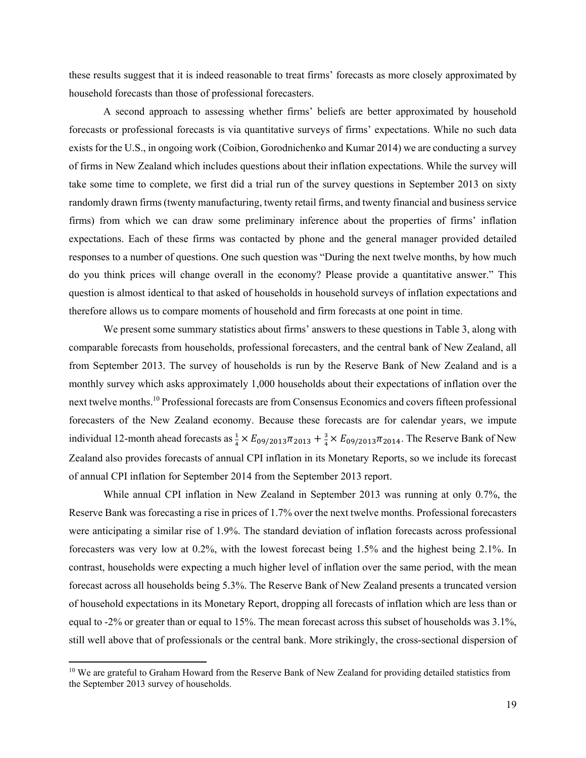these results suggest that it is indeed reasonable to treat firms' forecasts as more closely approximated by household forecasts than those of professional forecasters.

A second approach to assessing whether firms' beliefs are better approximated by household forecasts or professional forecasts is via quantitative surveys of firms' expectations. While no such data exists for the U.S., in ongoing work (Coibion, Gorodnichenko and Kumar 2014) we are conducting a survey of firms in New Zealand which includes questions about their inflation expectations. While the survey will take some time to complete, we first did a trial run of the survey questions in September 2013 on sixty randomly drawn firms (twenty manufacturing, twenty retail firms, and twenty financial and business service firms) from which we can draw some preliminary inference about the properties of firms' inflation expectations. Each of these firms was contacted by phone and the general manager provided detailed responses to a number of questions. One such question was "During the next twelve months, by how much do you think prices will change overall in the economy? Please provide a quantitative answer." This question is almost identical to that asked of households in household surveys of inflation expectations and therefore allows us to compare moments of household and firm forecasts at one point in time.

We present some summary statistics about firms' answers to these questions in Table 3, along with comparable forecasts from households, professional forecasters, and the central bank of New Zealand, all from September 2013. The survey of households is run by the Reserve Bank of New Zealand and is a monthly survey which asks approximately 1,000 households about their expectations of inflation over the next twelve months.[10] Professional forecasts are from Consensus Economics and covers fifteen professional forecasters of the New Zealand economy. Because these forecasts are for calendar years, we impute individual 12-month ahead forecasts as $\frac{1}{4} \times E_{09/2013}\pi_{2013} + \frac{3}{4} \times E_{09/2013}\pi_{2014}$. The Reserve Bank of New Zealand also provides forecasts of annual CPI inflation in its Monetary Reports, so we include its forecast of annual CPI inflation for September 2014 from the September 2013 report.

While annual CPI inflation in New Zealand in September 2013 was running at only 0.7%, the Reserve Bank was forecasting a rise in prices of 1.7% over the next twelve months. Professional forecasters were anticipating a similar rise of 1.9%. The standard deviation of inflation forecasts across professional forecasters was very low at 0.2%, with the lowest forecast being 1.5% and the highest being 2.1%. In contrast, households were expecting a much higher level of inflation over the same period, with the mean forecast across all households being 5.3%. The Reserve Bank of New Zealand presents a truncated version of household expectations in its Monetary Report, dropping all forecasts of inflation which are less than or equal to -2% or greater than or equal to 15%. The mean forecast across this subset of households was 3.1%, still well above that of professionals or the central bank. More strikingly, the cross-sectional dispersion of

[10] We are grateful to Graham Howard from the Reserve Bank of New Zealand for providing detailed statistics from the September 2013 survey of households.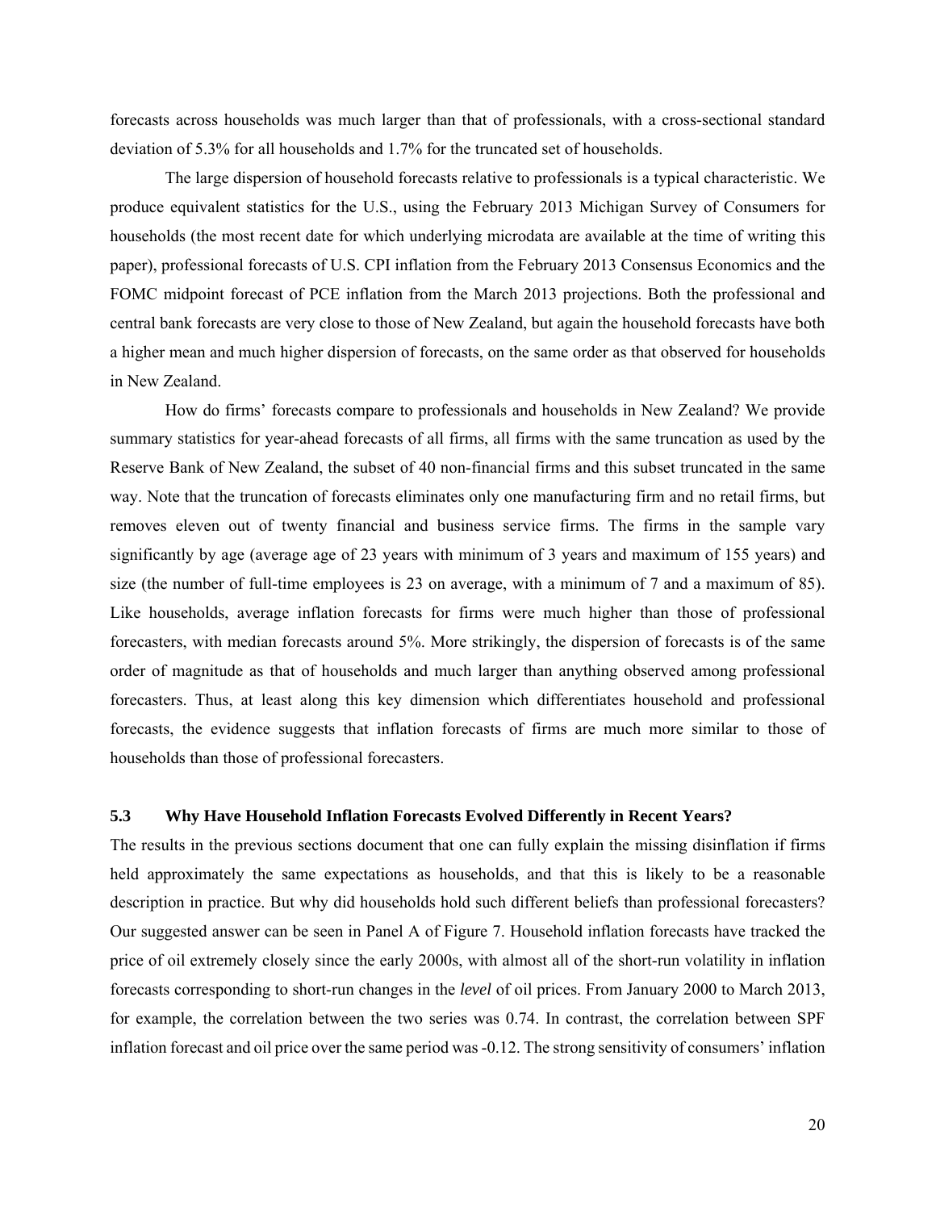forecasts across households was much larger than that of professionals, with a cross-sectional standard deviation of 5.3% for all households and 1.7% for the truncated set of households.

The large dispersion of household forecasts relative to professionals is a typical characteristic. We produce equivalent statistics for the U.S., using the February 2013 Michigan Survey of Consumers for households (the most recent date for which underlying microdata are available at the time of writing this paper), professional forecasts of U.S. CPI inflation from the February 2013 Consensus Economics and the FOMC midpoint forecast of PCE inflation from the March 2013 projections. Both the professional and central bank forecasts are very close to those of New Zealand, but again the household forecasts have both a higher mean and much higher dispersion of forecasts, on the same order as that observed for households in New Zealand.

How do firms' forecasts compare to professionals and households in New Zealand? We provide summary statistics for year-ahead forecasts of all firms, all firms with the same truncation as used by the Reserve Bank of New Zealand, the subset of 40 non-financial firms and this subset truncated in the same way. Note that the truncation of forecasts eliminates only one manufacturing firm and no retail firms, but removes eleven out of twenty financial and business service firms. The firms in the sample vary significantly by age (average age of 23 years with minimum of 3 years and maximum of 155 years) and size (the number of full-time employees is 23 on average, with a minimum of 7 and a maximum of 85). Like households, average inflation forecasts for firms were much higher than those of professional forecasters, with median forecasts around 5%. More strikingly, the dispersion of forecasts is of the same order of magnitude as that of households and much larger than anything observed among professional forecasters. Thus, at least along this key dimension which differentiates household and professional forecasts, the evidence suggests that inflation forecasts of firms are much more similar to those of households than those of professional forecasters.

### 5.3 Why Have Household Inflation Forecasts Evolved Differently in Recent Years?

The results in the previous sections document that one can fully explain the missing disinflation if firms held approximately the same expectations as households, and that this is likely to be a reasonable description in practice. But why did households hold such different beliefs than professional forecasters? Our suggested answer can be seen in Panel A of Figure 7. Household inflation forecasts have tracked the price of oil extremely closely since the early 2000s, with almost all of the short-run volatility in inflation forecasts corresponding to short-run changes in the *level* of oil prices. From January 2000 to March 2013, for example, the correlation between the two series was 0.74. In contrast, the correlation between SPF inflation forecast and oil price over the same period was -0.12. The strong sensitivity of consumers' inflation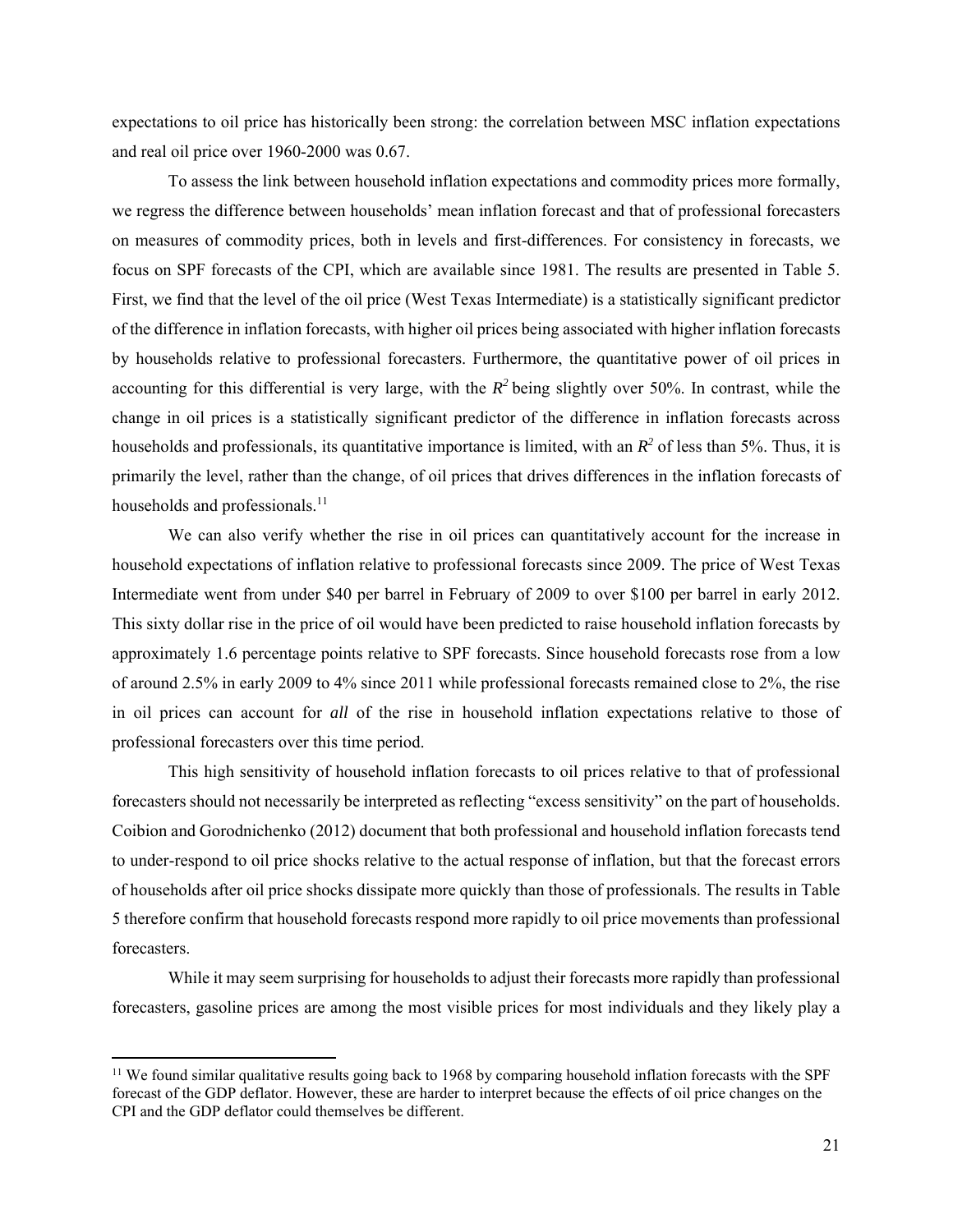expectations to oil price has historically been strong: the correlation between MSC inflation expectations and real oil price over 1960-2000 was 0.67.

To assess the link between household inflation expectations and commodity prices more formally, we regress the difference between households' mean inflation forecast and that of professional forecasters on measures of commodity prices, both in levels and first-differences. For consistency in forecasts, we focus on SPF forecasts of the CPI, which are available since 1981. The results are presented in Table 5. First, we find that the level of the oil price (West Texas Intermediate) is a statistically significant predictor of the difference in inflation forecasts, with higher oil prices being associated with higher inflation forecasts by households relative to professional forecasters. Furthermore, the quantitative power of oil prices in accounting for this differential is very large, with the $R^2$ being slightly over 50%. In contrast, while the change in oil prices is a statistically significant predictor of the difference in inflation forecasts across households and professionals, its quantitative importance is limited, with an $R^2$ of less than 5%. Thus, it is primarily the level, rather than the change, of oil prices that drives differences in the inflation forecasts of households and professionals.[11]

We can also verify whether the rise in oil prices can quantitatively account for the increase in household expectations of inflation relative to professional forecasts since 2009. The price of West Texas Intermediate went from under $40 per barrel in February of 2009 to over $100 per barrel in early 2012. This sixty dollar rise in the price of oil would have been predicted to raise household inflation forecasts by approximately 1.6 percentage points relative to SPF forecasts. Since household forecasts rose from a low of around 2.5% in early 2009 to 4% since 2011 while professional forecasts remained close to 2%, the rise in oil prices can account for *all* of the rise in household inflation expectations relative to those of professional forecasters over this time period.

This high sensitivity of household inflation forecasts to oil prices relative to that of professional forecasters should not necessarily be interpreted as reflecting "excess sensitivity" on the part of households. Coibion and Gorodnichenko (2012) document that both professional and household inflation forecasts tend to under-respond to oil price shocks relative to the actual response of inflation, but that the forecast errors of households after oil price shocks dissipate more quickly than those of professionals. The results in Table 5 therefore confirm that household forecasts respond more rapidly to oil price movements than professional forecasters.

While it may seem surprising for households to adjust their forecasts more rapidly than professional forecasters, gasoline prices are among the most visible prices for most individuals and they likely play a

[11] We found similar qualitative results going back to 1968 by comparing household inflation forecasts with the SPF forecast of the GDP deflator. However, these are harder to interpret because the effects of oil price changes on the CPI and the GDP deflator could themselves be different.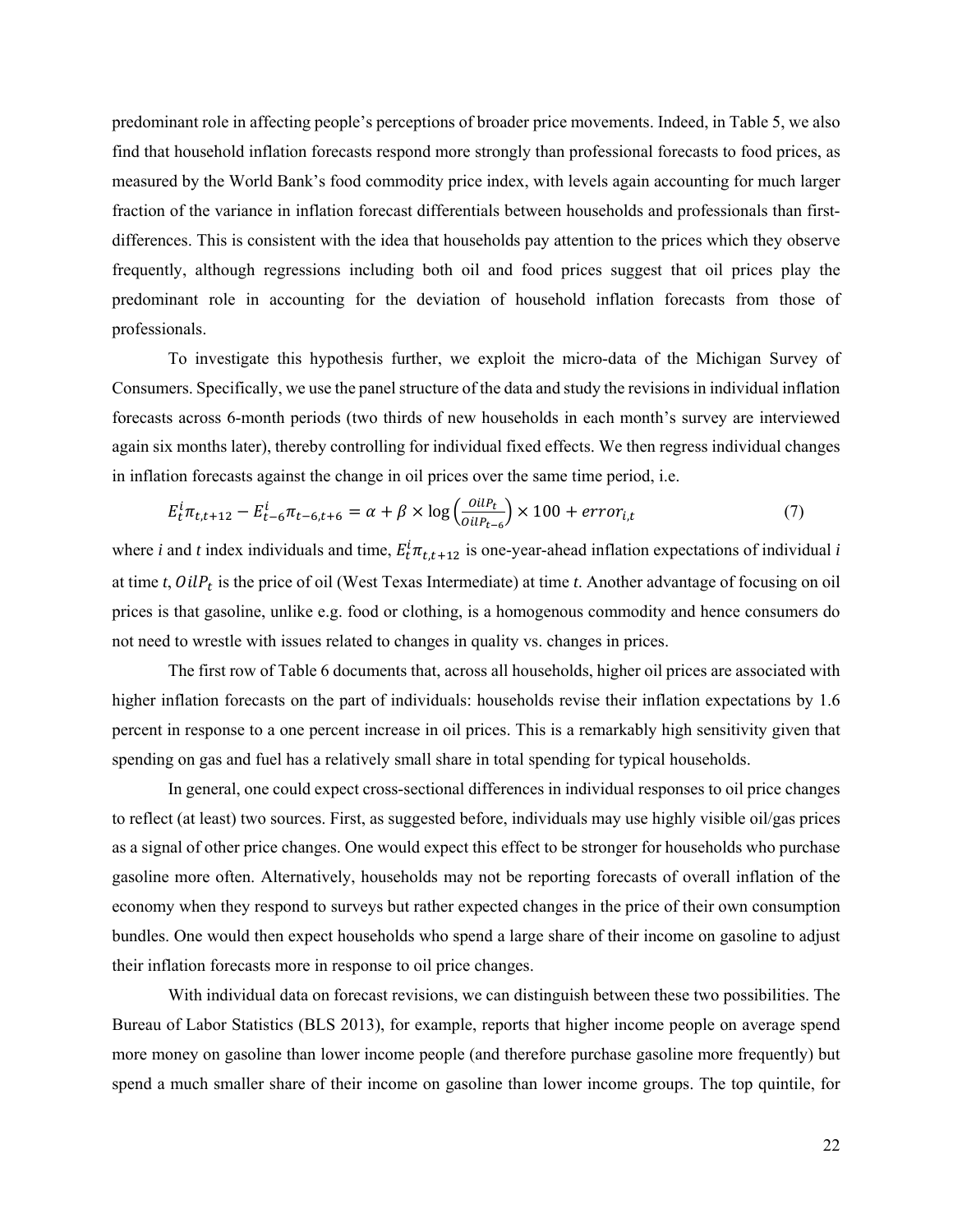predominant role in affecting people's perceptions of broader price movements. Indeed, in Table 5, we also find that household inflation forecasts respond more strongly than professional forecasts to food prices, as measured by the World Bank's food commodity price index, with levels again accounting for much larger fraction of the variance in inflation forecast differentials between households and professionals than first-differences. This is consistent with the idea that households pay attention to the prices which they observe frequently, although regressions including both oil and food prices suggest that oil prices play the predominant role in accounting for the deviation of household inflation forecasts from those of professionals.

To investigate this hypothesis further, we exploit the micro-data of the Michigan Survey of Consumers. Specifically, we use the panel structure of the data and study the revisions in individual inflation forecasts across 6-month periods (two thirds of new households in each month's survey are interviewed again six months later), thereby controlling for individual fixed effects. We then regress individual changes in inflation forecasts against the change in oil prices over the same time period, i.e.

$$E_t^i \pi_{t,t+12} - E_{t-6}^i \pi_{t-6,t+6} = \alpha + \beta \times \log\left(\frac{OilP_t}{OilP_{t-6}}\right) \times 100 + error_{i,t} \tag{7}$$

where *i* and *t* index individuals and time, $E_t^i \pi_{t,t+12}$ is one-year-ahead inflation expectations of individual *i* at time *t*, $OilP_t$ is the price of oil (West Texas Intermediate) at time *t*. Another advantage of focusing on oil prices is that gasoline, unlike e.g. food or clothing, is a homogenous commodity and hence consumers do not need to wrestle with issues related to changes in quality vs. changes in prices.

The first row of Table 6 documents that, across all households, higher oil prices are associated with higher inflation forecasts on the part of individuals: households revise their inflation expectations by 1.6 percent in response to a one percent increase in oil prices. This is a remarkably high sensitivity given that spending on gas and fuel has a relatively small share in total spending for typical households.

In general, one could expect cross-sectional differences in individual responses to oil price changes to reflect (at least) two sources. First, as suggested before, individuals may use highly visible oil/gas prices as a signal of other price changes. One would expect this effect to be stronger for households who purchase gasoline more often. Alternatively, households may not be reporting forecasts of overall inflation of the economy when they respond to surveys but rather expected changes in the price of their own consumption bundles. One would then expect households who spend a large share of their income on gasoline to adjust their inflation forecasts more in response to oil price changes.

With individual data on forecast revisions, we can distinguish between these two possibilities. The Bureau of Labor Statistics (BLS 2013), for example, reports that higher income people on average spend more money on gasoline than lower income people (and therefore purchase gasoline more frequently) but spend a much smaller share of their income on gasoline than lower income groups. The top quintile, for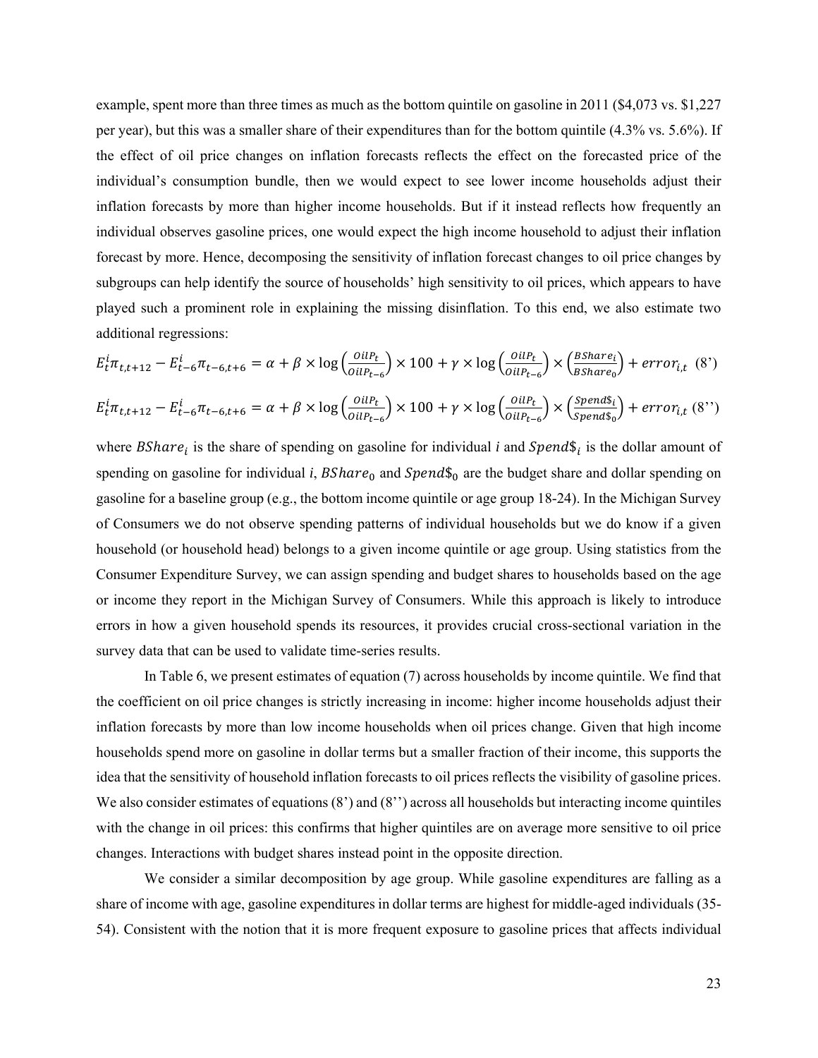example, spent more than three times as much as the bottom quintile on gasoline in 2011 (\$4,073 vs. \$1,227 per year), but this was a smaller share of their expenditures than for the bottom quintile (4.3% vs. 5.6%). If the effect of oil price changes on inflation forecasts reflects the effect on the forecasted price of the individual's consumption bundle, then we would expect to see lower income households adjust their inflation forecasts by more than higher income households. But if it instead reflects how frequently an individual observes gasoline prices, one would expect the high income household to adjust their inflation forecast by more. Hence, decomposing the sensitivity of inflation forecast changes to oil price changes by subgroups can help identify the source of households' high sensitivity to oil prices, which appears to have played such a prominent role in explaining the missing disinflation. To this end, we also estimate two additional regressions:

$$E_t^i \pi_{t,t+12} - E_{t-6}^i \pi_{t-6,t+6} = \alpha + \beta \times \log\left(\frac{OilP_t}{OilP_{t-6}}\right) \times 100 + \gamma \times \log\left(\frac{OilP_t}{OilP_{t-6}}\right) \times \left(\frac{BShare_i}{BShare_0}\right) + error_{i,t} \quad (8')$$

$$E_t^i \pi_{t,t+12} - E_{t-6}^i \pi_{t-6,t+6} = \alpha + \beta \times \log\left(\frac{OilP_t}{OilP_{t-6}}\right) \times 100 + \gamma \times \log\left(\frac{OilP_t}{OilP_{t-6}}\right) \times \left(\frac{Spend\$_i}{Spend\$_0}\right) + error_{i,t} \quad (8'')$$

where $BShare_i$ is the share of spending on gasoline for individual *i* and $Spend\$_i$ is the dollar amount of spending on gasoline for individual *i*, $BShare_0$ and $Spend\$_0$ are the budget share and dollar spending on gasoline for a baseline group (e.g., the bottom income quintile or age group 18-24). In the Michigan Survey of Consumers we do not observe spending patterns of individual households but we do know if a given household (or household head) belongs to a given income quintile or age group. Using statistics from the Consumer Expenditure Survey, we can assign spending and budget shares to households based on the age or income they report in the Michigan Survey of Consumers. While this approach is likely to introduce errors in how a given household spends its resources, it provides crucial cross-sectional variation in the survey data that can be used to validate time-series results.

In Table 6, we present estimates of equation (7) across households by income quintile. We find that the coefficient on oil price changes is strictly increasing in income: higher income households adjust their inflation forecasts by more than low income households when oil prices change. Given that high income households spend more on gasoline in dollar terms but a smaller fraction of their income, this supports the idea that the sensitivity of household inflation forecasts to oil prices reflects the visibility of gasoline prices. We also consider estimates of equations (8') and (8'') across all households but interacting income quintiles with the change in oil prices: this confirms that higher quintiles are on average more sensitive to oil price changes. Interactions with budget shares instead point in the opposite direction.

We consider a similar decomposition by age group. While gasoline expenditures are falling as a share of income with age, gasoline expenditures in dollar terms are highest for middle-aged individuals (35-54). Consistent with the notion that it is more frequent exposure to gasoline prices that affects individual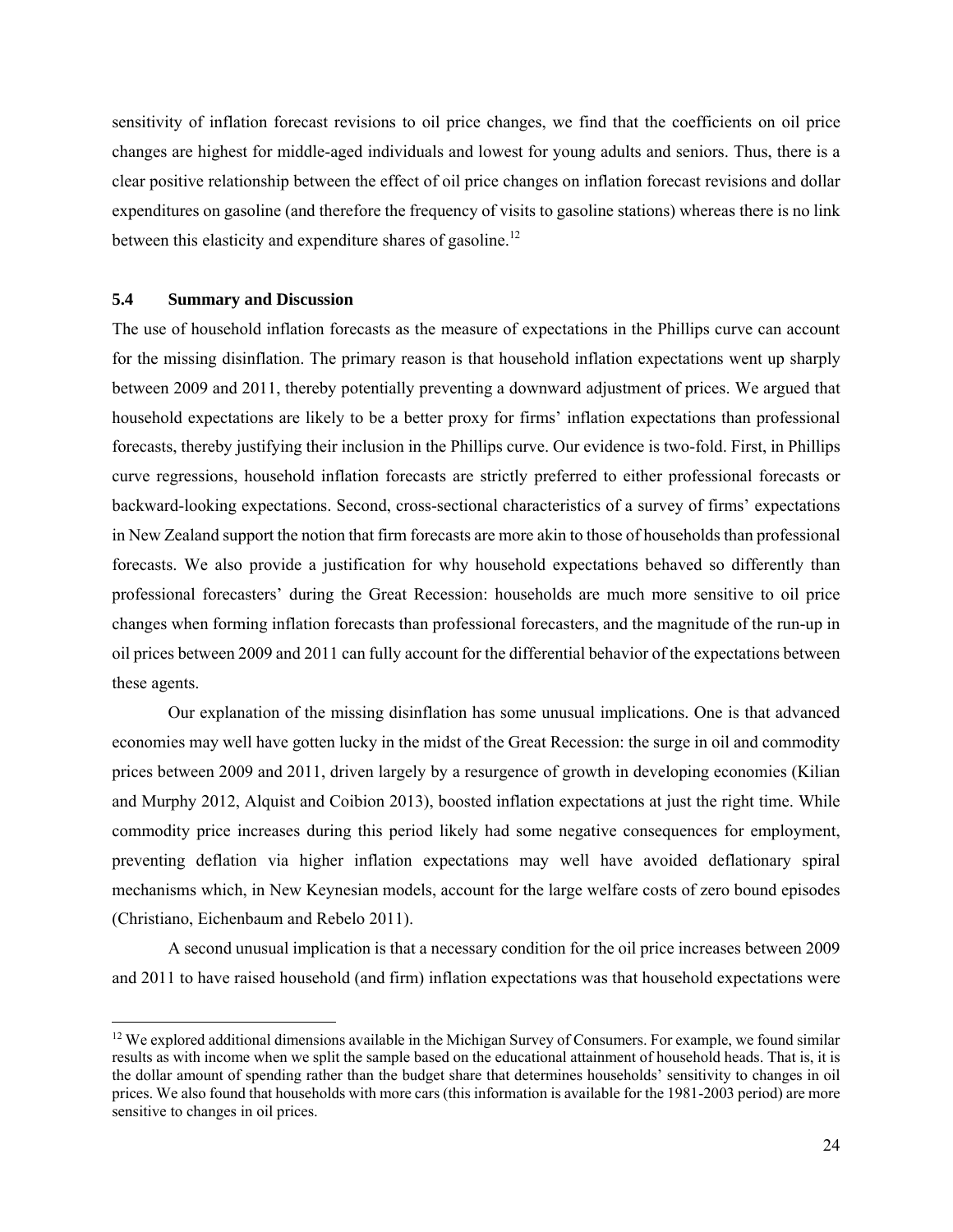sensitivity of inflation forecast revisions to oil price changes, we find that the coefficients on oil price changes are highest for middle-aged individuals and lowest for young adults and seniors. Thus, there is a clear positive relationship between the effect of oil price changes on inflation forecast revisions and dollar expenditures on gasoline (and therefore the frequency of visits to gasoline stations) whereas there is no link between this elasticity and expenditure shares of gasoline.[12]

### 5.4 Summary and Discussion

The use of household inflation forecasts as the measure of expectations in the Phillips curve can account for the missing disinflation. The primary reason is that household inflation expectations went up sharply between 2009 and 2011, thereby potentially preventing a downward adjustment of prices. We argued that household expectations are likely to be a better proxy for firms' inflation expectations than professional forecasts, thereby justifying their inclusion in the Phillips curve. Our evidence is two-fold. First, in Phillips curve regressions, household inflation forecasts are strictly preferred to either professional forecasts or backward-looking expectations. Second, cross-sectional characteristics of a survey of firms' expectations in New Zealand support the notion that firm forecasts are more akin to those of households than professional forecasts. We also provide a justification for why household expectations behaved so differently than professional forecasters' during the Great Recession: households are much more sensitive to oil price changes when forming inflation forecasts than professional forecasters, and the magnitude of the run-up in oil prices between 2009 and 2011 can fully account for the differential behavior of the expectations between these agents.

Our explanation of the missing disinflation has some unusual implications. One is that advanced economies may well have gotten lucky in the midst of the Great Recession: the surge in oil and commodity prices between 2009 and 2011, driven largely by a resurgence of growth in developing economies (Kilian and Murphy 2012, Alquist and Coibion 2013), boosted inflation expectations at just the right time. While commodity price increases during this period likely had some negative consequences for employment, preventing deflation via higher inflation expectations may well have avoided deflationary spiral mechanisms which, in New Keynesian models, account for the large welfare costs of zero bound episodes (Christiano, Eichenbaum and Rebelo 2011).

A second unusual implication is that a necessary condition for the oil price increases between 2009 and 2011 to have raised household (and firm) inflation expectations was that household expectations were

[12] We explored additional dimensions available in the Michigan Survey of Consumers. For example, we found similar results as with income when we split the sample based on the educational attainment of household heads. That is, it is the dollar amount of spending rather than the budget share that determines households' sensitivity to changes in oil prices. We also found that households with more cars (this information is available for the 1981-2003 period) are more sensitive to changes in oil prices.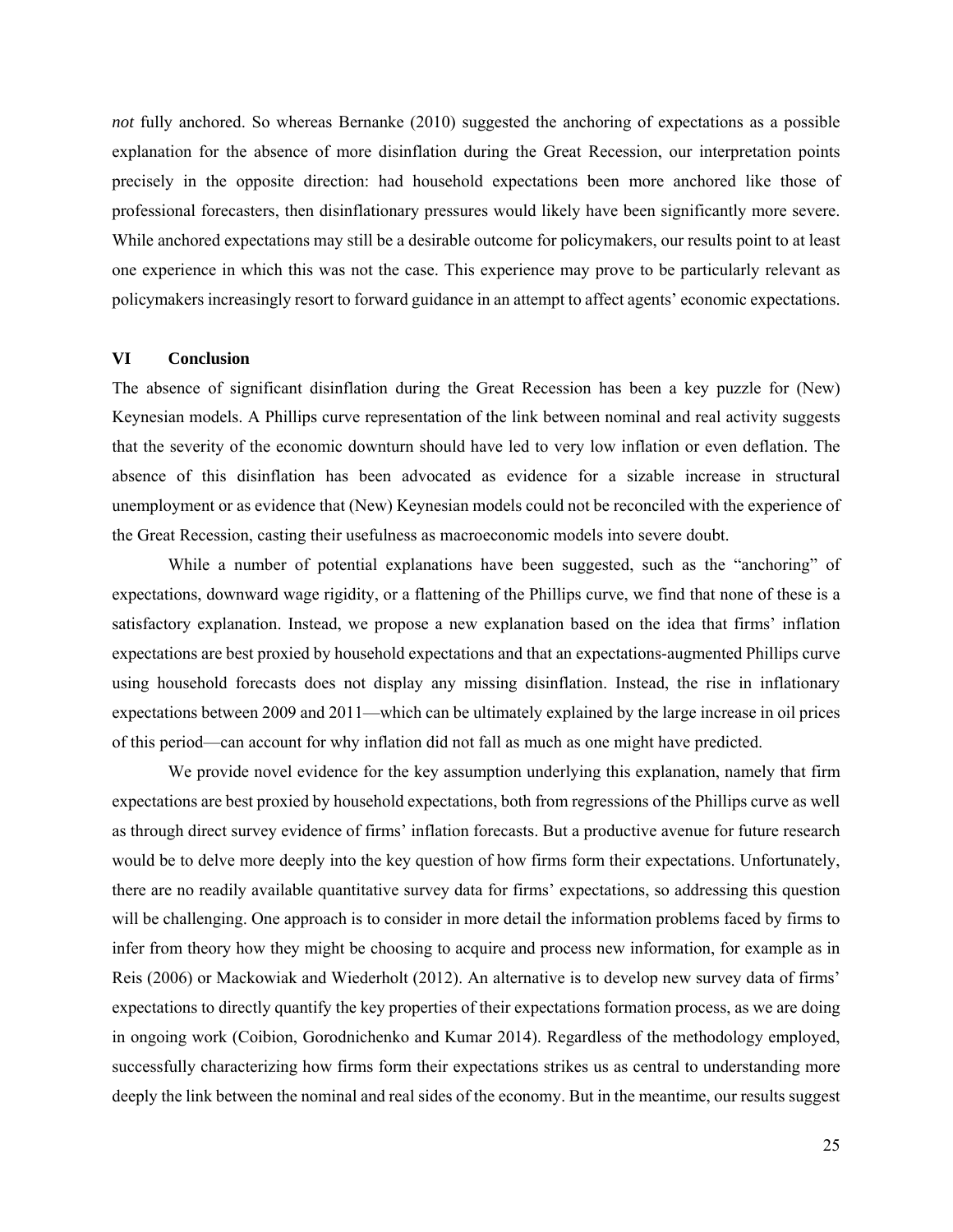*not* fully anchored. So whereas Bernanke (2010) suggested the anchoring of expectations as a possible explanation for the absence of more disinflation during the Great Recession, our interpretation points precisely in the opposite direction: had household expectations been more anchored like those of professional forecasters, then disinflationary pressures would likely have been significantly more severe. While anchored expectations may still be a desirable outcome for policymakers, our results point to at least one experience in which this was not the case. This experience may prove to be particularly relevant as policymakers increasingly resort to forward guidance in an attempt to affect agents' economic expectations.

## VI Conclusion

The absence of significant disinflation during the Great Recession has been a key puzzle for (New) Keynesian models. A Phillips curve representation of the link between nominal and real activity suggests that the severity of the economic downturn should have led to very low inflation or even deflation. The absence of this disinflation has been advocated as evidence for a sizable increase in structural unemployment or as evidence that (New) Keynesian models could not be reconciled with the experience of the Great Recession, casting their usefulness as macroeconomic models into severe doubt.

While a number of potential explanations have been suggested, such as the "anchoring" of expectations, downward wage rigidity, or a flattening of the Phillips curve, we find that none of these is a satisfactory explanation. Instead, we propose a new explanation based on the idea that firms' inflation expectations are best proxied by household expectations and that an expectations-augmented Phillips curve using household forecasts does not display any missing disinflation. Instead, the rise in inflationary expectations between 2009 and 2011—which can be ultimately explained by the large increase in oil prices of this period—can account for why inflation did not fall as much as one might have predicted.

We provide novel evidence for the key assumption underlying this explanation, namely that firm expectations are best proxied by household expectations, both from regressions of the Phillips curve as well as through direct survey evidence of firms' inflation forecasts. But a productive avenue for future research would be to delve more deeply into the key question of how firms form their expectations. Unfortunately, there are no readily available quantitative survey data for firms' expectations, so addressing this question will be challenging. One approach is to consider in more detail the information problems faced by firms to infer from theory how they might be choosing to acquire and process new information, for example as in Reis (2006) or Mackowiak and Wiederholt (2012). An alternative is to develop new survey data of firms' expectations to directly quantify the key properties of their expectations formation process, as we are doing in ongoing work (Coibion, Gorodnichenko and Kumar 2014). Regardless of the methodology employed, successfully characterizing how firms form their expectations strikes us as central to understanding more deeply the link between the nominal and real sides of the economy. But in the meantime, our results suggest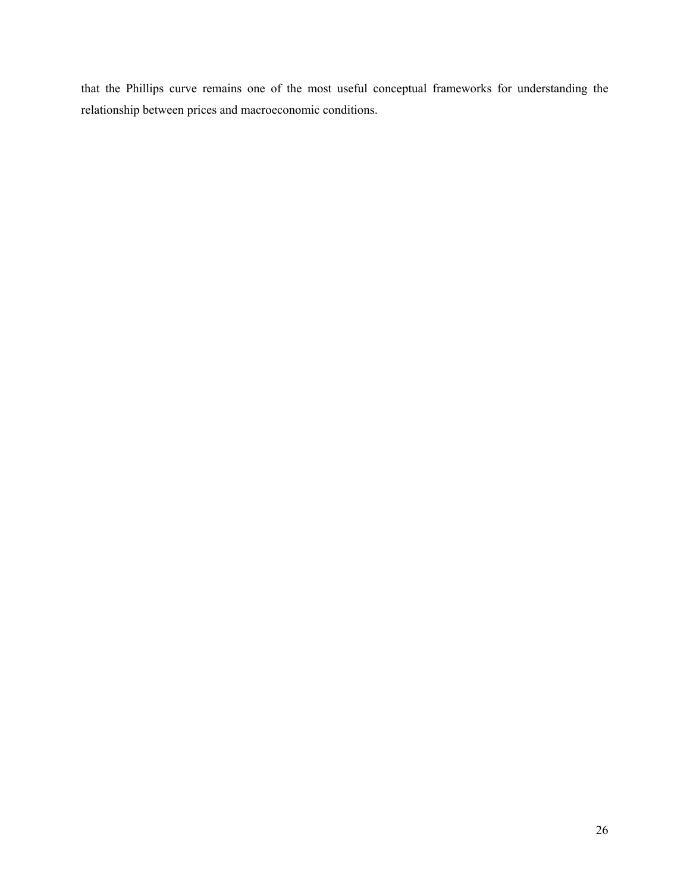that the Phillips curve remains one of the most useful conceptual frameworks for understanding the relationship between prices and macroeconomic conditions.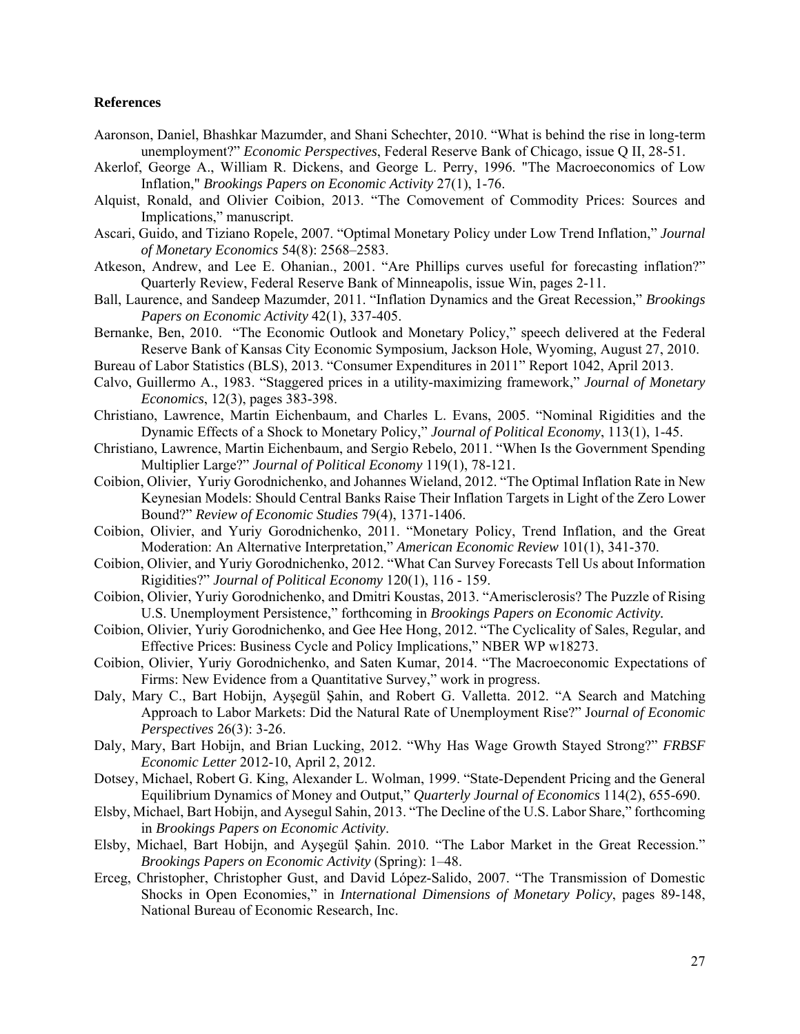**References**

Aaronson, Daniel, Bhashkar Mazumder, and Shani Schechter, 2010. "What is behind the rise in long-term unemployment?" *Economic Perspectives*, Federal Reserve Bank of Chicago, issue Q II, 28-51.

Akerlof, George A., William R. Dickens, and George L. Perry, 1996. "The Macroeconomics of Low Inflation," *Brookings Papers on Economic Activity* 27(1), 1-76.

Alquist, Ronald, and Olivier Coibion, 2013. "The Comovement of Commodity Prices: Sources and Implications," manuscript.

Ascari, Guido, and Tiziano Ropele, 2007. "Optimal Monetary Policy under Low Trend Inflation," *Journal of Monetary Economics* 54(8): 2568–2583.

Atkeson, Andrew, and Lee E. Ohanian., 2001. "Are Phillips curves useful for forecasting inflation?" Quarterly Review, Federal Reserve Bank of Minneapolis, issue Win, pages 2-11.

Ball, Laurence, and Sandeep Mazumder, 2011. "Inflation Dynamics and the Great Recession," *Brookings Papers on Economic Activity* 42(1), 337-405.

Bernanke, Ben, 2010. "The Economic Outlook and Monetary Policy," speech delivered at the Federal Reserve Bank of Kansas City Economic Symposium, Jackson Hole, Wyoming, August 27, 2010.

Bureau of Labor Statistics (BLS), 2013. "Consumer Expenditures in 2011" Report 1042, April 2013.

Calvo, Guillermo A., 1983. "Staggered prices in a utility-maximizing framework," *Journal of Monetary Economics*, 12(3), pages 383-398.

Christiano, Lawrence, Martin Eichenbaum, and Charles L. Evans, 2005. "Nominal Rigidities and the Dynamic Effects of a Shock to Monetary Policy," *Journal of Political Economy*, 113(1), 1-45.

Christiano, Lawrence, Martin Eichenbaum, and Sergio Rebelo, 2011. "When Is the Government Spending Multiplier Large?" *Journal of Political Economy* 119(1), 78-121.

Coibion, Olivier, Yuriy Gorodnichenko, and Johannes Wieland, 2012. "The Optimal Inflation Rate in New Keynesian Models: Should Central Banks Raise Their Inflation Targets in Light of the Zero Lower Bound?" *Review of Economic Studies* 79(4), 1371-1406.

Coibion, Olivier, and Yuriy Gorodnichenko, 2011. "Monetary Policy, Trend Inflation, and the Great Moderation: An Alternative Interpretation," *American Economic Review* 101(1), 341-370.

Coibion, Olivier, and Yuriy Gorodnichenko, 2012. "What Can Survey Forecasts Tell Us about Information Rigidities?" *Journal of Political Economy* 120(1), 116 - 159.

Coibion, Olivier, Yuriy Gorodnichenko, and Dmitri Koustas, 2013. "Amerisclerosis? The Puzzle of Rising U.S. Unemployment Persistence," forthcoming in *Brookings Papers on Economic Activity.*

Coibion, Olivier, Yuriy Gorodnichenko, and Gee Hee Hong, 2012. "The Cyclicality of Sales, Regular, and Effective Prices: Business Cycle and Policy Implications," NBER WP w18273.

Coibion, Olivier, Yuriy Gorodnichenko, and Saten Kumar, 2014. "The Macroeconomic Expectations of Firms: New Evidence from a Quantitative Survey," work in progress.

Daly, Mary C., Bart Hobijn, Ayşegül Şahin, and Robert G. Valletta. 2012. "A Search and Matching Approach to Labor Markets: Did the Natural Rate of Unemployment Rise?" *Journal of Economic Perspectives* 26(3): 3-26.

Daly, Mary, Bart Hobijn, and Brian Lucking, 2012. "Why Has Wage Growth Stayed Strong?" *FRBSF Economic Letter* 2012-10, April 2, 2012.

Dotsey, Michael, Robert G. King, Alexander L. Wolman, 1999. "State-Dependent Pricing and the General Equilibrium Dynamics of Money and Output," *Quarterly Journal of Economics* 114(2), 655-690.

Elsby, Michael, Bart Hobijn, and Aysegul Sahin, 2013. "The Decline of the U.S. Labor Share," forthcoming in *Brookings Papers on Economic Activity*.

Elsby, Michael, Bart Hobijn, and Ayşegül Şahin. 2010. "The Labor Market in the Great Recession." *Brookings Papers on Economic Activity* (Spring): 1–48.

Erceg, Christopher, Christopher Gust, and David López-Salido, 2007. "The Transmission of Domestic Shocks in Open Economies," in *International Dimensions of Monetary Policy*, pages 89-148, National Bureau of Economic Research, Inc.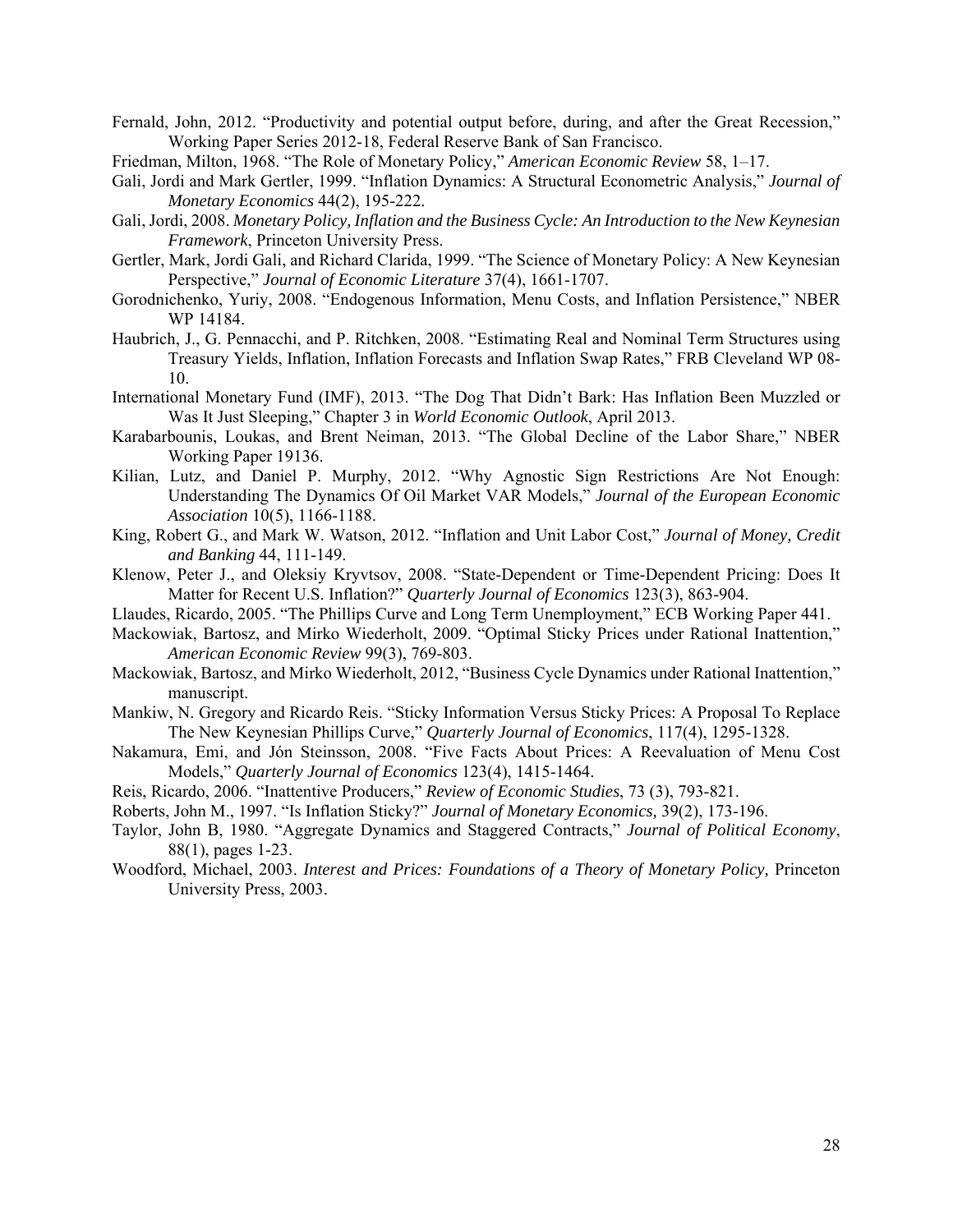Fernald, John, 2012. "Productivity and potential output before, during, and after the Great Recession," Working Paper Series 2012-18, Federal Reserve Bank of San Francisco.

Friedman, Milton, 1968. "The Role of Monetary Policy," *American Economic Review* 58, 1–17.

Gali, Jordi and Mark Gertler, 1999. "Inflation Dynamics: A Structural Econometric Analysis," *Journal of Monetary Economics* 44(2), 195-222.

Gali, Jordi, 2008. *Monetary Policy, Inflation and the Business Cycle: An Introduction to the New Keynesian Framework*, Princeton University Press.

Gertler, Mark, Jordi Gali, and Richard Clarida, 1999. "The Science of Monetary Policy: A New Keynesian Perspective," *Journal of Economic Literature* 37(4), 1661-1707.

Gorodnichenko, Yuriy, 2008. "Endogenous Information, Menu Costs, and Inflation Persistence," NBER WP 14184.

Haubrich, J., G. Pennacchi, and P. Ritchken, 2008. "Estimating Real and Nominal Term Structures using Treasury Yields, Inflation, Inflation Forecasts and Inflation Swap Rates," FRB Cleveland WP 08-10.

International Monetary Fund (IMF), 2013. "The Dog That Didn't Bark: Has Inflation Been Muzzled or Was It Just Sleeping," Chapter 3 in *World Economic Outlook*, April 2013.

Karabarbounis, Loukas, and Brent Neiman, 2013. "The Global Decline of the Labor Share," NBER Working Paper 19136.

Kilian, Lutz, and Daniel P. Murphy, 2012. "Why Agnostic Sign Restrictions Are Not Enough: Understanding The Dynamics Of Oil Market VAR Models," *Journal of the European Economic Association* 10(5), 1166-1188.

King, Robert G., and Mark W. Watson, 2012. "Inflation and Unit Labor Cost," *Journal of Money, Credit and Banking* 44, 111-149.

Klenow, Peter J., and Oleksiy Kryvtsov, 2008. "State-Dependent or Time-Dependent Pricing: Does It Matter for Recent U.S. Inflation?" *Quarterly Journal of Economics* 123(3), 863-904.

Llaudes, Ricardo, 2005. "The Phillips Curve and Long Term Unemployment," ECB Working Paper 441.

Mackowiak, Bartosz, and Mirko Wiederholt, 2009. "Optimal Sticky Prices under Rational Inattention," *American Economic Review* 99(3), 769-803.

Mackowiak, Bartosz, and Mirko Wiederholt, 2012, "Business Cycle Dynamics under Rational Inattention," manuscript.

Mankiw, N. Gregory and Ricardo Reis. "Sticky Information Versus Sticky Prices: A Proposal To Replace The New Keynesian Phillips Curve," *Quarterly Journal of Economics*, 117(4), 1295-1328.

Nakamura, Emi, and Jón Steinsson, 2008. "Five Facts About Prices: A Reevaluation of Menu Cost Models," *Quarterly Journal of Economics* 123(4), 1415-1464.

Reis, Ricardo, 2006. "Inattentive Producers," *Review of Economic Studies*, 73 (3), 793-821.

Roberts, John M., 1997. "Is Inflation Sticky?" *Journal of Monetary Economics,* 39(2), 173-196.

Taylor, John B, 1980. "Aggregate Dynamics and Staggered Contracts," *Journal of Political Economy*, 88(1), pages 1-23.

Woodford, Michael, 2003. *Interest and Prices: Foundations of a Theory of Monetary Policy,* Princeton University Press, 2003.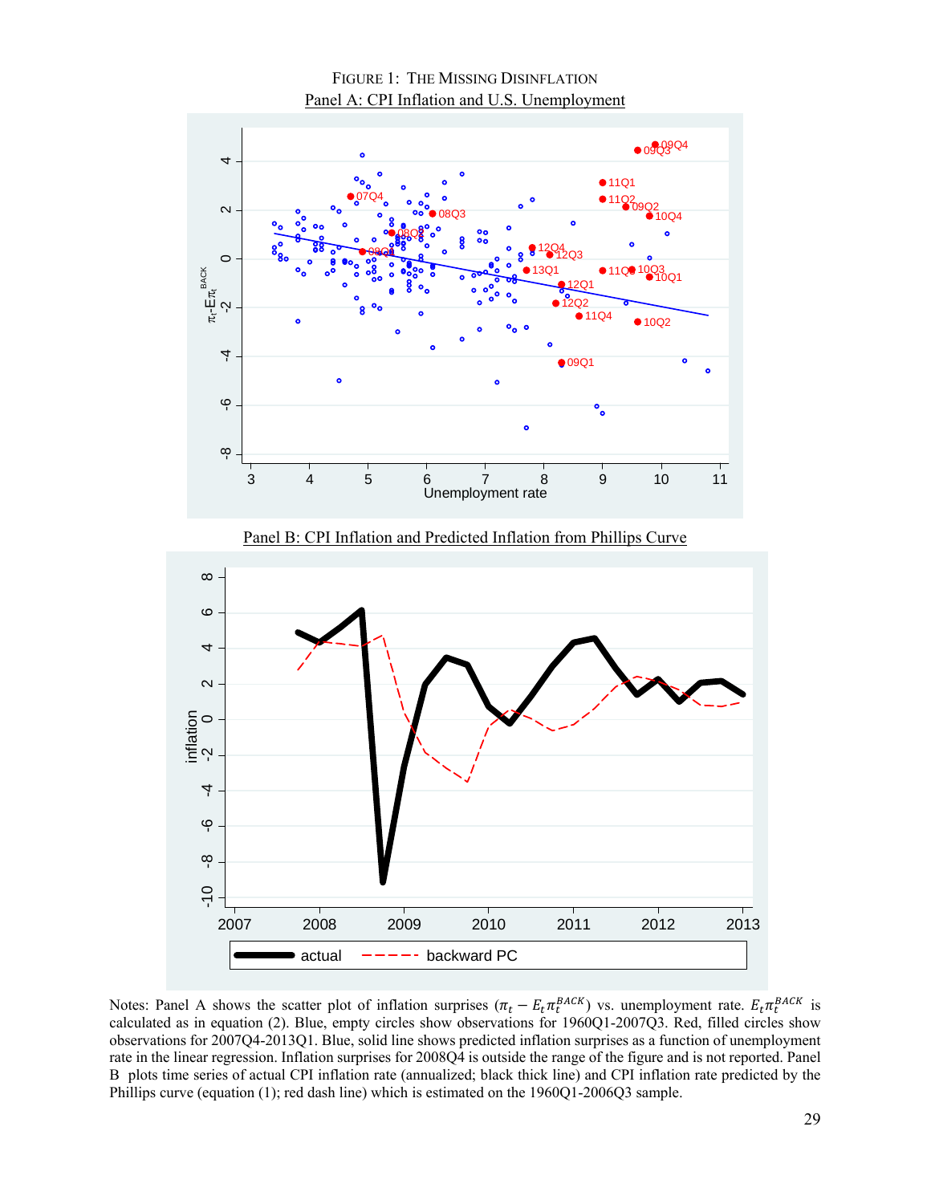FIGURE 1: THE MISSING DISINFLATION

Panel A: CPI Inflation and U.S. Unemployment

$\pi_t - E_t\pi_t^{BACK}$

-8 -6 -4 -2 0 2 4

3 4 5 6 7 8 9 10 11

Unemployment rate

09Q4, 09Q3, 11Q1, 11Q2, 09Q2, 10Q4, 07Q4, 08Q3, 08Q2, 08Q1, 12Q4, 12Q3, 13Q1, 11Q3, 10Q3, 10Q1, 12Q1, 12Q2, 11Q4, 10Q2, 09Q1

Panel B: CPI Inflation and Predicted Inflation from Phillips Curve

inflation

-10 -8 -6 -4 -2 0 2 4 6 8

2007 2008 2009 2010 2011 2012 2013

actual    backward PC

Notes: Panel A shows the scatter plot of inflation surprises ($\pi_t - E_t\pi_t^{BACK}$) vs. unemployment rate. $E_t\pi_t^{BACK}$ is calculated as in equation (2). Blue, empty circles show observations for 1960Q1-2007Q3. Red, filled circles show observations for 2007Q4-2013Q1. Blue, solid line shows predicted inflation surprises as a function of unemployment rate in the linear regression. Inflation surprises for 2008Q4 is outside the range of the figure and is not reported. Panel B plots time series of actual CPI inflation rate (annualized; black thick line) and CPI inflation rate predicted by the Phillips curve (equation (1); red dash line) which is estimated on the 1960Q1-2006Q3 sample.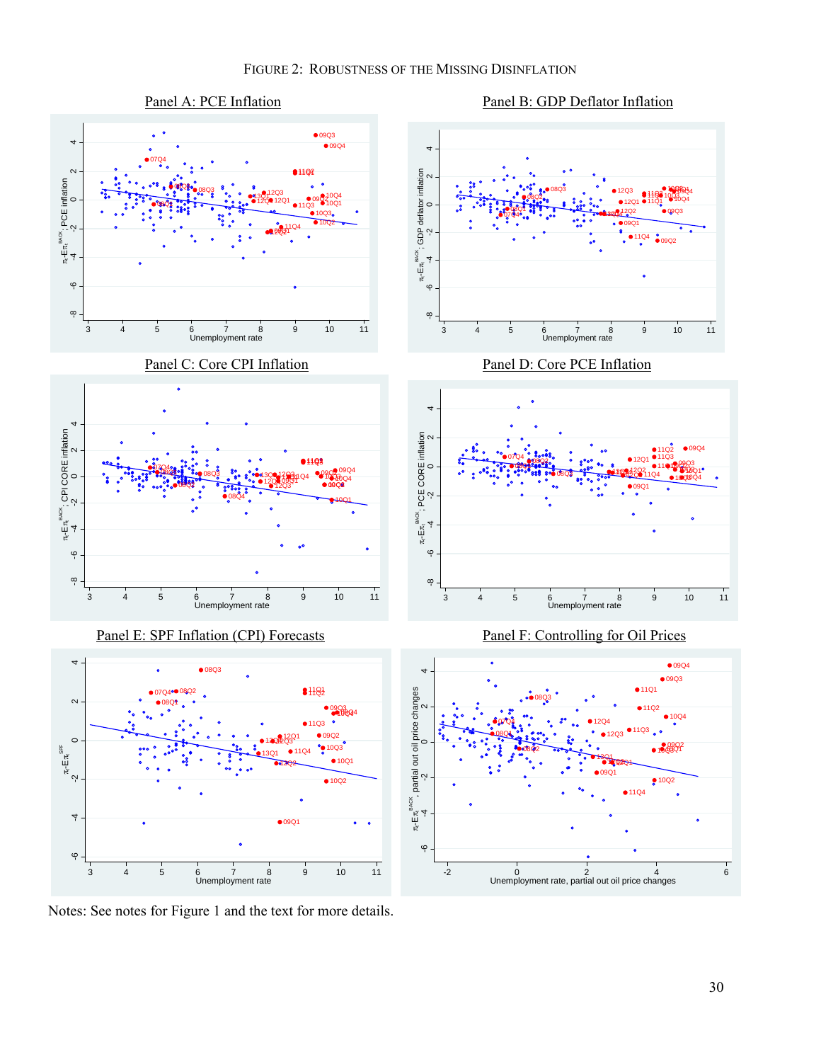FIGURE 2: ROBUSTNESS OF THE MISSING DISINFLATION

Panel A: PCE Inflation

$\pi_t - E\pi_t^{BACK}$, PCE inflation

Unemployment rate

Panel B: GDP Deflator Inflation

$\pi_t - E\pi_t^{BACK}$, GDP deflator inflation

Unemployment rate

Panel C: Core CPI Inflation

$\pi_t - E\pi_t^{BACK}$, CPI CORE inflation

Unemployment rate

Panel D: Core PCE Inflation

$\pi_t - E\pi_t^{BACK}$, PCE CORE inflation

Unemployment rate

Panel E: SPF Inflation (CPI) Forecasts

$\pi_t - E\pi_t^{SPF}$

Unemployment rate

Panel F: Controlling for Oil Prices

$\pi_t - E\pi_t^{BACK}$, partial out oil price changes

Unemployment rate, partial out oil price changes

Notes: See notes for Figure 1 and the text for more details.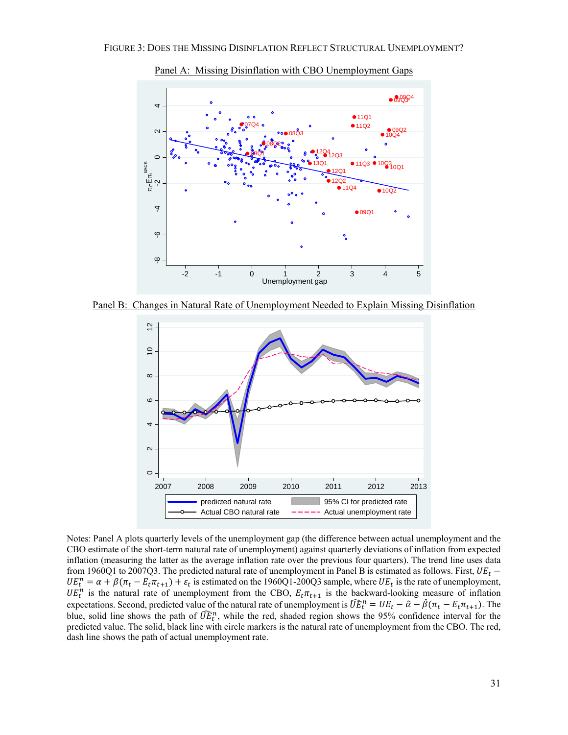FIGURE 3: DOES THE MISSING DISINFLATION REFLECT STRUCTURAL UNEMPLOYMENT?

Panel A: Missing Disinflation with CBO Unemployment Gaps

$\pi_t - E_t\pi_t^{BACK}$

Unemployment gap

-2 -1 0 1 2 3 4 5

4 2 0 -2 -4 -6 -8

09Q4 09Q3 11Q1 11Q2 09Q2 10Q4 07Q4 08Q3 08Q2 08Q1 12Q4 12Q3 13Q1 11Q3 10Q3 10Q1 12Q1 12Q2 11Q4 10Q2 09Q1

Panel B: Changes in Natural Rate of Unemployment Needed to Explain Missing Disinflation

12 10 8 6 4 2 0

2007 2008 2009 2010 2011 2012 2013

predicted natural rate

95% CI for predicted rate

Actual CBO natural rate

Actual unemployment rate

Notes: Panel A plots quarterly levels of the unemployment gap (the difference between actual unemployment and the CBO estimate of the short-term natural rate of unemployment) against quarterly deviations of inflation from expected inflation (measuring the latter as the average inflation rate over the previous four quarters). The trend line uses data from 1960Q1 to 2007Q3. The predicted natural rate of unemployment in Panel B is estimated as follows. First, $UE_t - UE_t^n = \alpha + \beta(\pi_t - E_t\pi_{t+1}) + \varepsilon_t$ is estimated on the 1960Q1-200Q3 sample, where $UE_t$ is the rate of unemployment, $UE_t^n$ is the natural rate of unemployment from the CBO, $E_t\pi_{t+1}$ is the backward-looking measure of inflation expectations. Second, predicted value of the natural rate of unemployment is $\widehat{UE}_t^n = UE_t - \hat{\alpha} - \hat{\beta}(\pi_t - E_t\pi_{t+1})$. The blue, solid line shows the path of $\widehat{UE}_t^n$, while the red, shaded region shows the 95% confidence interval for the predicted value. The solid, black line with circle markers is the natural rate of unemployment from the CBO. The red, dash line shows the path of actual unemployment rate.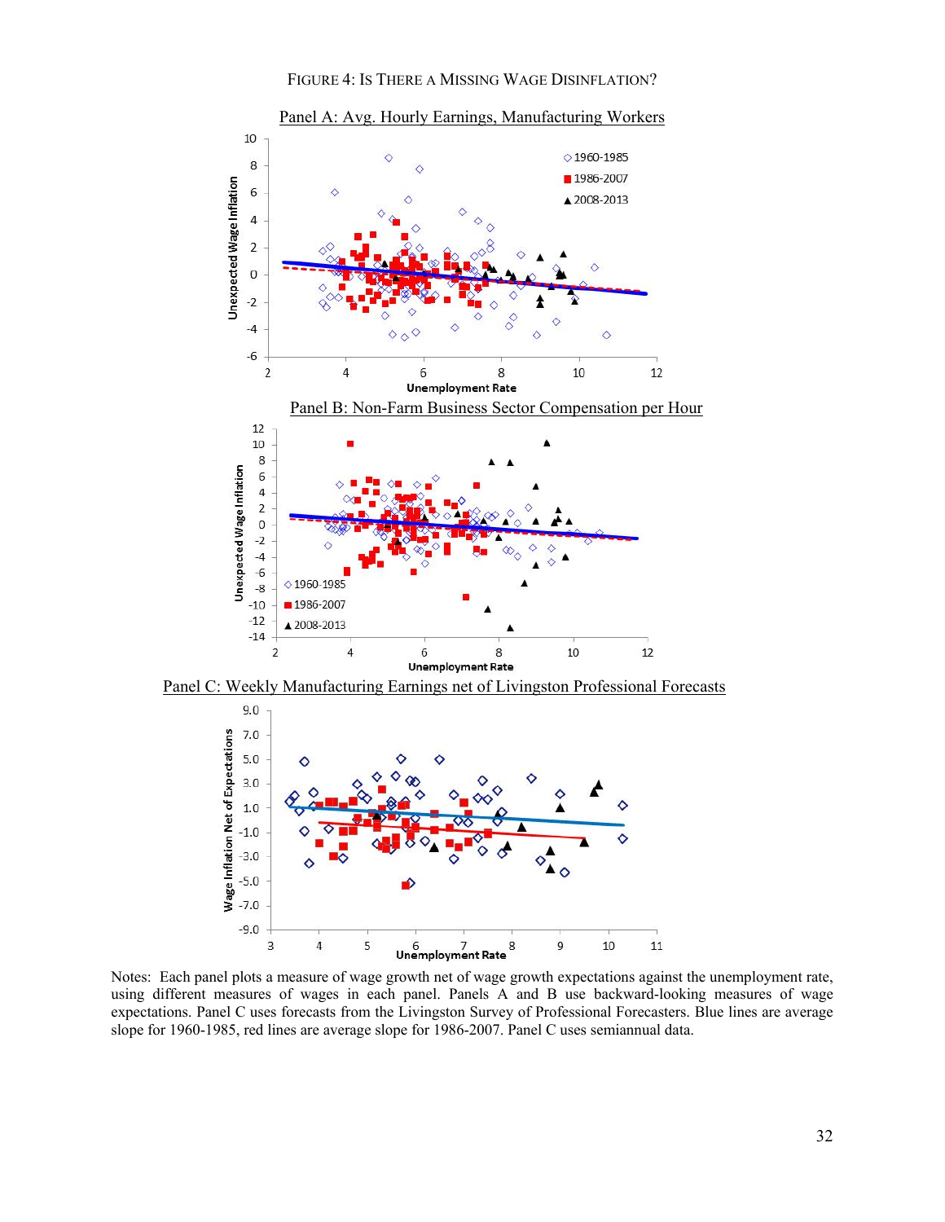FIGURE 4: IS THERE A MISSING WAGE DISINFLATION?

Panel A: Avg. Hourly Earnings, Manufacturing Workers

Unexpected Wage Inflation

10
8
6
4
2
0
-2
-4
-6

2 4 6 8 10 12

Unemployment Rate

◇ 1960-1985
■ 1986-2007
▲ 2008-2013

Panel B: Non-Farm Business Sector Compensation per Hour

Unexpected Wage Inflation

12
10
8
6
4
2
0
-2
-4
-6
-8
-10
-12
-14

2 4 6 8 10 12

Unemployment Rate

◇ 1960-1985
■ 1986-2007
▲ 2008-2013

Panel C: Weekly Manufacturing Earnings net of Livingston Professional Forecasts

Wage Inflation Net of Expectations

9.0
7.0
5.0
3.0
1.0
-1.0
-3.0
-5.0
-7.0
-9.0

3 4 5 6 7 8 9 10 11

Unemployment Rate

Notes: Each panel plots a measure of wage growth net of wage growth expectations against the unemployment rate, using different measures of wages in each panel. Panels A and B use backward-looking measures of wage expectations. Panel C uses forecasts from the Livingston Survey of Professional Forecasters. Blue lines are average slope for 1960-1985, red lines are average slope for 1986-2007. Panel C uses semiannual data.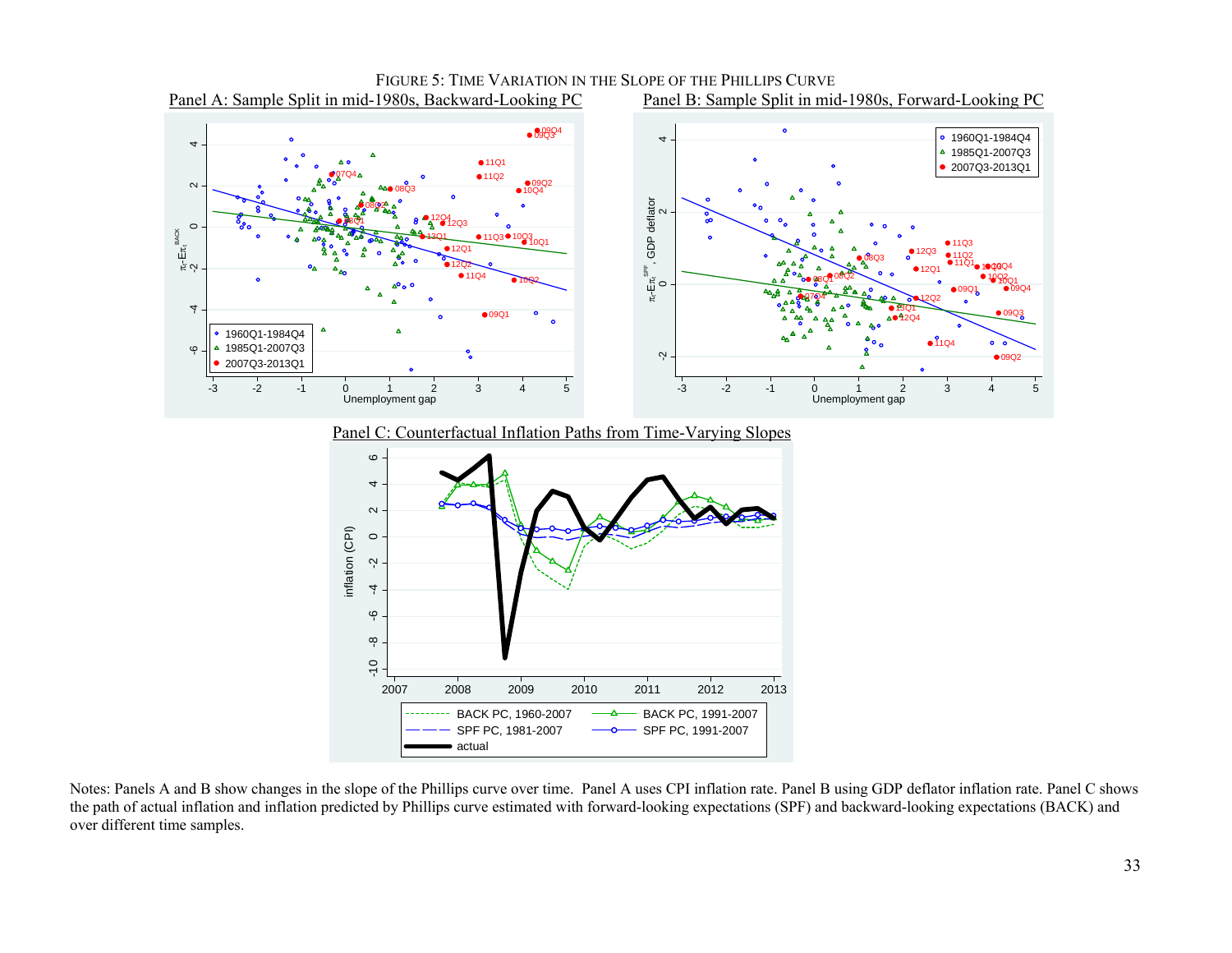FIGURE 5: TIME VARIATION IN THE SLOPE OF THE PHILLIPS CURVE

Panel A: Sample Split in mid-1980s, Backward-Looking PC

$\pi_t - E\pi_t^{BACK}$

Unemployment gap

1960Q1-1984Q4
1985Q1-2007Q3
2007Q3-2013Q1

Panel B: Sample Split in mid-1980s, Forward-Looking PC

$\pi_t - E\pi_t^{SPF}$, GDP deflator

Unemployment gap

1960Q1-1984Q4
1985Q1-2007Q3
2007Q3-2013Q1

Panel C: Counterfactual Inflation Paths from Time-Varying Slopes

inflation (CPI)

BACK PC, 1960-2007
BACK PC, 1991-2007
SPF PC, 1981-2007
SPF PC, 1991-2007
actual

Notes: Panels A and B show changes in the slope of the Phillips curve over time. Panel A uses CPI inflation rate. Panel B using GDP deflator inflation rate. Panel C shows the path of actual inflation and inflation predicted by Phillips curve estimated with forward-looking expectations (SPF) and backward-looking expectations (BACK) and over different time samples.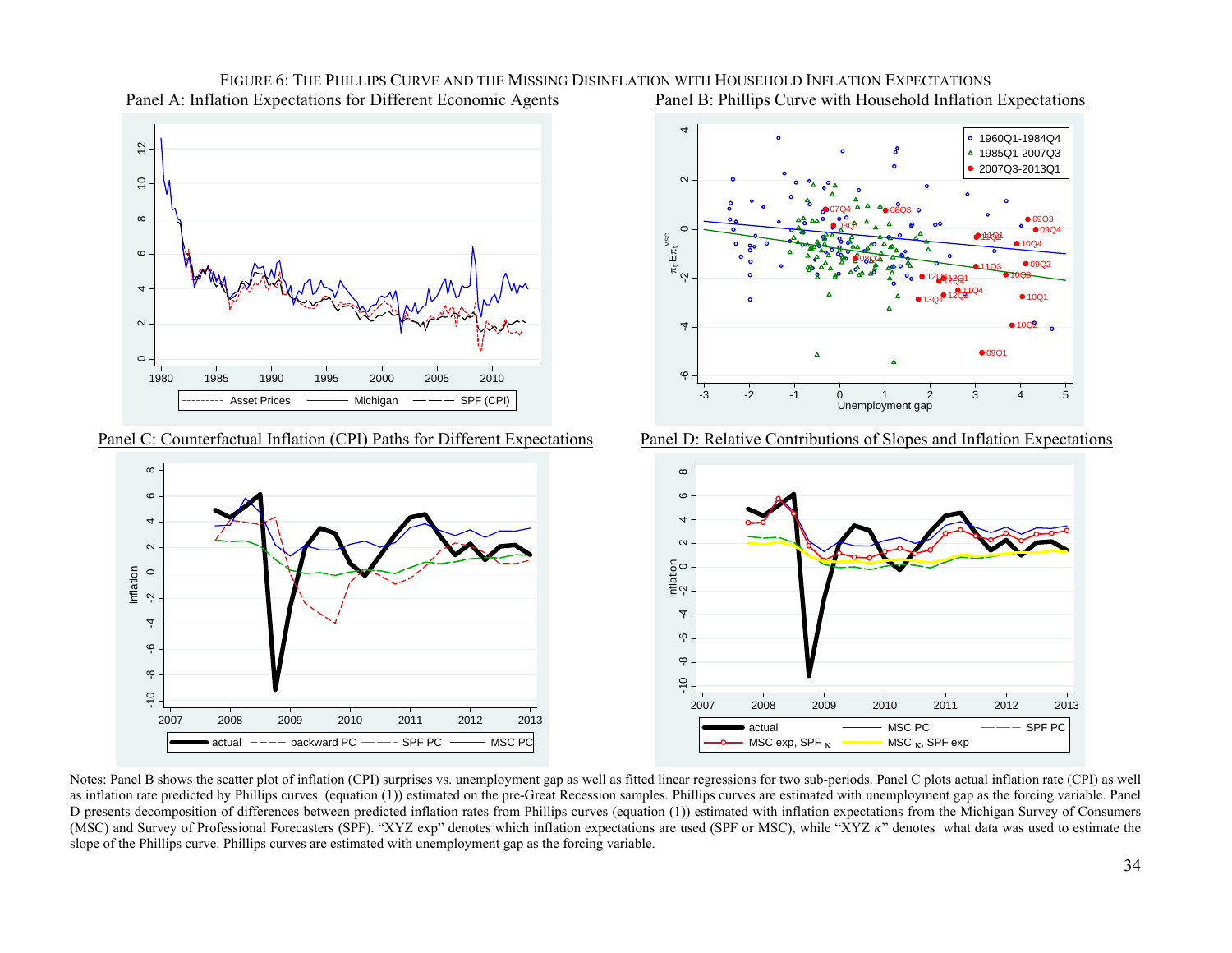FIGURE 6: THE PHILLIPS CURVE AND THE MISSING DISINFLATION WITH HOUSEHOLD INFLATION EXPECTATIONS

Panel A: Inflation Expectations for Different Economic Agents

0
2
4
6
8
10
12

1980
1985
1990
1995
2000
2005
2010

Asset Prices
Michigan
SPF (CPI)

Panel B: Phillips Curve with Household Inflation Expectations

-6
-4
-2
0
2
4

$\pi_t - E\pi_t^{MSC}$

-3
-2
-1
0
1
2
3
4
5

Unemployment gap

1960Q1-1984Q4
1985Q1-2007Q3
2007Q3-2013Q1

07Q4
08Q1
08Q3
08Q2
09Q3
09Q4
10Q4
11Q1
11Q2
11Q3
09Q2
10Q3
12Q4
12Q3
12Q1
11Q4
12Q2
13Q1
10Q1
10Q2
09Q1

Panel C: Counterfactual Inflation (CPI) Paths for Different Expectations

-10
-8
-6
-4
-2
0
2
4
6
8

inflation

2007
2008
2009
2010
2011
2012
2013

actual
backward PC
SPF PC
MSC PC

Panel D: Relative Contributions of Slopes and Inflation Expectations

-10
-8
-6
-4
-2
0
2
4
6
8

inflation

2007
2008
2009
2010
2011
2012
2013

actual
MSC PC
SPF PC
MSC exp, SPF $\kappa$
MSC $\kappa$, SPF exp

Notes: Panel B shows the scatter plot of inflation (CPI) surprises vs. unemployment gap as well as fitted linear regressions for two sub-periods. Panel C plots actual inflation rate (CPI) as well as inflation rate predicted by Phillips curves (equation (1)) estimated on the pre-Great Recession samples. Phillips curves are estimated with unemployment gap as the forcing variable. Panel D presents decomposition of differences between predicted inflation rates from Phillips curves (equation (1)) estimated with inflation expectations from the Michigan Survey of Consumers (MSC) and Survey of Professional Forecasters (SPF). "XYZ exp" denotes which inflation expectations are used (SPF or MSC), while "XYZ $\kappa$" denotes what data was used to estimate the slope of the Phillips curve. Phillips curves are estimated with unemployment gap as the forcing variable.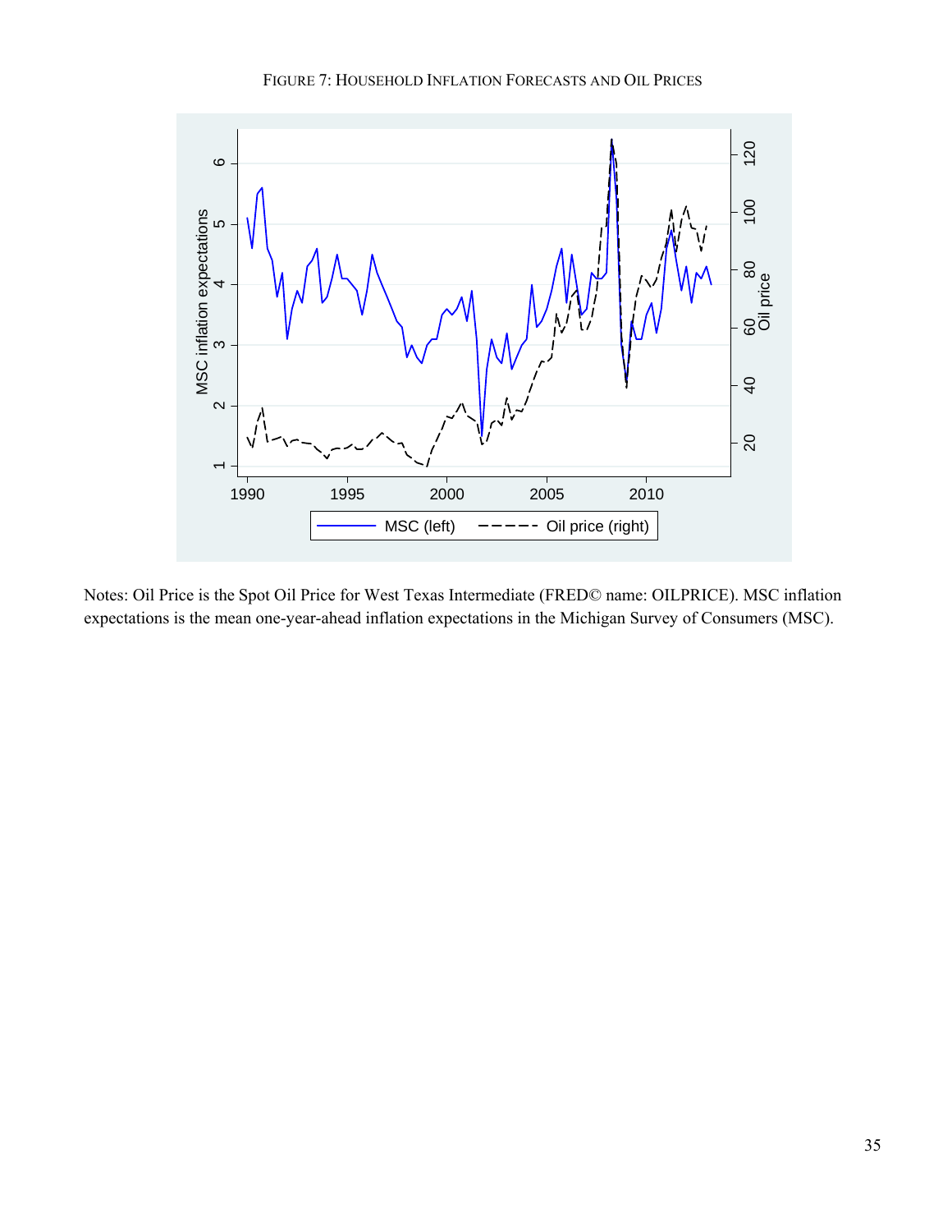FIGURE 7: HOUSEHOLD INFLATION FORECASTS AND OIL PRICES

MSC inflation expectations

1
2
3
4
5
6

Oil price

20
40
60
80
100
120

1990
1995
2000
2005
2010

MSC (left)
Oil price (right)

Notes: Oil Price is the Spot Oil Price for West Texas Intermediate (FRED© name: OILPRICE). MSC inflation expectations is the mean one-year-ahead inflation expectations in the Michigan Survey of Consumers (MSC).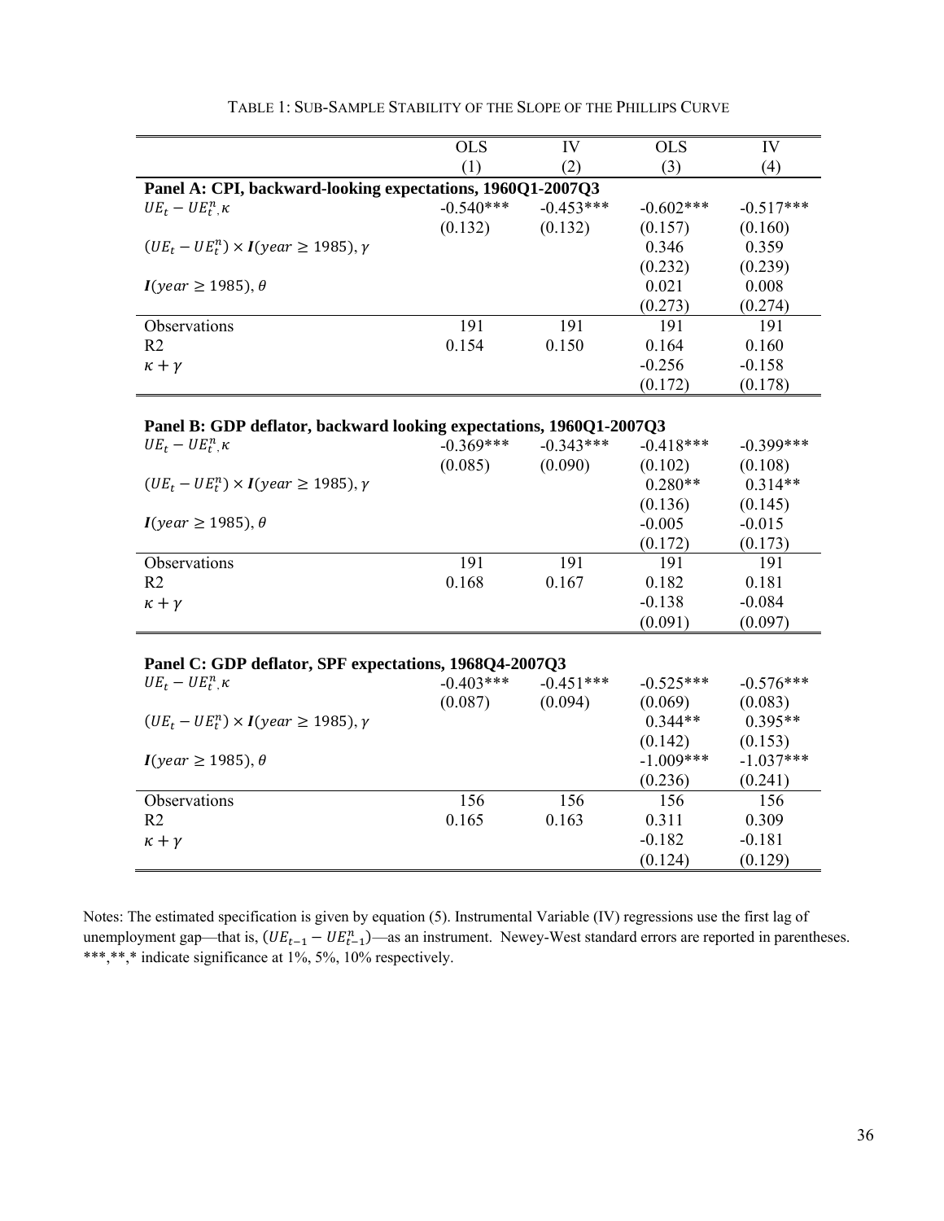TABLE 1: SUB-SAMPLE STABILITY OF THE SLOPE OF THE PHILLIPS CURVE

| | OLS | IV | OLS | IV |
|---|---|---|---|---|
| | (1) | (2) | (3) | (4) |
| **Panel A: CPI, backward-looking expectations, 1960Q1-2007Q3** | | | | |
| $UE_t - UE_t^n, \kappa$ | -0.540*** | -0.453*** | -0.602*** | -0.517*** |
| | (0.132) | (0.132) | (0.157) | (0.160) |
| $(UE_t - UE_t^n) \times \boldsymbol{I}(year \geq 1985), \gamma$ | | | 0.346 | 0.359 |
| | | | (0.232) | (0.239) |
| $\boldsymbol{I}(year \geq 1985), \theta$ | | | 0.021 | 0.008 |
| | | | (0.273) | (0.274) |
| Observations | 191 | 191 | 191 | 191 |
| R2 | 0.154 | 0.150 | 0.164 | 0.160 |
| $\kappa + \gamma$ | | | -0.256 | -0.158 |
| | | | (0.172) | (0.178) |
| **Panel B: GDP deflator, backward looking expectations, 1960Q1-2007Q3** | | | | |
| $UE_t - UE_t^n, \kappa$ | -0.369*** | -0.343*** | -0.418*** | -0.399*** |
| | (0.085) | (0.090) | (0.102) | (0.108) |
| $(UE_t - UE_t^n) \times \boldsymbol{I}(year \geq 1985), \gamma$ | | | 0.280** | 0.314** |
| | | | (0.136) | (0.145) |
| $\boldsymbol{I}(year \geq 1985), \theta$ | | | -0.005 | -0.015 |
| | | | (0.172) | (0.173) |
| Observations | 191 | 191 | 191 | 191 |
| R2 | 0.168 | 0.167 | 0.182 | 0.181 |
| $\kappa + \gamma$ | | | -0.138 | -0.084 |
| | | | (0.091) | (0.097) |
| **Panel C: GDP deflator, SPF expectations, 1968Q4-2007Q3** | | | | |
| $UE_t - UE_t^n, \kappa$ | -0.403*** | -0.451*** | -0.525*** | -0.576*** |
| | (0.087) | (0.094) | (0.069) | (0.083) |
| $(UE_t - UE_t^n) \times \boldsymbol{I}(year \geq 1985), \gamma$ | | | 0.344** | 0.395** |
| | | | (0.142) | (0.153) |
| $\boldsymbol{I}(year \geq 1985), \theta$ | | | -1.009*** | -1.037*** |
| | | | (0.236) | (0.241) |
| Observations | 156 | 156 | 156 | 156 |
| R2 | 0.165 | 0.163 | 0.311 | 0.309 |
| $\kappa + \gamma$ | | | -0.182 | -0.181 |
| | | | (0.124) | (0.129) |

Notes: The estimated specification is given by equation (5). Instrumental Variable (IV) regressions use the first lag of unemployment gap—that is, $(UE_{t-1} - UE_{t-1}^n)$—as an instrument. Newey-West standard errors are reported in parentheses. ***,**,* indicate significance at 1%, 5%, 10% respectively.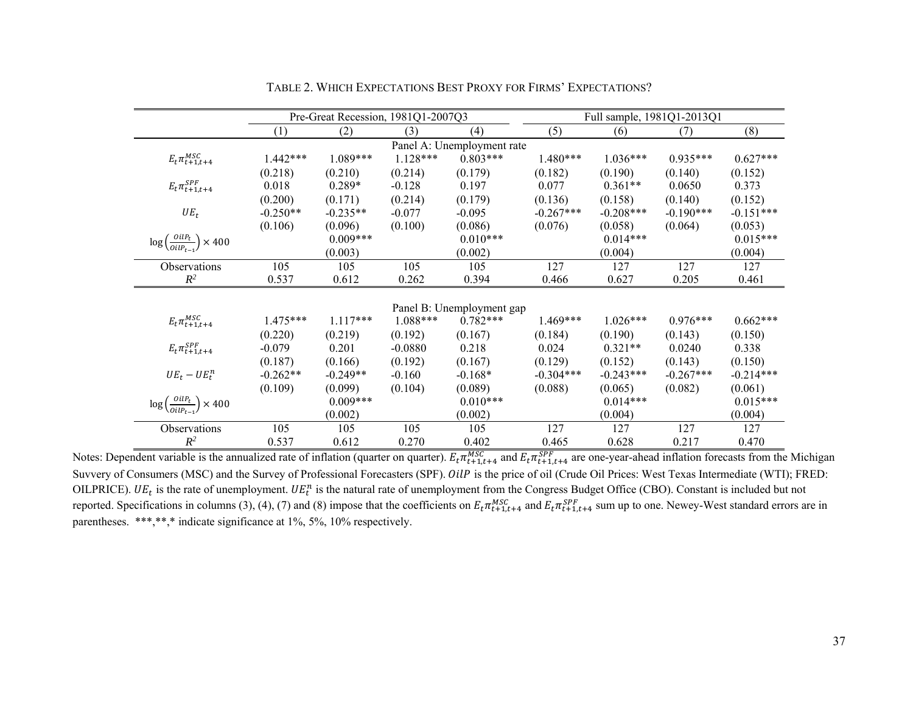TABLE 2. WHICH EXPECTATIONS BEST PROXY FOR FIRMS' EXPECTATIONS?

| | Pre-Great Recession, 1981Q1-2007Q3 | | | | Full sample, 1981Q1-2013Q1 | | | |
|---|---|---|---|---|---|---|---|---|
| | (1) | (2) | (3) | (4) | (5) | (6) | (7) | (8) |
| | | | | Panel A: Unemployment rate | | | | |
| $E_t\pi_{t+1,t+4}^{MSC}$ | 1.442*** | 1.089*** | 1.128*** | 0.803*** | 1.480*** | 1.036*** | 0.935*** | 0.627*** |
| | (0.218) | (0.210) | (0.214) | (0.179) | (0.182) | (0.190) | (0.140) | (0.152) |
| $E_t\pi_{t+1,t+4}^{SPF}$ | 0.018 | 0.289* | -0.128 | 0.197 | 0.077 | 0.361** | 0.0650 | 0.373 |
| | (0.200) | (0.171) | (0.214) | (0.179) | (0.136) | (0.158) | (0.140) | (0.152) |
| $UE_t$ | -0.250** | -0.235** | -0.077 | -0.095 | -0.267*** | -0.208*** | -0.190*** | -0.151*** |
| | (0.106) | (0.096) | (0.100) | (0.086) | (0.076) | (0.058) | (0.064) | (0.053) |
| $\log\left(\frac{OilP_t}{OilP_{t-1}}\right) \times 400$ | | 0.009*** | | 0.010*** | | 0.014*** | | 0.015*** |
| | | (0.003) | | (0.002) | | (0.004) | | (0.004) |
| Observations | 105 | 105 | 105 | 105 | 127 | 127 | 127 | 127 |
| $R^2$ | 0.537 | 0.612 | 0.262 | 0.394 | 0.466 | 0.627 | 0.205 | 0.461 |
| | | | | Panel B: Unemployment gap | | | | |
| $E_t\pi_{t+1,t+4}^{MSC}$ | 1.475*** | 1.117*** | 1.088*** | 0.782*** | 1.469*** | 1.026*** | 0.976*** | 0.662*** |
| | (0.220) | (0.219) | (0.192) | (0.167) | (0.184) | (0.190) | (0.143) | (0.150) |
| $E_t\pi_{t+1,t+4}^{SPF}$ | -0.079 | 0.201 | -0.0880 | 0.218 | 0.024 | 0.321** | 0.0240 | 0.338 |
| | (0.187) | (0.166) | (0.192) | (0.167) | (0.129) | (0.152) | (0.143) | (0.150) |
| $UE_t - UE_t^n$ | -0.262** | -0.249** | -0.160 | -0.168* | -0.304*** | -0.243*** | -0.267*** | -0.214*** |
| | (0.109) | (0.099) | (0.104) | (0.089) | (0.088) | (0.065) | (0.082) | (0.061) |
| $\log\left(\frac{OilP_t}{OilP_{t-1}}\right) \times 400$ | | 0.009*** | | 0.010*** | | 0.014*** | | 0.015*** |
| | | (0.002) | | (0.002) | | (0.004) | | (0.004) |
| Observations | 105 | 105 | 105 | 105 | 127 | 127 | 127 | 127 |
| $R^2$ | 0.537 | 0.612 | 0.270 | 0.402 | 0.465 | 0.628 | 0.217 | 0.470 |

Notes: Dependent variable is the annualized rate of inflation (quarter on quarter). $E_t\pi_{t+1,t+4}^{MSC}$ and $E_t\pi_{t+1,t+4}^{SPF}$ are one-year-ahead inflation forecasts from the Michigan Suvvery of Consumers (MSC) and the Survey of Professional Forecasters (SPF). $OilP$ is the price of oil (Crude Oil Prices: West Texas Intermediate (WTI); FRED: OILPRICE). $UE_t$ is the rate of unemployment. $UE_t^n$ is the natural rate of unemployment from the Congress Budget Office (CBO). Constant is included but not reported. Specifications in columns (3), (4), (7) and (8) impose that the coefficients on $E_t\pi_{t+1,t+4}^{MSC}$ and $E_t\pi_{t+1,t+4}^{SPF}$ sum up to one. Newey-West standard errors are in parentheses. ***,**,* indicate significance at 1%, 5%, 10% respectively.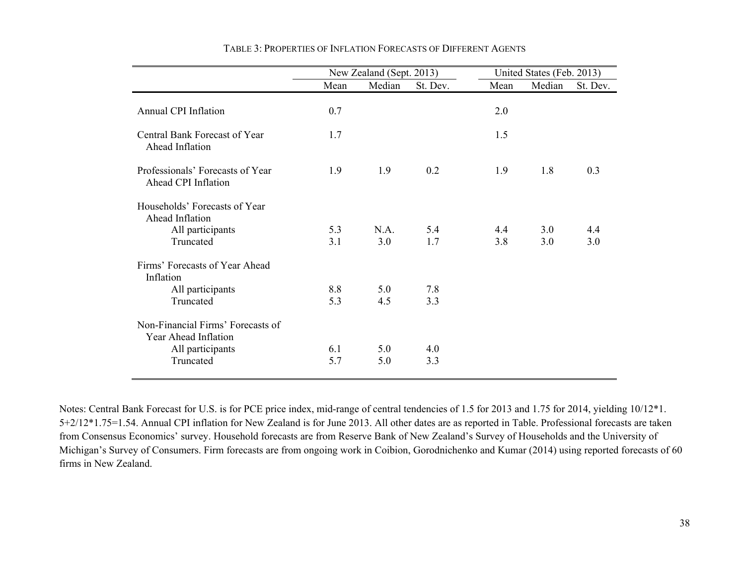TABLE 3: PROPERTIES OF INFLATION FORECASTS OF DIFFERENT AGENTS

| | New Zealand (Sept. 2013) | | | United States (Feb. 2013) | | |
|---|---|---|---|---|---|---|
| | Mean | Median | St. Dev. | Mean | Median | St. Dev. |
| Annual CPI Inflation | 0.7 | | | 2.0 | | |
| Central Bank Forecast of Year Ahead Inflation | 1.7 | | | 1.5 | | |
| Professionals' Forecasts of Year Ahead CPI Inflation | 1.9 | 1.9 | 0.2 | 1.9 | 1.8 | 0.3 |
| Households' Forecasts of Year Ahead Inflation | | | | | | |
| All participants | 5.3 | N.A. | 5.4 | 4.4 | 3.0 | 4.4 |
| Truncated | 3.1 | 3.0 | 1.7 | 3.8 | 3.0 | 3.0 |
| Firms' Forecasts of Year Ahead Inflation | | | | | | |
| All participants | 8.8 | 5.0 | 7.8 | | | |
| Truncated | 5.3 | 4.5 | 3.3 | | | |
| Non-Financial Firms' Forecasts of Year Ahead Inflation | | | | | | |
| All participants | 6.1 | 5.0 | 4.0 | | | |
| Truncated | 5.7 | 5.0 | 3.3 | | | |

Notes: Central Bank Forecast for U.S. is for PCE price index, mid-range of central tendencies of 1.5 for 2013 and 1.75 for 2014, yielding 10/12*1.5+2/12*1.75=1.54. Annual CPI inflation for New Zealand is for June 2013. All other dates are as reported in Table. Professional forecasts are taken from Consensus Economics' survey. Household forecasts are from Reserve Bank of New Zealand's Survey of Households and the University of Michigan's Survey of Consumers. Firm forecasts are from ongoing work in Coibion, Gorodnichenko and Kumar (2014) using reported forecasts of 60 firms in New Zealand.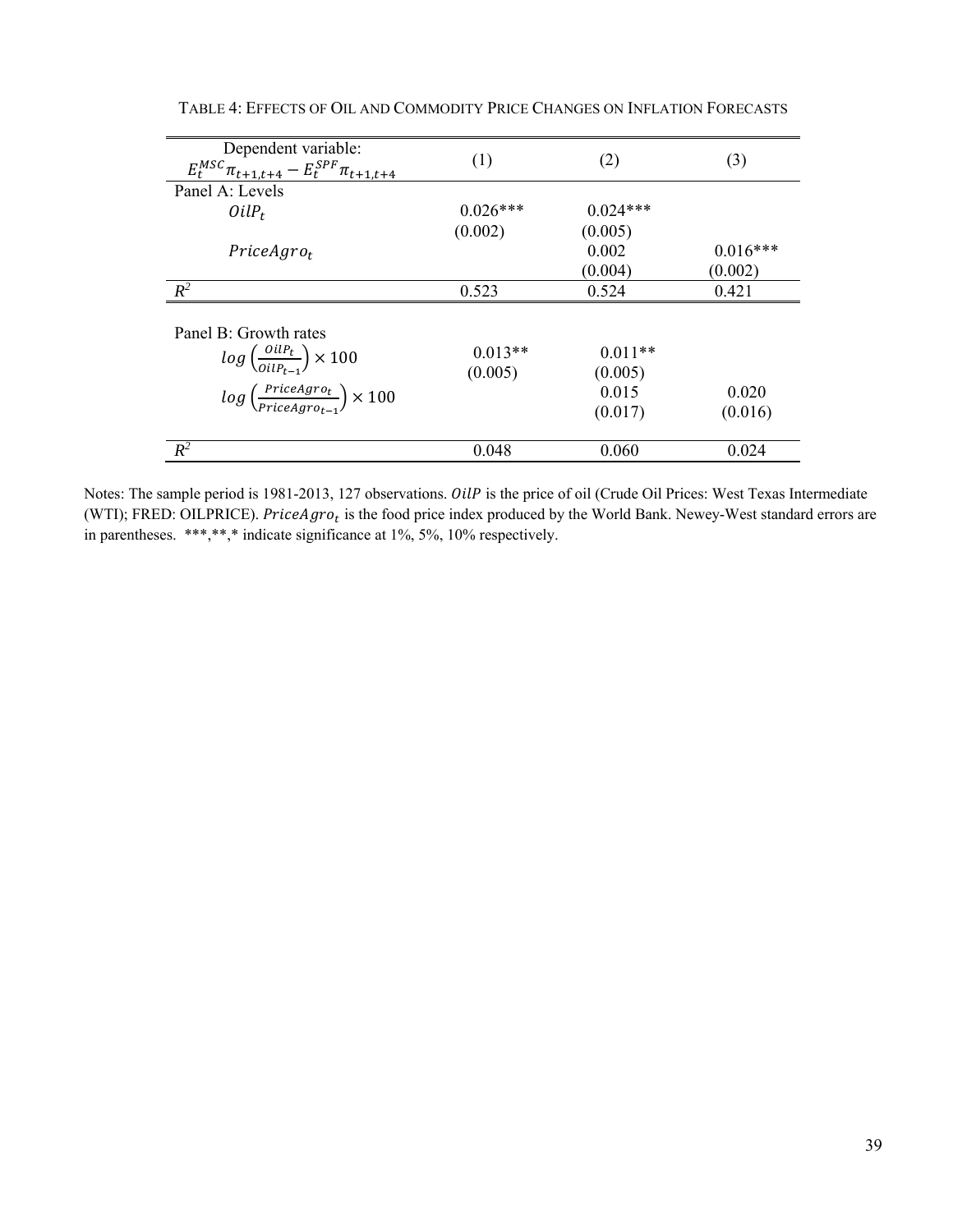TABLE 4: EFFECTS OF OIL AND COMMODITY PRICE CHANGES ON INFLATION FORECASTS

| Dependent variable: $E_t^{MSC}\pi_{t+1,t+4} - E_t^{SPF}\pi_{t+1,t+4}$ | (1) | (2) | (3) |
|---|---|---|---|
| Panel A: Levels | | | |
| $OilP_t$ | 0.026*** | 0.024*** | |
| | (0.002) | (0.005) | |
| $PriceAgro_t$ | | 0.002 | 0.016*** |
| | | (0.004) | (0.002) |
| $R^2$ | 0.523 | 0.524 | 0.421 |
| Panel B: Growth rates | | | |
| $log\left(\frac{OilP_t}{OilP_{t-1}}\right) \times 100$ | 0.013** | 0.011** | |
| | (0.005) | (0.005) | |
| $log\left(\frac{PriceAgro_t}{PriceAgro_{t-1}}\right) \times 100$ | | 0.015 | 0.020 |
| | | (0.017) | (0.016) |
| $R^2$ | 0.048 | 0.060 | 0.024 |

Notes: The sample period is 1981-2013, 127 observations. $OilP$ is the price of oil (Crude Oil Prices: West Texas Intermediate (WTI); FRED: OILPRICE). $PriceAgro_t$ is the food price index produced by the World Bank. Newey-West standard errors are in parentheses. ***,**,* indicate significance at 1%, 5%, 10% respectively.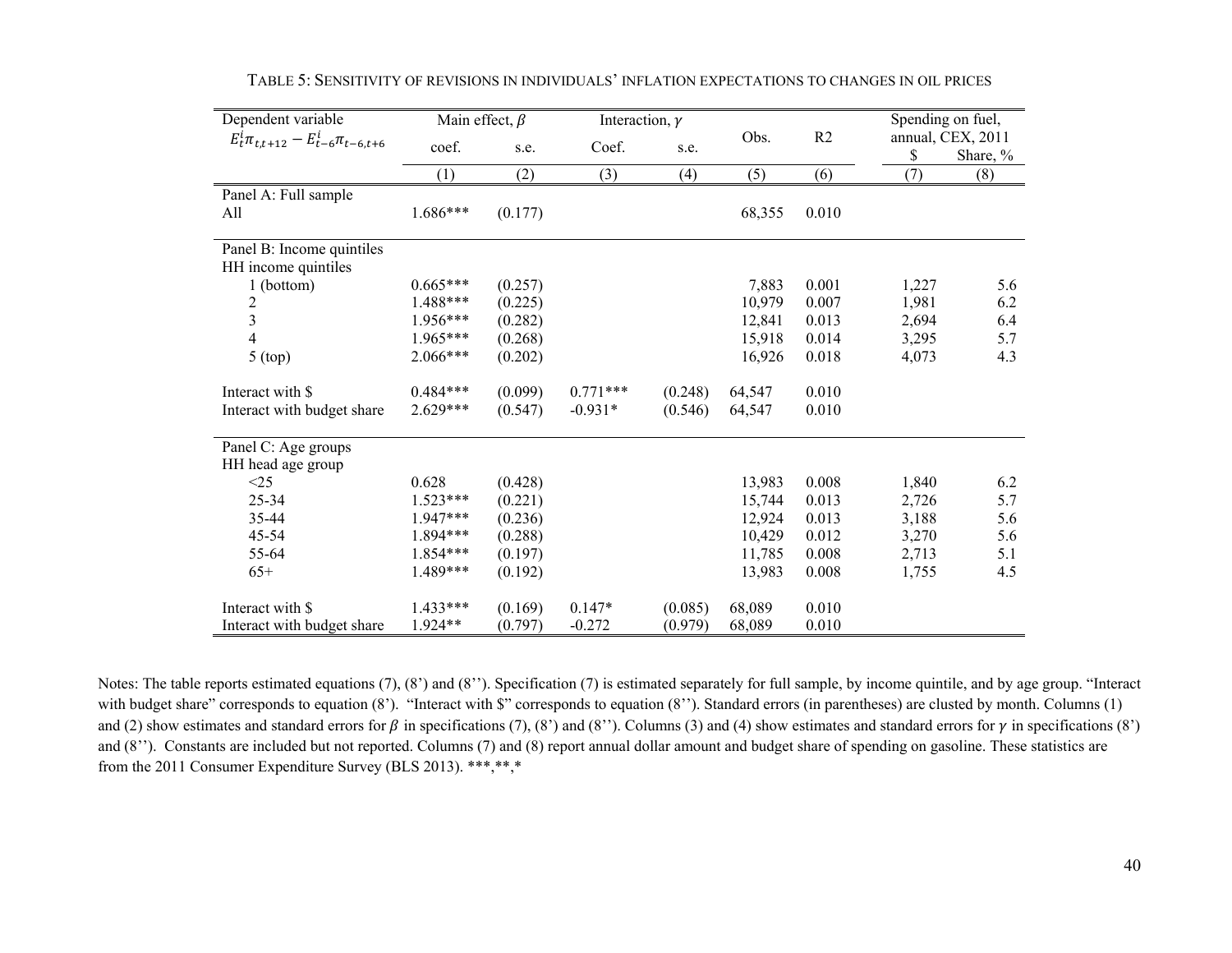TABLE 5: SENSITIVITY OF REVISIONS IN INDIVIDUALS' INFLATION EXPECTATIONS TO CHANGES IN OIL PRICES

| Dependent variable $E_t^i \pi_{t,t+12} - E_{t-6}^i \pi_{t-6,t+6}$ | Main effect, $\beta$ | | Interaction, $\gamma$ | | Obs. | R2 | Spending on fuel, annual, CEX, 2011 | |
|---|---|---|---|---|---|---|---|---|
| | coef. | s.e. | Coef. | s.e. | | | \$ | Share, % |
| | (1) | (2) | (3) | (4) | (5) | (6) | (7) | (8) |
| Panel A: Full sample | | | | | | | | |
| All | 1.686*** | (0.177) | | | 68,355 | 0.010 | | |
| Panel B: Income quintiles | | | | | | | | |
| HH income quintiles | | | | | | | | |
| 1 (bottom) | 0.665*** | (0.257) | | | 7,883 | 0.001 | 1,227 | 5.6 |
| 2 | 1.488*** | (0.225) | | | 10,979 | 0.007 | 1,981 | 6.2 |
| 3 | 1.956*** | (0.282) | | | 12,841 | 0.013 | 2,694 | 6.4 |
| 4 | 1.965*** | (0.268) | | | 15,918 | 0.014 | 3,295 | 5.7 |
| 5 (top) | 2.066*** | (0.202) | | | 16,926 | 0.018 | 4,073 | 4.3 |
| Interact with \$ | 0.484*** | (0.099) | 0.771*** | (0.248) | 64,547 | 0.010 | | |
| Interact with budget share | 2.629*** | (0.547) | -0.931* | (0.546) | 64,547 | 0.010 | | |
| Panel C: Age groups | | | | | | | | |
| HH head age group | | | | | | | | |
| <25 | 0.628 | (0.428) | | | 13,983 | 0.008 | 1,840 | 6.2 |
| 25-34 | 1.523*** | (0.221) | | | 15,744 | 0.013 | 2,726 | 5.7 |
| 35-44 | 1.947*** | (0.236) | | | 12,924 | 0.013 | 3,188 | 5.6 |
| 45-54 | 1.894*** | (0.288) | | | 10,429 | 0.012 | 3,270 | 5.6 |
| 55-64 | 1.854*** | (0.197) | | | 11,785 | 0.008 | 2,713 | 5.1 |
| 65+ | 1.489*** | (0.192) | | | 13,983 | 0.008 | 1,755 | 4.5 |
| Interact with \$ | 1.433*** | (0.169) | 0.147* | (0.085) | 68,089 | 0.010 | | |
| Interact with budget share | 1.924** | (0.797) | -0.272 | (0.979) | 68,089 | 0.010 | | |

Notes: The table reports estimated equations (7), (8') and (8''). Specification (7) is estimated separately for full sample, by income quintile, and by age group. "Interact with budget share" corresponds to equation (8'). "Interact with \$" corresponds to equation (8''). Standard errors (in parentheses) are clusted by month. Columns (1) and (2) show estimates and standard errors for $\beta$ in specifications (7), (8') and (8''). Columns (3) and (4) show estimates and standard errors for $\gamma$ in specifications (8') and (8''). Constants are included but not reported. Columns (7) and (8) report annual dollar amount and budget share of spending on gasoline. These statistics are from the 2011 Consumer Expenditure Survey (BLS 2013). ***,**,*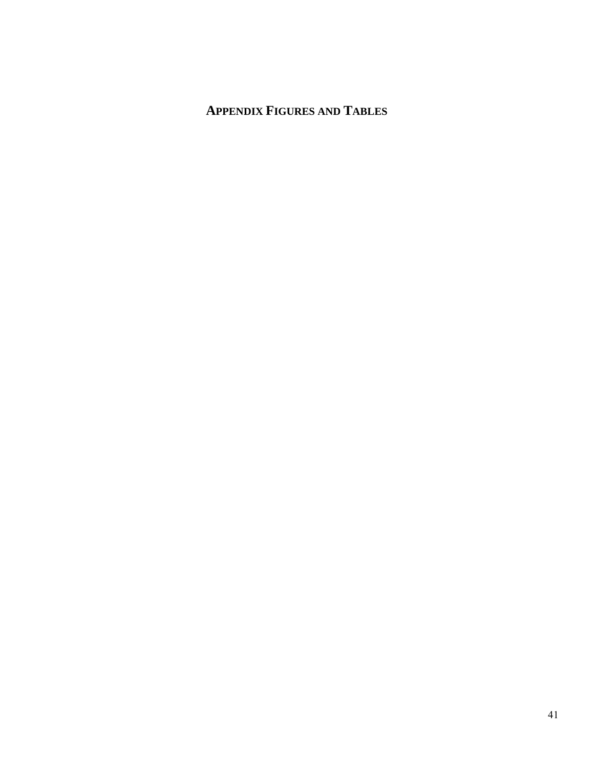# APPENDIX FIGURES AND TABLES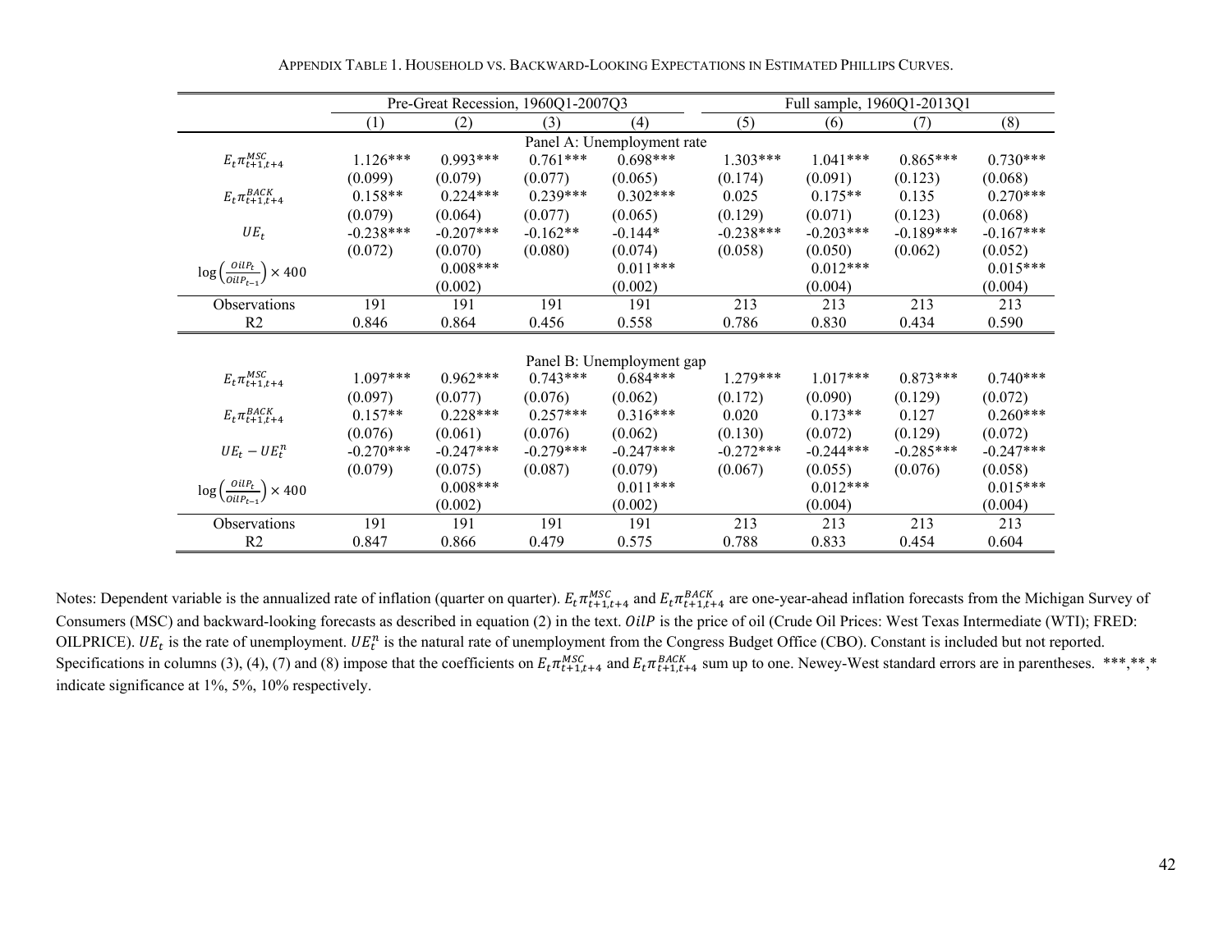APPENDIX TABLE 1. HOUSEHOLD VS. BACKWARD-LOOKING EXPECTATIONS IN ESTIMATED PHILLIPS CURVES.

| | Pre-Great Recession, 1960Q1-2007Q3 | | | | Full sample, 1960Q1-2013Q1 | | | |
|---|---|---|---|---|---|---|---|---|
| | (1) | (2) | (3) | (4) | (5) | (6) | (7) | (8) |
| | Panel A: Unemployment rate | | | | | | | |
| $E_t\pi^{MSC}_{t+1,t+4}$ | 1.126*** | 0.993*** | 0.761*** | 0.698*** | 1.303*** | 1.041*** | 0.865*** | 0.730*** |
| | (0.099) | (0.079) | (0.077) | (0.065) | (0.174) | (0.091) | (0.123) | (0.068) |
| $E_t\pi^{BACK}_{t+1,t+4}$ | 0.158** | 0.224*** | 0.239*** | 0.302*** | 0.025 | 0.175** | 0.135 | 0.270*** |
| | (0.079) | (0.064) | (0.077) | (0.065) | (0.129) | (0.071) | (0.123) | (0.068) |
| $UE_t$ | -0.238*** | -0.207*** | -0.162** | -0.144* | -0.238*** | -0.203*** | -0.189*** | -0.167*** |
| | (0.072) | (0.070) | (0.080) | (0.074) | (0.058) | (0.050) | (0.062) | (0.052) |
| $\log\left(\frac{OilP_t}{OilP_{t-1}}\right)\times 400$ | | 0.008*** | | 0.011*** | | 0.012*** | | 0.015*** |
| | | (0.002) | | (0.002) | | (0.004) | | (0.004) |
| Observations | 191 | 191 | 191 | 191 | 213 | 213 | 213 | 213 |
| R2 | 0.846 | 0.864 | 0.456 | 0.558 | 0.786 | 0.830 | 0.434 | 0.590 |
| | Panel B: Unemployment gap | | | | | | | |
| $E_t\pi^{MSC}_{t+1,t+4}$ | 1.097*** | 0.962*** | 0.743*** | 0.684*** | 1.279*** | 1.017*** | 0.873*** | 0.740*** |
| | (0.097) | (0.077) | (0.076) | (0.062) | (0.172) | (0.090) | (0.129) | (0.072) |
| $E_t\pi^{BACK}_{t+1,t+4}$ | 0.157** | 0.228*** | 0.257*** | 0.316*** | 0.020 | 0.173** | 0.127 | 0.260*** |
| | (0.076) | (0.061) | (0.076) | (0.062) | (0.130) | (0.072) | (0.129) | (0.072) |
| $UE_t - UE^n_t$ | -0.270*** | -0.247*** | -0.279*** | -0.247*** | -0.272*** | -0.244*** | -0.285*** | -0.247*** |
| | (0.079) | (0.075) | (0.087) | (0.079) | (0.067) | (0.055) | (0.076) | (0.058) |
| $\log\left(\frac{OilP_t}{OilP_{t-1}}\right)\times 400$ | | 0.008*** | | 0.011*** | | 0.012*** | | 0.015*** |
| | | (0.002) | | (0.002) | | (0.004) | | (0.004) |
| Observations | 191 | 191 | 191 | 191 | 213 | 213 | 213 | 213 |
| R2 | 0.847 | 0.866 | 0.479 | 0.575 | 0.788 | 0.833 | 0.454 | 0.604 |

Notes: Dependent variable is the annualized rate of inflation (quarter on quarter). $E_t\pi^{MSC}_{t+1,t+4}$ and $E_t\pi^{BACK}_{t+1,t+4}$ are one-year-ahead inflation forecasts from the Michigan Survey of Consumers (MSC) and backward-looking forecasts as described in equation (2) in the text. $OilP$ is the price of oil (Crude Oil Prices: West Texas Intermediate (WTI); FRED: OILPRICE). $UE_t$ is the rate of unemployment. $UE^n_t$ is the natural rate of unemployment from the Congress Budget Office (CBO). Constant is included but not reported. Specifications in columns (3), (4), (7) and (8) impose that the coefficients on $E_t\pi^{MSC}_{t+1,t+4}$ and $E_t\pi^{BACK}_{t+1,t+4}$ sum up to one. Newey-West standard errors are in parentheses. ***,**,* indicate significance at 1%, 5%, 10% respectively.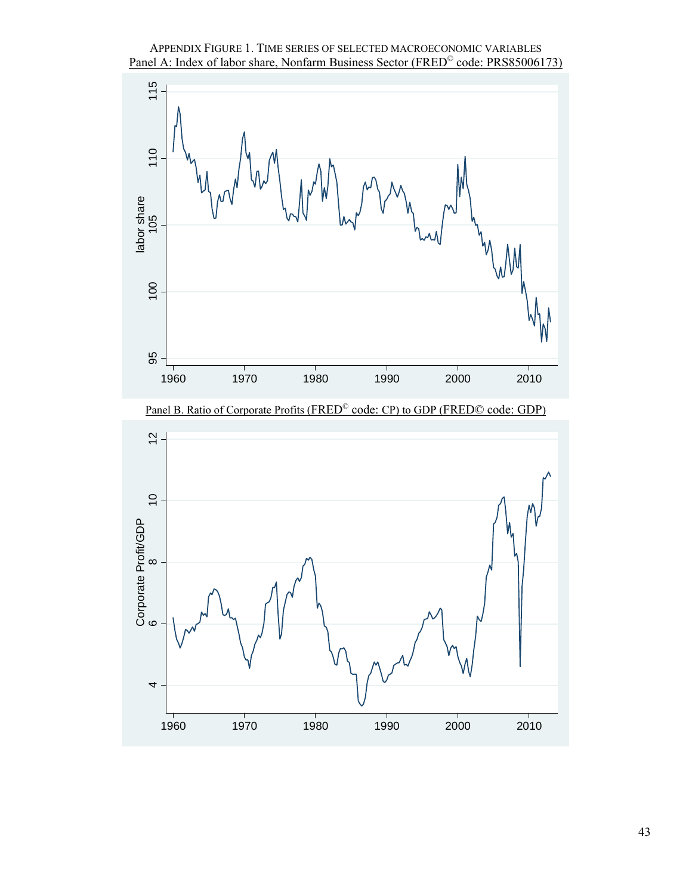APPENDIX FIGURE 1. TIME SERIES OF SELECTED MACROECONOMIC VARIABLES

Panel A: Index of labor share, Nonfarm Business Sector (FRED© code: PRS85006173)

labor share

115
110
105
100
95

1960 1970 1980 1990 2000 2010

Panel B. Ratio of Corporate Profits (FRED© code: CP) to GDP (FRED© code: GDP)

Corporate Profit/GDP

12
10
8
6
4

1960 1970 1980 1990 2000 2010